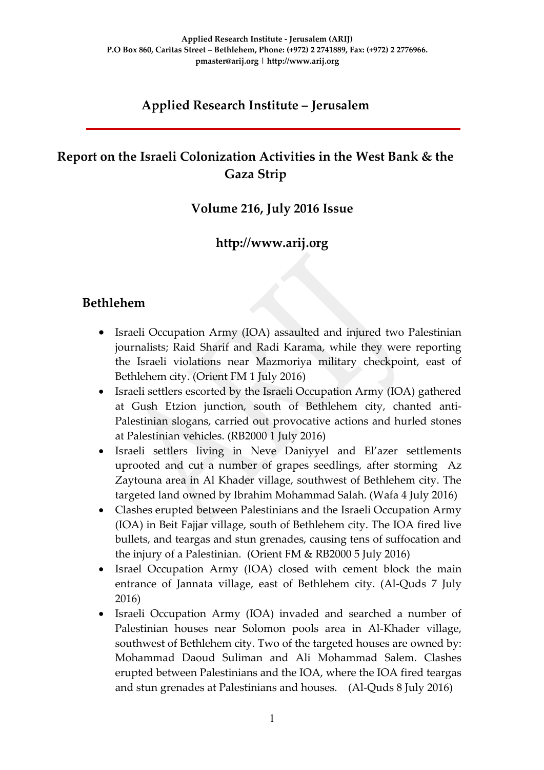Applied Research Institute - Jerusalem (ARIJ)
P.O Box 860, Caritas Street – Bethlehem, Phone: (+972) 2 2741889, Fax: (+972) 2 2776966.
pmaster@arij.org | http://www.arij.org

# Applied Research Institute – Jerusalem

## Report on the Israeli Colonization Activities in the West Bank & the Gaza Strip

### Volume 216, July 2016 Issue

### http://www.arij.org

## Bethlehem

- Israeli Occupation Army (IOA) assaulted and injured two Palestinian journalists; Raid Sharif and Radi Karama, while they were reporting the Israeli violations near Mazmoriya military checkpoint, east of Bethlehem city. (Orient FM 1 July 2016)
- Israeli settlers escorted by the Israeli Occupation Army (IOA) gathered at Gush Etzion junction, south of Bethlehem city, chanted anti-Palestinian slogans, carried out provocative actions and hurled stones at Palestinian vehicles. (RB2000 1 July 2016)
- Israeli settlers living in Neve Daniyyel and El'azer settlements uprooted and cut a number of grapes seedlings, after storming Az Zaytouna area in Al Khader village, southwest of Bethlehem city. The targeted land owned by Ibrahim Mohammad Salah. (Wafa 4 July 2016)
- Clashes erupted between Palestinians and the Israeli Occupation Army (IOA) in Beit Fajjar village, south of Bethlehem city. The IOA fired live bullets, and teargas and stun grenades, causing tens of suffocation and the injury of a Palestinian. (Orient FM & RB2000 5 July 2016)
- Israel Occupation Army (IOA) closed with cement block the main entrance of Jannata village, east of Bethlehem city. (Al-Quds 7 July 2016)
- Israeli Occupation Army (IOA) invaded and searched a number of Palestinian houses near Solomon pools area in Al-Khader village, southwest of Bethlehem city. Two of the targeted houses are owned by: Mohammad Daoud Suliman and Ali Mohammad Salem. Clashes erupted between Palestinians and the IOA, where the IOA fired teargas and stun grenades at Palestinians and houses. (Al-Quds 8 July 2016)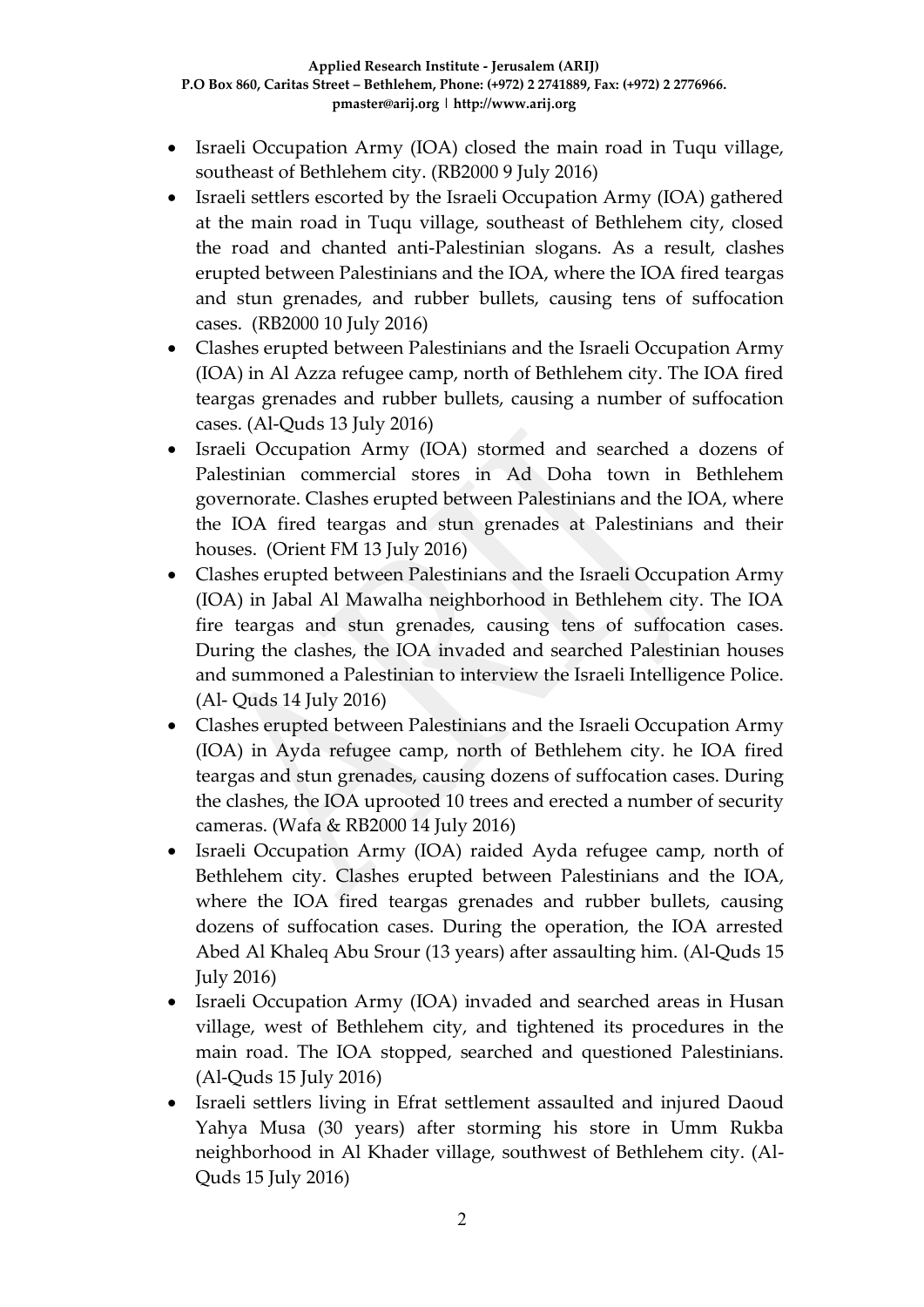- Israeli Occupation Army (IOA) closed the main road in Tuqu village, southeast of Bethlehem city. (RB2000 9 July 2016)
- Israeli settlers escorted by the Israeli Occupation Army (IOA) gathered at the main road in Tuqu village, southeast of Bethlehem city, closed the road and chanted anti-Palestinian slogans. As a result, clashes erupted between Palestinians and the IOA, where the IOA fired teargas and stun grenades, and rubber bullets, causing tens of suffocation cases. (RB2000 10 July 2016)
- Clashes erupted between Palestinians and the Israeli Occupation Army (IOA) in Al Azza refugee camp, north of Bethlehem city. The IOA fired teargas grenades and rubber bullets, causing a number of suffocation cases. (Al-Quds 13 July 2016)
- Israeli Occupation Army (IOA) stormed and searched a dozens of Palestinian commercial stores in Ad Doha town in Bethlehem governorate. Clashes erupted between Palestinians and the IOA, where the IOA fired teargas and stun grenades at Palestinians and their houses. (Orient FM 13 July 2016)
- Clashes erupted between Palestinians and the Israeli Occupation Army (IOA) in Jabal Al Mawalha neighborhood in Bethlehem city. The IOA fire teargas and stun grenades, causing tens of suffocation cases. During the clashes, the IOA invaded and searched Palestinian houses and summoned a Palestinian to interview the Israeli Intelligence Police. (Al- Quds 14 July 2016)
- Clashes erupted between Palestinians and the Israeli Occupation Army (IOA) in Ayda refugee camp, north of Bethlehem city. he IOA fired teargas and stun grenades, causing dozens of suffocation cases. During the clashes, the IOA uprooted 10 trees and erected a number of security cameras. (Wafa & RB2000 14 July 2016)
- Israeli Occupation Army (IOA) raided Ayda refugee camp, north of Bethlehem city. Clashes erupted between Palestinians and the IOA, where the IOA fired teargas grenades and rubber bullets, causing dozens of suffocation cases. During the operation, the IOA arrested Abed Al Khaleq Abu Srour (13 years) after assaulting him. (Al-Quds 15 July 2016)
- Israeli Occupation Army (IOA) invaded and searched areas in Husan village, west of Bethlehem city, and tightened its procedures in the main road. The IOA stopped, searched and questioned Palestinians. (Al-Quds 15 July 2016)
- Israeli settlers living in Efrat settlement assaulted and injured Daoud Yahya Musa (30 years) after storming his store in Umm Rukba neighborhood in Al Khader village, southwest of Bethlehem city. (Al-Quds 15 July 2016)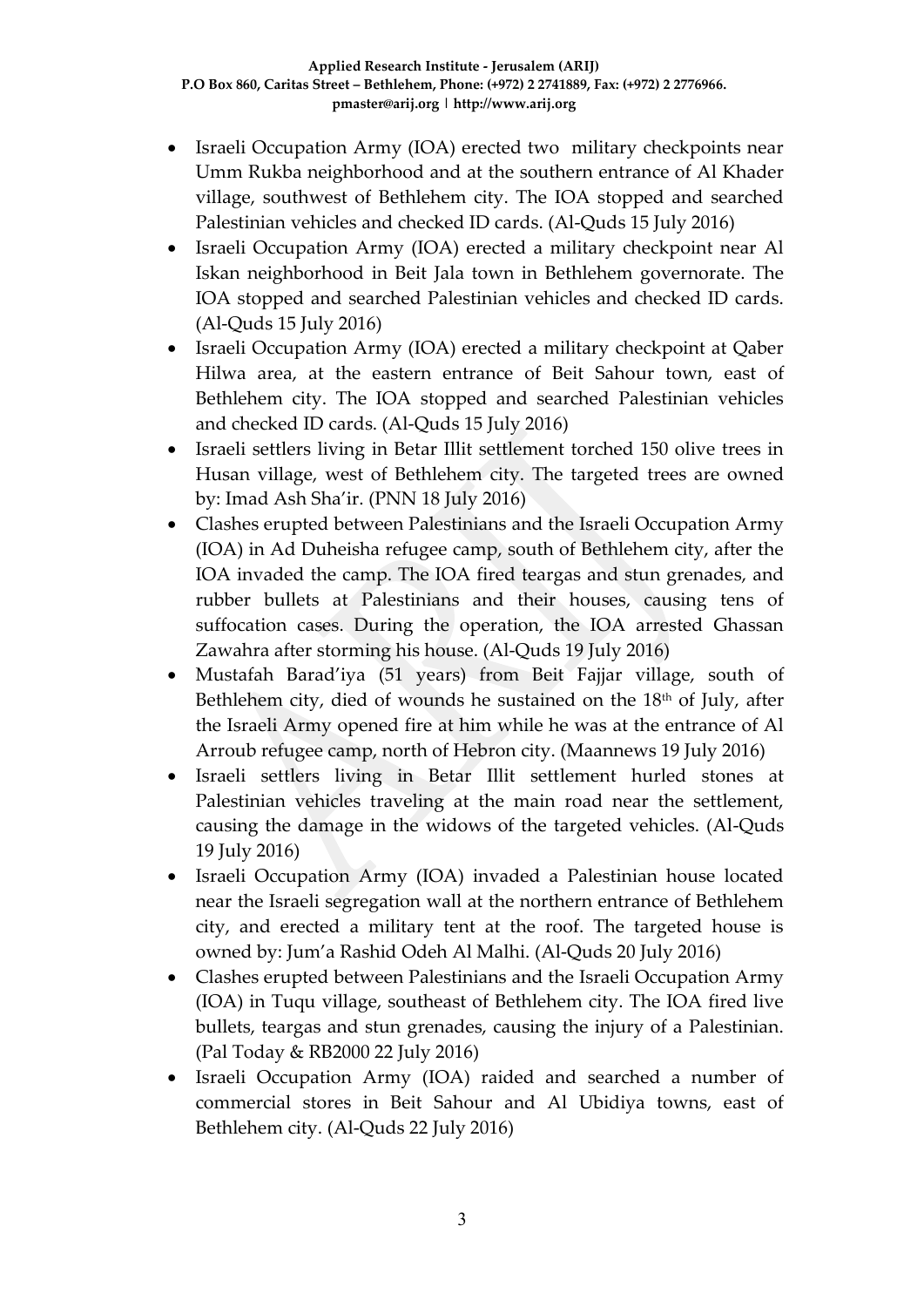- Israeli Occupation Army (IOA) erected two military checkpoints near Umm Rukba neighborhood and at the southern entrance of Al Khader village, southwest of Bethlehem city. The IOA stopped and searched Palestinian vehicles and checked ID cards. (Al-Quds 15 July 2016)
- Israeli Occupation Army (IOA) erected a military checkpoint near Al Iskan neighborhood in Beit Jala town in Bethlehem governorate. The IOA stopped and searched Palestinian vehicles and checked ID cards. (Al-Quds 15 July 2016)
- Israeli Occupation Army (IOA) erected a military checkpoint at Qaber Hilwa area, at the eastern entrance of Beit Sahour town, east of Bethlehem city. The IOA stopped and searched Palestinian vehicles and checked ID cards. (Al-Quds 15 July 2016)
- Israeli settlers living in Betar Illit settlement torched 150 olive trees in Husan village, west of Bethlehem city. The targeted trees are owned by: Imad Ash Sha'ir. (PNN 18 July 2016)
- Clashes erupted between Palestinians and the Israeli Occupation Army (IOA) in Ad Duheisha refugee camp, south of Bethlehem city, after the IOA invaded the camp. The IOA fired teargas and stun grenades, and rubber bullets at Palestinians and their houses, causing tens of suffocation cases. During the operation, the IOA arrested Ghassan Zawahra after storming his house. (Al-Quds 19 July 2016)
- Mustafah Barad'iya (51 years) from Beit Fajjar village, south of Bethlehem city, died of wounds he sustained on the 18th of July, after the Israeli Army opened fire at him while he was at the entrance of Al Arroub refugee camp, north of Hebron city. (Maannews 19 July 2016)
- Israeli settlers living in Betar Illit settlement hurled stones at Palestinian vehicles traveling at the main road near the settlement, causing the damage in the widows of the targeted vehicles. (Al-Quds 19 July 2016)
- Israeli Occupation Army (IOA) invaded a Palestinian house located near the Israeli segregation wall at the northern entrance of Bethlehem city, and erected a military tent at the roof. The targeted house is owned by: Jum'a Rashid Odeh Al Malhi. (Al-Quds 20 July 2016)
- Clashes erupted between Palestinians and the Israeli Occupation Army (IOA) in Tuqu village, southeast of Bethlehem city. The IOA fired live bullets, teargas and stun grenades, causing the injury of a Palestinian. (Pal Today & RB2000 22 July 2016)
- Israeli Occupation Army (IOA) raided and searched a number of commercial stores in Beit Sahour and Al Ubidiya towns, east of Bethlehem city. (Al-Quds 22 July 2016)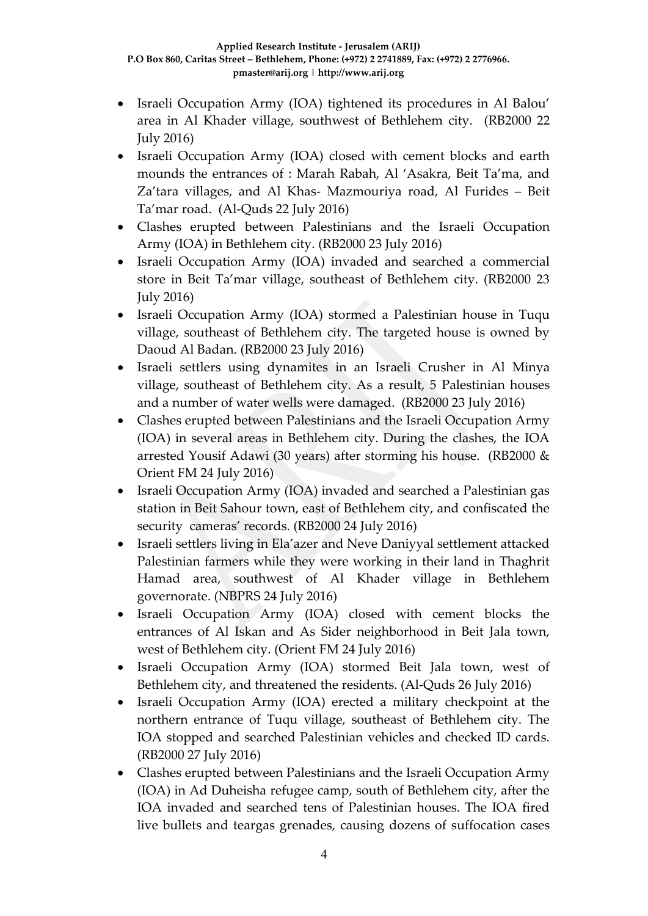- Israeli Occupation Army (IOA) tightened its procedures in Al Balou' area in Al Khader village, southwest of Bethlehem city. (RB2000 22 July 2016)
- Israeli Occupation Army (IOA) closed with cement blocks and earth mounds the entrances of : Marah Rabah, Al 'Asakra, Beit Ta'ma, and Za'tara villages, and Al Khas- Mazmouriya road, Al Furides – Beit Ta'mar road. (Al-Quds 22 July 2016)
- Clashes erupted between Palestinians and the Israeli Occupation Army (IOA) in Bethlehem city. (RB2000 23 July 2016)
- Israeli Occupation Army (IOA) invaded and searched a commercial store in Beit Ta'mar village, southeast of Bethlehem city. (RB2000 23 July 2016)
- Israeli Occupation Army (IOA) stormed a Palestinian house in Tuqu village, southeast of Bethlehem city. The targeted house is owned by Daoud Al Badan. (RB2000 23 July 2016)
- Israeli settlers using dynamites in an Israeli Crusher in Al Minya village, southeast of Bethlehem city. As a result, 5 Palestinian houses and a number of water wells were damaged. (RB2000 23 July 2016)
- Clashes erupted between Palestinians and the Israeli Occupation Army (IOA) in several areas in Bethlehem city. During the clashes, the IOA arrested Yousif Adawi (30 years) after storming his house. (RB2000 & Orient FM 24 July 2016)
- Israeli Occupation Army (IOA) invaded and searched a Palestinian gas station in Beit Sahour town, east of Bethlehem city, and confiscated the security cameras' records. (RB2000 24 July 2016)
- Israeli settlers living in Ela'azer and Neve Daniyyal settlement attacked Palestinian farmers while they were working in their land in Thaghrit Hamad area, southwest of Al Khader village in Bethlehem governorate. (NBPRS 24 July 2016)
- Israeli Occupation Army (IOA) closed with cement blocks the entrances of Al Iskan and As Sider neighborhood in Beit Jala town, west of Bethlehem city. (Orient FM 24 July 2016)
- Israeli Occupation Army (IOA) stormed Beit Jala town, west of Bethlehem city, and threatened the residents. (Al-Quds 26 July 2016)
- Israeli Occupation Army (IOA) erected a military checkpoint at the northern entrance of Tuqu village, southeast of Bethlehem city. The IOA stopped and searched Palestinian vehicles and checked ID cards. (RB2000 27 July 2016)
- Clashes erupted between Palestinians and the Israeli Occupation Army (IOA) in Ad Duheisha refugee camp, south of Bethlehem city, after the IOA invaded and searched tens of Palestinian houses. The IOA fired live bullets and teargas grenades, causing dozens of suffocation cases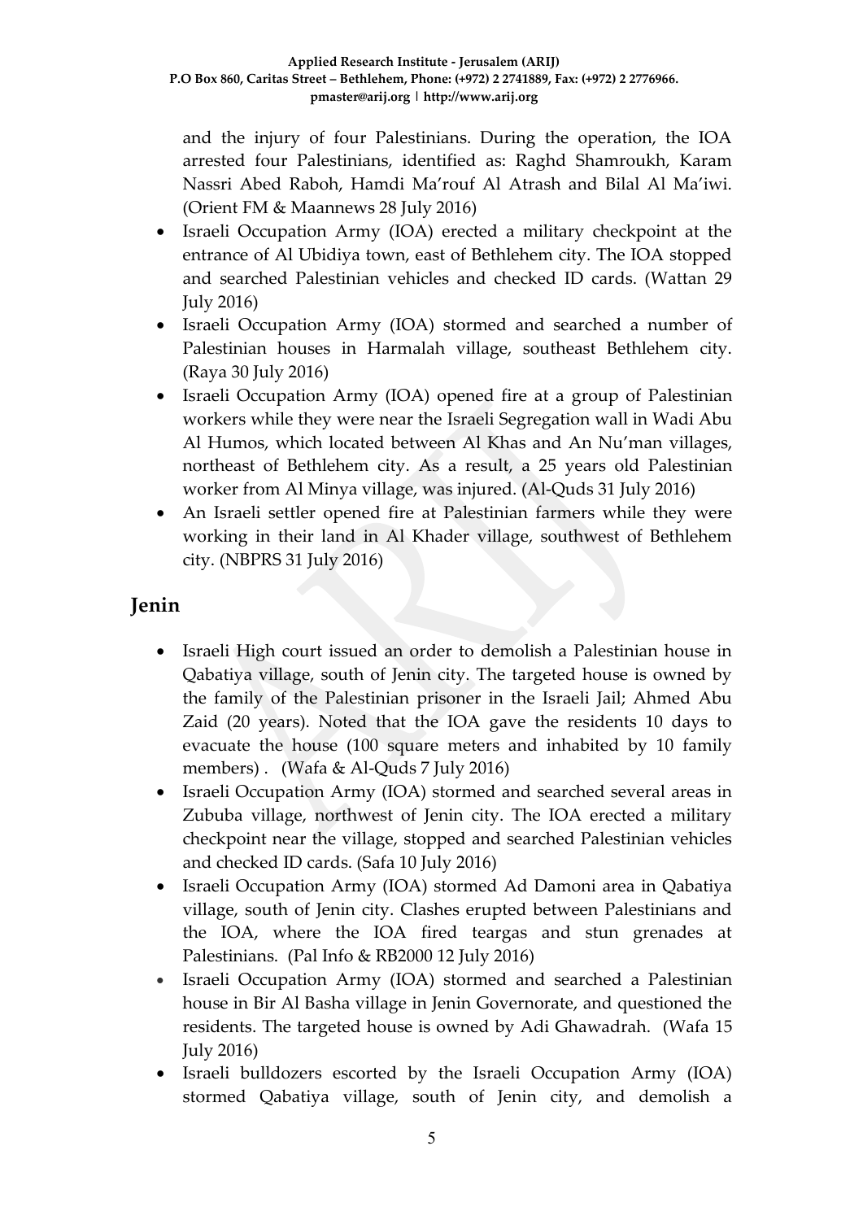and the injury of four Palestinians. During the operation, the IOA arrested four Palestinians, identified as: Raghd Shamroukh, Karam Nassri Abed Raboh, Hamdi Ma'rouf Al Atrash and Bilal Al Ma'iwi. (Orient FM & Maannews 28 July 2016)

- Israeli Occupation Army (IOA) erected a military checkpoint at the entrance of Al Ubidiya town, east of Bethlehem city. The IOA stopped and searched Palestinian vehicles and checked ID cards. (Wattan 29 July 2016)
- Israeli Occupation Army (IOA) stormed and searched a number of Palestinian houses in Harmalah village, southeast Bethlehem city. (Raya 30 July 2016)
- Israeli Occupation Army (IOA) opened fire at a group of Palestinian workers while they were near the Israeli Segregation wall in Wadi Abu Al Humos, which located between Al Khas and An Nu'man villages, northeast of Bethlehem city. As a result, a 25 years old Palestinian worker from Al Minya village, was injured. (Al-Quds 31 July 2016)
- An Israeli settler opened fire at Palestinian farmers while they were working in their land in Al Khader village, southwest of Bethlehem city. (NBPRS 31 July 2016)

## Jenin

- Israeli High court issued an order to demolish a Palestinian house in Qabatiya village, south of Jenin city. The targeted house is owned by the family of the Palestinian prisoner in the Israeli Jail; Ahmed Abu Zaid (20 years). Noted that the IOA gave the residents 10 days to evacuate the house (100 square meters and inhabited by 10 family members) . (Wafa & Al-Quds 7 July 2016)
- Israeli Occupation Army (IOA) stormed and searched several areas in Zububa village, northwest of Jenin city. The IOA erected a military checkpoint near the village, stopped and searched Palestinian vehicles and checked ID cards. (Safa 10 July 2016)
- Israeli Occupation Army (IOA) stormed Ad Damoni area in Qabatiya village, south of Jenin city. Clashes erupted between Palestinians and the IOA, where the IOA fired teargas and stun grenades at Palestinians. (Pal Info & RB2000 12 July 2016)
- Israeli Occupation Army (IOA) stormed and searched a Palestinian house in Bir Al Basha village in Jenin Governorate, and questioned the residents. The targeted house is owned by Adi Ghawadrah. (Wafa 15 July 2016)
- Israeli bulldozers escorted by the Israeli Occupation Army (IOA) stormed Qabatiya village, south of Jenin city, and demolish a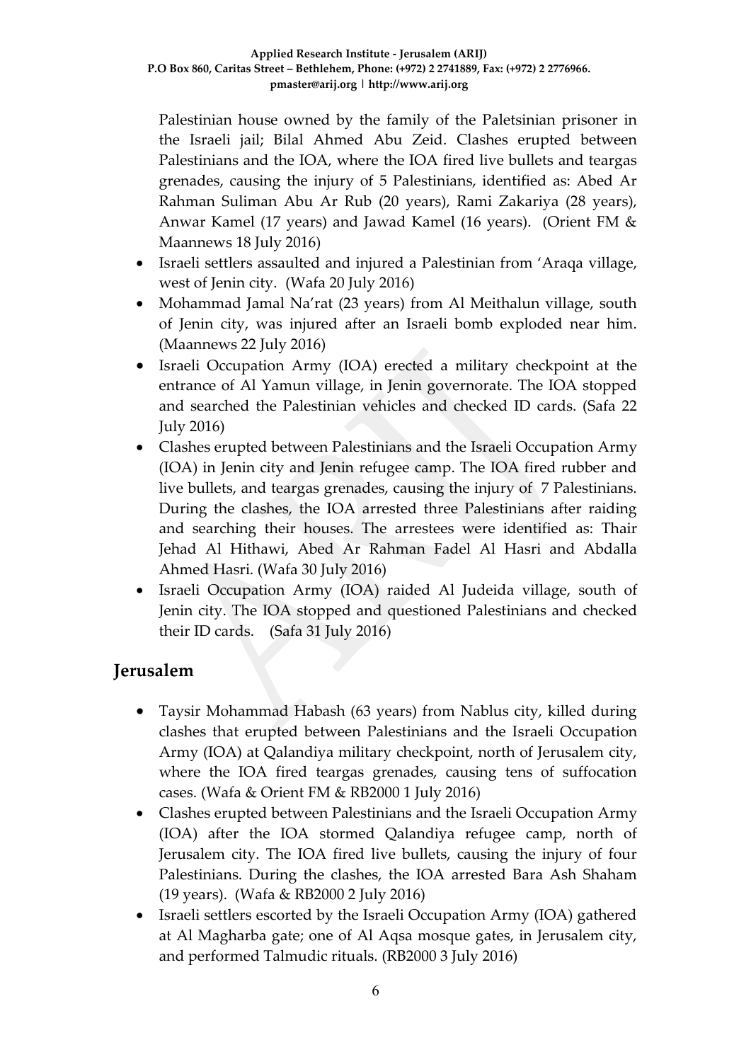Palestinian house owned by the family of the Paletsinian prisoner in the Israeli jail; Bilal Ahmed Abu Zeid. Clashes erupted between Palestinians and the IOA, where the IOA fired live bullets and teargas grenades, causing the injury of 5 Palestinians, identified as: Abed Ar Rahman Suliman Abu Ar Rub (20 years), Rami Zakariya (28 years), Anwar Kamel (17 years) and Jawad Kamel (16 years). (Orient FM & Maannews 18 July 2016)

- Israeli settlers assaulted and injured a Palestinian from 'Araqa village, west of Jenin city. (Wafa 20 July 2016)
- Mohammad Jamal Na'rat (23 years) from Al Meithalun village, south of Jenin city, was injured after an Israeli bomb exploded near him. (Maannews 22 July 2016)
- Israeli Occupation Army (IOA) erected a military checkpoint at the entrance of Al Yamun village, in Jenin governorate. The IOA stopped and searched the Palestinian vehicles and checked ID cards. (Safa 22 July 2016)
- Clashes erupted between Palestinians and the Israeli Occupation Army (IOA) in Jenin city and Jenin refugee camp. The IOA fired rubber and live bullets, and teargas grenades, causing the injury of 7 Palestinians. During the clashes, the IOA arrested three Palestinians after raiding and searching their houses. The arrestees were identified as: Thair Jehad Al Hithawi, Abed Ar Rahman Fadel Al Hasri and Abdalla Ahmed Hasri. (Wafa 30 July 2016)
- Israeli Occupation Army (IOA) raided Al Judeida village, south of Jenin city. The IOA stopped and questioned Palestinians and checked their ID cards. (Safa 31 July 2016)

## Jerusalem

- Taysir Mohammad Habash (63 years) from Nablus city, killed during clashes that erupted between Palestinians and the Israeli Occupation Army (IOA) at Qalandiya military checkpoint, north of Jerusalem city, where the IOA fired teargas grenades, causing tens of suffocation cases. (Wafa & Orient FM & RB2000 1 July 2016)
- Clashes erupted between Palestinians and the Israeli Occupation Army (IOA) after the IOA stormed Qalandiya refugee camp, north of Jerusalem city. The IOA fired live bullets, causing the injury of four Palestinians. During the clashes, the IOA arrested Bara Ash Shaham (19 years). (Wafa & RB2000 2 July 2016)
- Israeli settlers escorted by the Israeli Occupation Army (IOA) gathered at Al Magharba gate; one of Al Aqsa mosque gates, in Jerusalem city, and performed Talmudic rituals. (RB2000 3 July 2016)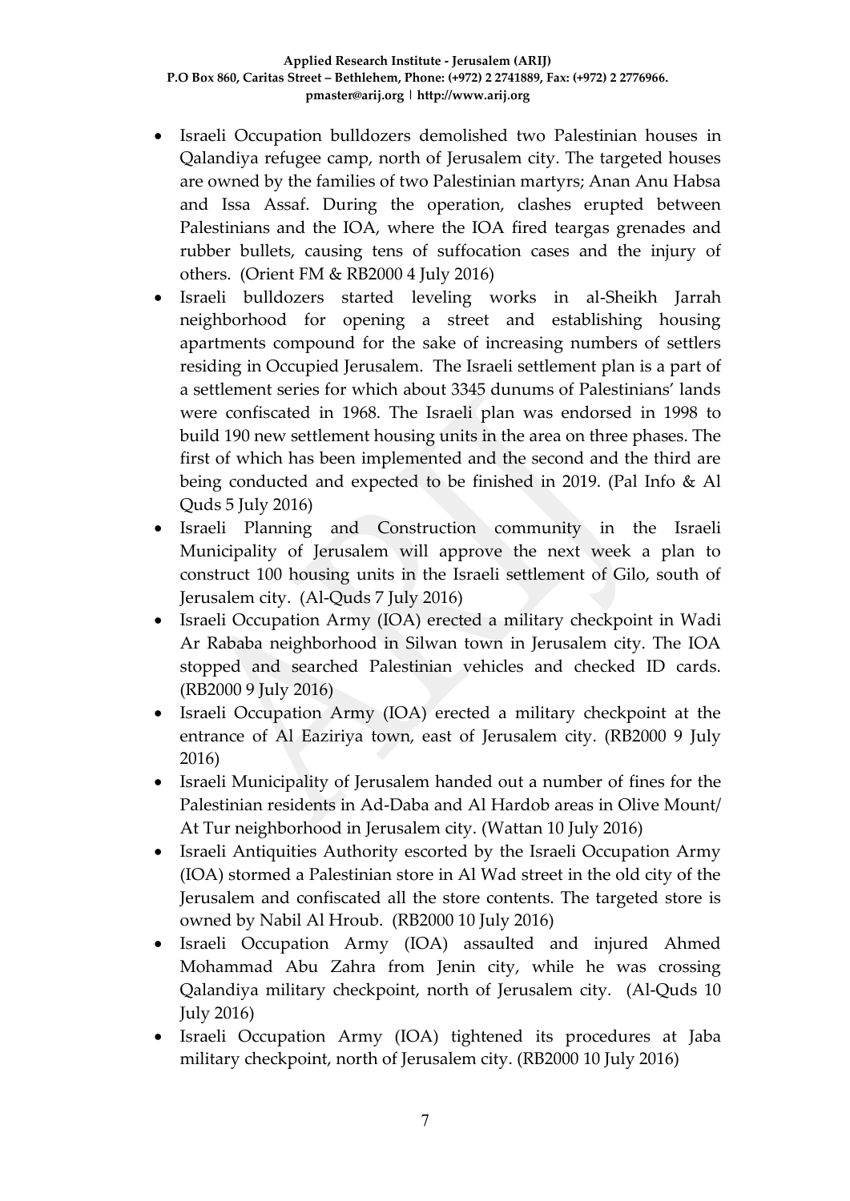- Israeli Occupation bulldozers demolished two Palestinian houses in Qalandiya refugee camp, north of Jerusalem city. The targeted houses are owned by the families of two Palestinian martyrs; Anan Anu Habsa and Issa Assaf. During the operation, clashes erupted between Palestinians and the IOA, where the IOA fired teargas grenades and rubber bullets, causing tens of suffocation cases and the injury of others. (Orient FM & RB2000 4 July 2016)
- Israeli bulldozers started leveling works in al-Sheikh Jarrah neighborhood for opening a street and establishing housing apartments compound for the sake of increasing numbers of settlers residing in Occupied Jerusalem. The Israeli settlement plan is a part of a settlement series for which about 3345 dunums of Palestinians' lands were confiscated in 1968. The Israeli plan was endorsed in 1998 to build 190 new settlement housing units in the area on three phases. The first of which has been implemented and the second and the third are being conducted and expected to be finished in 2019. (Pal Info & Al Quds 5 July 2016)
- Israeli Planning and Construction community in the Israeli Municipality of Jerusalem will approve the next week a plan to construct 100 housing units in the Israeli settlement of Gilo, south of Jerusalem city. (Al-Quds 7 July 2016)
- Israeli Occupation Army (IOA) erected a military checkpoint in Wadi Ar Rababa neighborhood in Silwan town in Jerusalem city. The IOA stopped and searched Palestinian vehicles and checked ID cards. (RB2000 9 July 2016)
- Israeli Occupation Army (IOA) erected a military checkpoint at the entrance of Al Eaziriya town, east of Jerusalem city. (RB2000 9 July 2016)
- Israeli Municipality of Jerusalem handed out a number of fines for the Palestinian residents in Ad-Daba and Al Hardob areas in Olive Mount/ At Tur neighborhood in Jerusalem city. (Wattan 10 July 2016)
- Israeli Antiquities Authority escorted by the Israeli Occupation Army (IOA) stormed a Palestinian store in Al Wad street in the old city of the Jerusalem and confiscated all the store contents. The targeted store is owned by Nabil Al Hroub. (RB2000 10 July 2016)
- Israeli Occupation Army (IOA) assaulted and injured Ahmed Mohammad Abu Zahra from Jenin city, while he was crossing Qalandiya military checkpoint, north of Jerusalem city. (Al-Quds 10 July 2016)
- Israeli Occupation Army (IOA) tightened its procedures at Jaba military checkpoint, north of Jerusalem city. (RB2000 10 July 2016)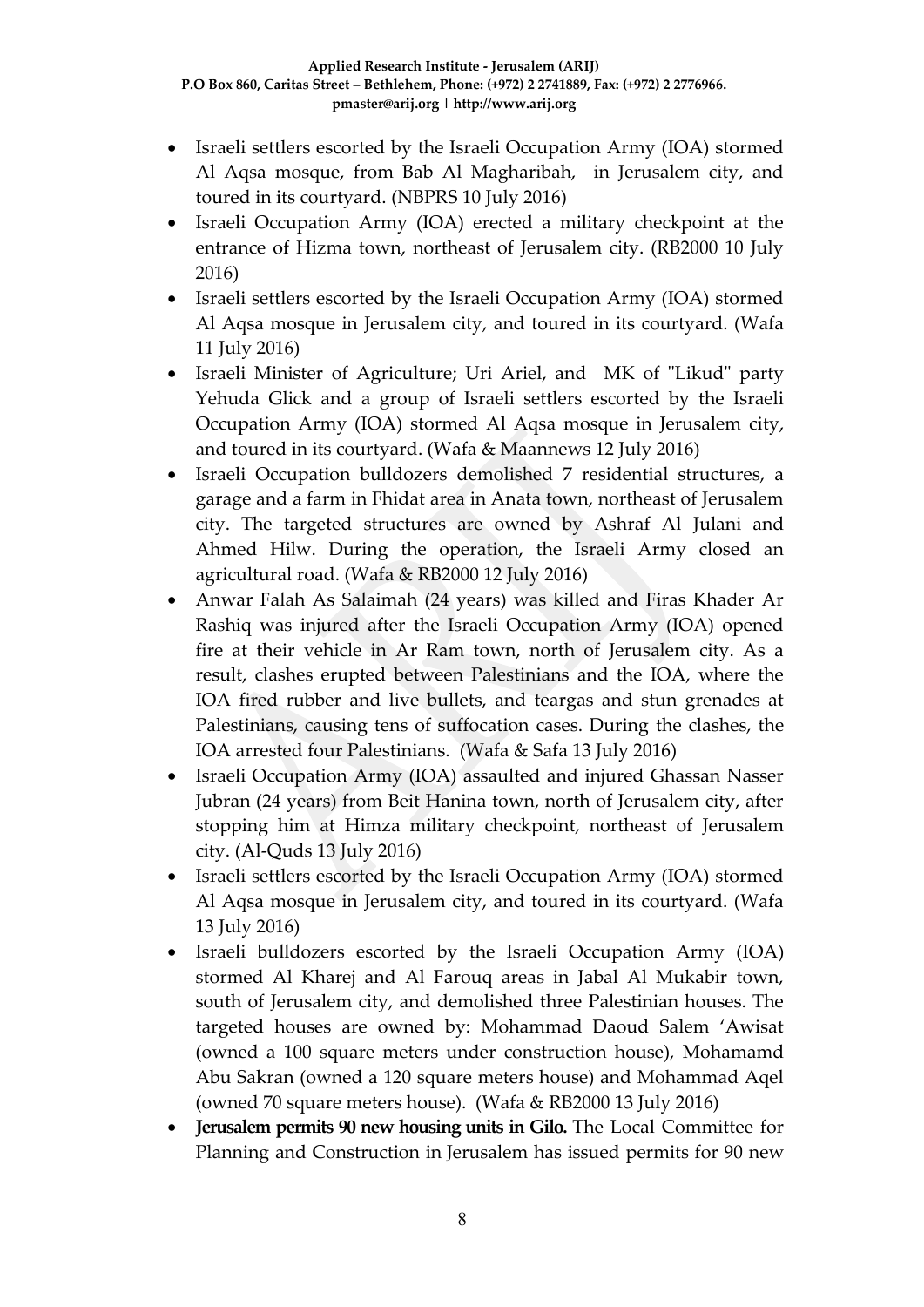- Israeli settlers escorted by the Israeli Occupation Army (IOA) stormed Al Aqsa mosque, from Bab Al Magharibah, in Jerusalem city, and toured in its courtyard. (NBPRS 10 July 2016)
- Israeli Occupation Army (IOA) erected a military checkpoint at the entrance of Hizma town, northeast of Jerusalem city. (RB2000 10 July 2016)
- Israeli settlers escorted by the Israeli Occupation Army (IOA) stormed Al Aqsa mosque in Jerusalem city, and toured in its courtyard. (Wafa 11 July 2016)
- Israeli Minister of Agriculture; Uri Ariel, and MK of "Likud" party Yehuda Glick and a group of Israeli settlers escorted by the Israeli Occupation Army (IOA) stormed Al Aqsa mosque in Jerusalem city, and toured in its courtyard. (Wafa & Maannews 12 July 2016)
- Israeli Occupation bulldozers demolished 7 residential structures, a garage and a farm in Fhidat area in Anata town, northeast of Jerusalem city. The targeted structures are owned by Ashraf Al Julani and Ahmed Hilw. During the operation, the Israeli Army closed an agricultural road. (Wafa & RB2000 12 July 2016)
- Anwar Falah As Salaimah (24 years) was killed and Firas Khader Ar Rashiq was injured after the Israeli Occupation Army (IOA) opened fire at their vehicle in Ar Ram town, north of Jerusalem city. As a result, clashes erupted between Palestinians and the IOA, where the IOA fired rubber and live bullets, and teargas and stun grenades at Palestinians, causing tens of suffocation cases. During the clashes, the IOA arrested four Palestinians. (Wafa & Safa 13 July 2016)
- Israeli Occupation Army (IOA) assaulted and injured Ghassan Nasser Jubran (24 years) from Beit Hanina town, north of Jerusalem city, after stopping him at Himza military checkpoint, northeast of Jerusalem city. (Al-Quds 13 July 2016)
- Israeli settlers escorted by the Israeli Occupation Army (IOA) stormed Al Aqsa mosque in Jerusalem city, and toured in its courtyard. (Wafa 13 July 2016)
- Israeli bulldozers escorted by the Israeli Occupation Army (IOA) stormed Al Kharej and Al Farouq areas in Jabal Al Mukabir town, south of Jerusalem city, and demolished three Palestinian houses. The targeted houses are owned by: Mohammad Daoud Salem 'Awisat (owned a 100 square meters under construction house), Mohamamd Abu Sakran (owned a 120 square meters house) and Mohammad Aqel (owned 70 square meters house). (Wafa & RB2000 13 July 2016)
- **Jerusalem permits 90 new housing units in Gilo.** The Local Committee for Planning and Construction in Jerusalem has issued permits for 90 new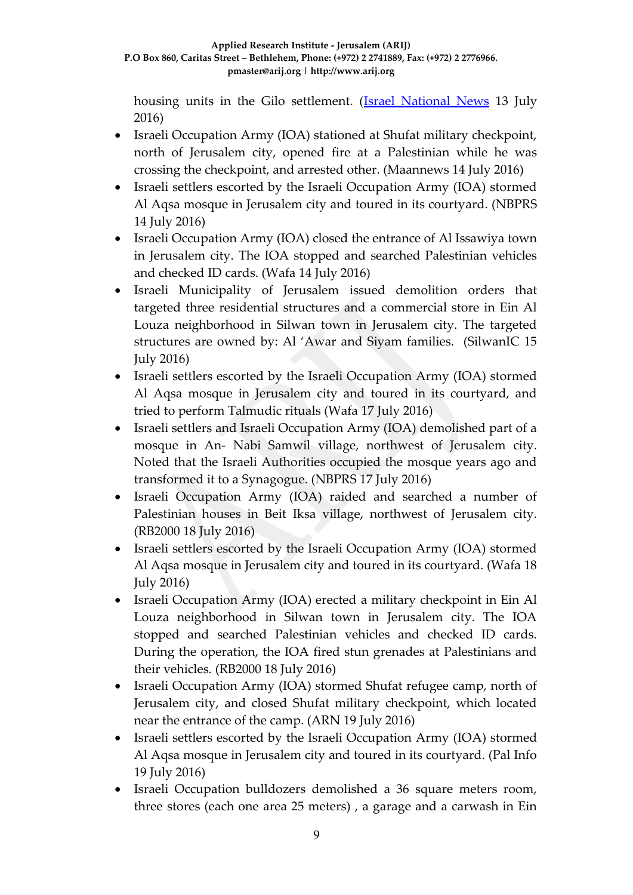housing units in the Gilo settlement. ([Israel National News](#) 13 July 2016)

- Israeli Occupation Army (IOA) stationed at Shufat military checkpoint, north of Jerusalem city, opened fire at a Palestinian while he was crossing the checkpoint, and arrested other. (Maannews 14 July 2016)
- Israeli settlers escorted by the Israeli Occupation Army (IOA) stormed Al Aqsa mosque in Jerusalem city and toured in its courtyard. (NBPRS 14 July 2016)
- Israeli Occupation Army (IOA) closed the entrance of Al Issawiya town in Jerusalem city. The IOA stopped and searched Palestinian vehicles and checked ID cards. (Wafa 14 July 2016)
- Israeli Municipality of Jerusalem issued demolition orders that targeted three residential structures and a commercial store in Ein Al Louza neighborhood in Silwan town in Jerusalem city. The targeted structures are owned by: Al 'Awar and Siyam families. (SilwanIC 15 July 2016)
- Israeli settlers escorted by the Israeli Occupation Army (IOA) stormed Al Aqsa mosque in Jerusalem city and toured in its courtyard, and tried to perform Talmudic rituals (Wafa 17 July 2016)
- Israeli settlers and Israeli Occupation Army (IOA) demolished part of a mosque in An- Nabi Samwil village, northwest of Jerusalem city. Noted that the Israeli Authorities occupied the mosque years ago and transformed it to a Synagogue. (NBPRS 17 July 2016)
- Israeli Occupation Army (IOA) raided and searched a number of Palestinian houses in Beit Iksa village, northwest of Jerusalem city. (RB2000 18 July 2016)
- Israeli settlers escorted by the Israeli Occupation Army (IOA) stormed Al Aqsa mosque in Jerusalem city and toured in its courtyard. (Wafa 18 July 2016)
- Israeli Occupation Army (IOA) erected a military checkpoint in Ein Al Louza neighborhood in Silwan town in Jerusalem city. The IOA stopped and searched Palestinian vehicles and checked ID cards. During the operation, the IOA fired stun grenades at Palestinians and their vehicles. (RB2000 18 July 2016)
- Israeli Occupation Army (IOA) stormed Shufat refugee camp, north of Jerusalem city, and closed Shufat military checkpoint, which located near the entrance of the camp. (ARN 19 July 2016)
- Israeli settlers escorted by the Israeli Occupation Army (IOA) stormed Al Aqsa mosque in Jerusalem city and toured in its courtyard. (Pal Info 19 July 2016)
- Israeli Occupation bulldozers demolished a 36 square meters room, three stores (each one area 25 meters) , a garage and a carwash in Ein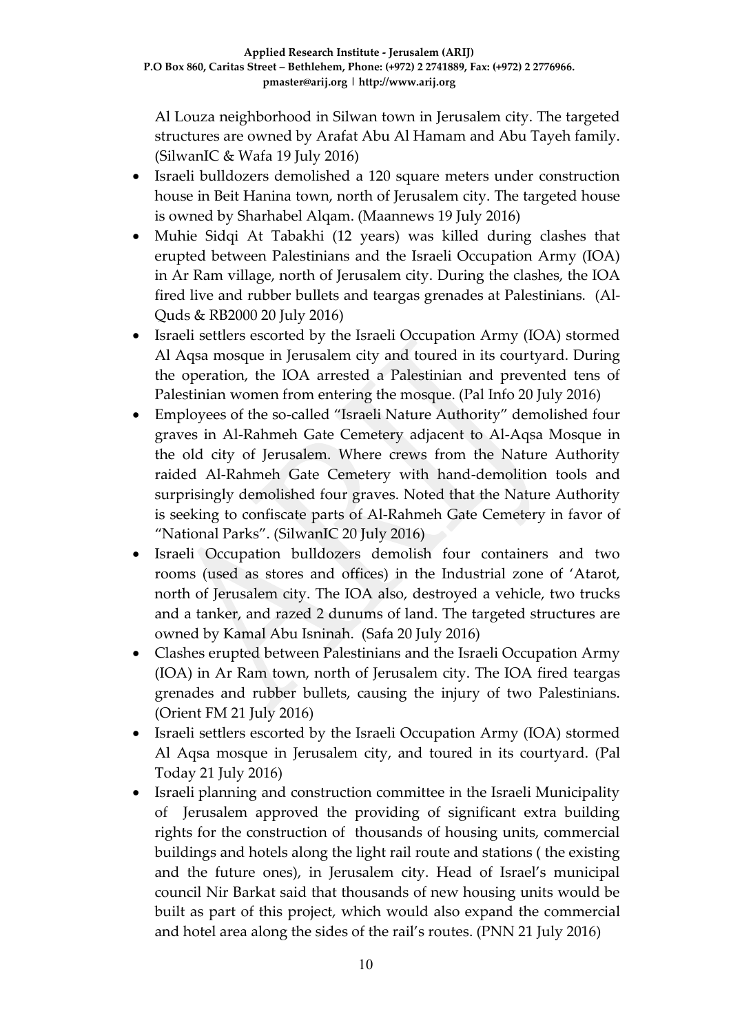Al Louza neighborhood in Silwan town in Jerusalem city. The targeted structures are owned by Arafat Abu Al Hamam and Abu Tayeh family. (SilwanIC & Wafa 19 July 2016)

- Israeli bulldozers demolished a 120 square meters under construction house in Beit Hanina town, north of Jerusalem city. The targeted house is owned by Sharhabel Alqam. (Maannews 19 July 2016)
- Muhie Sidqi At Tabakhi (12 years) was killed during clashes that erupted between Palestinians and the Israeli Occupation Army (IOA) in Ar Ram village, north of Jerusalem city. During the clashes, the IOA fired live and rubber bullets and teargas grenades at Palestinians. (Al-Quds & RB2000 20 July 2016)
- Israeli settlers escorted by the Israeli Occupation Army (IOA) stormed Al Aqsa mosque in Jerusalem city and toured in its courtyard. During the operation, the IOA arrested a Palestinian and prevented tens of Palestinian women from entering the mosque. (Pal Info 20 July 2016)
- Employees of the so-called "Israeli Nature Authority" demolished four graves in Al-Rahmeh Gate Cemetery adjacent to Al-Aqsa Mosque in the old city of Jerusalem. Where crews from the Nature Authority raided Al-Rahmeh Gate Cemetery with hand-demolition tools and surprisingly demolished four graves. Noted that the Nature Authority is seeking to confiscate parts of Al-Rahmeh Gate Cemetery in favor of "National Parks". (SilwanIC 20 July 2016)
- Israeli Occupation bulldozers demolish four containers and two rooms (used as stores and offices) in the Industrial zone of 'Atarot, north of Jerusalem city. The IOA also, destroyed a vehicle, two trucks and a tanker, and razed 2 dunums of land. The targeted structures are owned by Kamal Abu Isninah. (Safa 20 July 2016)
- Clashes erupted between Palestinians and the Israeli Occupation Army (IOA) in Ar Ram town, north of Jerusalem city. The IOA fired teargas grenades and rubber bullets, causing the injury of two Palestinians. (Orient FM 21 July 2016)
- Israeli settlers escorted by the Israeli Occupation Army (IOA) stormed Al Aqsa mosque in Jerusalem city, and toured in its courtyard. (Pal Today 21 July 2016)
- Israeli planning and construction committee in the Israeli Municipality of Jerusalem approved the providing of significant extra building rights for the construction of thousands of housing units, commercial buildings and hotels along the light rail route and stations ( the existing and the future ones), in Jerusalem city. Head of Israel's municipal council Nir Barkat said that thousands of new housing units would be built as part of this project, which would also expand the commercial and hotel area along the sides of the rail's routes. (PNN 21 July 2016)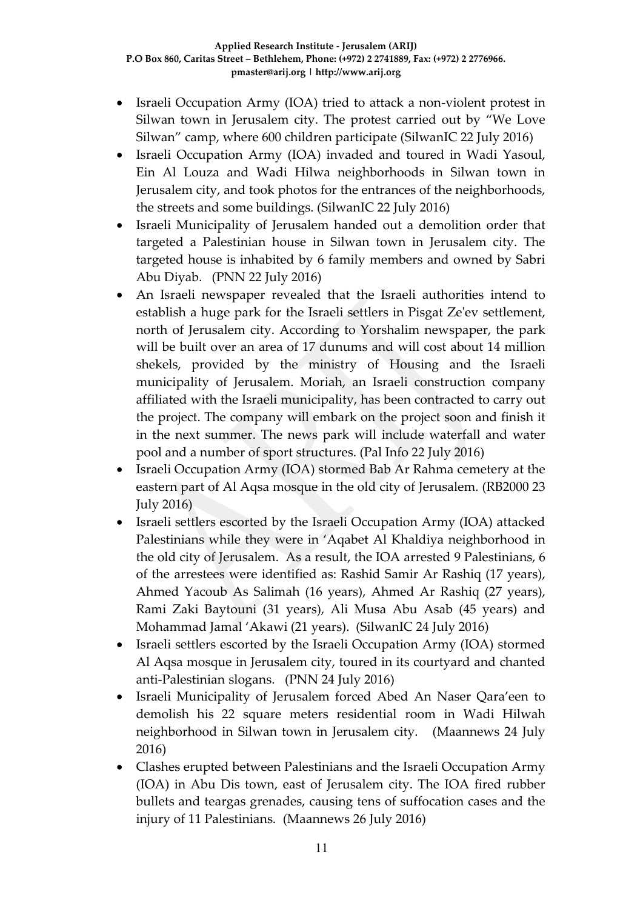- Israeli Occupation Army (IOA) tried to attack a non-violent protest in Silwan town in Jerusalem city. The protest carried out by "We Love Silwan" camp, where 600 children participate (SilwanIC 22 July 2016)
- Israeli Occupation Army (IOA) invaded and toured in Wadi Yasoul, Ein Al Louza and Wadi Hilwa neighborhoods in Silwan town in Jerusalem city, and took photos for the entrances of the neighborhoods, the streets and some buildings. (SilwanIC 22 July 2016)
- Israeli Municipality of Jerusalem handed out a demolition order that targeted a Palestinian house in Silwan town in Jerusalem city. The targeted house is inhabited by 6 family members and owned by Sabri Abu Diyab. (PNN 22 July 2016)
- An Israeli newspaper revealed that the Israeli authorities intend to establish a huge park for the Israeli settlers in Pisgat Ze'ev settlement, north of Jerusalem city. According to Yorshalim newspaper, the park will be built over an area of 17 dunums and will cost about 14 million shekels, provided by the ministry of Housing and the Israeli municipality of Jerusalem. Moriah, an Israeli construction company affiliated with the Israeli municipality, has been contracted to carry out the project. The company will embark on the project soon and finish it in the next summer. The news park will include waterfall and water pool and a number of sport structures. (Pal Info 22 July 2016)
- Israeli Occupation Army (IOA) stormed Bab Ar Rahma cemetery at the eastern part of Al Aqsa mosque in the old city of Jerusalem. (RB2000 23 July 2016)
- Israeli settlers escorted by the Israeli Occupation Army (IOA) attacked Palestinians while they were in 'Aqabet Al Khaldiya neighborhood in the old city of Jerusalem. As a result, the IOA arrested 9 Palestinians, 6 of the arrestees were identified as: Rashid Samir Ar Rashiq (17 years), Ahmed Yacoub As Salimah (16 years), Ahmed Ar Rashiq (27 years), Rami Zaki Baytouni (31 years), Ali Musa Abu Asab (45 years) and Mohammad Jamal 'Akawi (21 years). (SilwanIC 24 July 2016)
- Israeli settlers escorted by the Israeli Occupation Army (IOA) stormed Al Aqsa mosque in Jerusalem city, toured in its courtyard and chanted anti-Palestinian slogans. (PNN 24 July 2016)
- Israeli Municipality of Jerusalem forced Abed An Naser Qara'een to demolish his 22 square meters residential room in Wadi Hilwah neighborhood in Silwan town in Jerusalem city. (Maannews 24 July 2016)
- Clashes erupted between Palestinians and the Israeli Occupation Army (IOA) in Abu Dis town, east of Jerusalem city. The IOA fired rubber bullets and teargas grenades, causing tens of suffocation cases and the injury of 11 Palestinians. (Maannews 26 July 2016)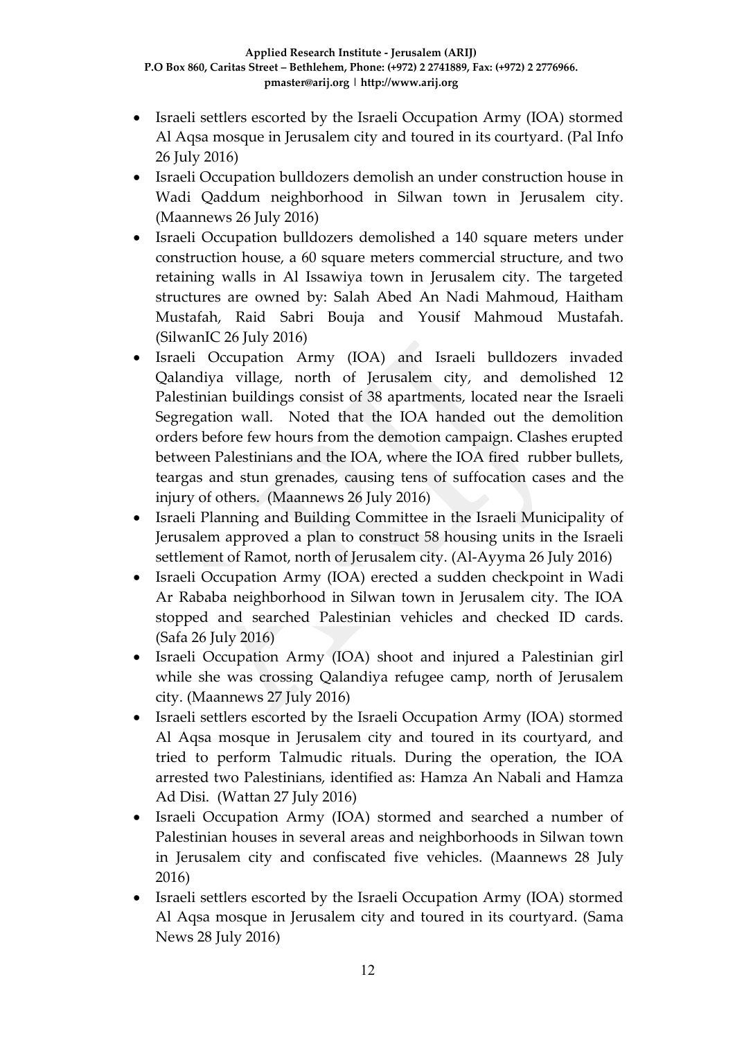- Israeli settlers escorted by the Israeli Occupation Army (IOA) stormed Al Aqsa mosque in Jerusalem city and toured in its courtyard. (Pal Info 26 July 2016)
- Israeli Occupation bulldozers demolish an under construction house in Wadi Qaddum neighborhood in Silwan town in Jerusalem city. (Maannews 26 July 2016)
- Israeli Occupation bulldozers demolished a 140 square meters under construction house, a 60 square meters commercial structure, and two retaining walls in Al Issawiya town in Jerusalem city. The targeted structures are owned by: Salah Abed An Nadi Mahmoud, Haitham Mustafah, Raid Sabri Bouja and Yousif Mahmoud Mustafah. (SilwanIC 26 July 2016)
- Israeli Occupation Army (IOA) and Israeli bulldozers invaded Qalandiya village, north of Jerusalem city, and demolished 12 Palestinian buildings consist of 38 apartments, located near the Israeli Segregation wall. Noted that the IOA handed out the demolition orders before few hours from the demotion campaign. Clashes erupted between Palestinians and the IOA, where the IOA fired rubber bullets, teargas and stun grenades, causing tens of suffocation cases and the injury of others. (Maannews 26 July 2016)
- Israeli Planning and Building Committee in the Israeli Municipality of Jerusalem approved a plan to construct 58 housing units in the Israeli settlement of Ramot, north of Jerusalem city. (Al-Ayyma 26 July 2016)
- Israeli Occupation Army (IOA) erected a sudden checkpoint in Wadi Ar Rababa neighborhood in Silwan town in Jerusalem city. The IOA stopped and searched Palestinian vehicles and checked ID cards. (Safa 26 July 2016)
- Israeli Occupation Army (IOA) shoot and injured a Palestinian girl while she was crossing Qalandiya refugee camp, north of Jerusalem city. (Maannews 27 July 2016)
- Israeli settlers escorted by the Israeli Occupation Army (IOA) stormed Al Aqsa mosque in Jerusalem city and toured in its courtyard, and tried to perform Talmudic rituals. During the operation, the IOA arrested two Palestinians, identified as: Hamza An Nabali and Hamza Ad Disi. (Wattan 27 July 2016)
- Israeli Occupation Army (IOA) stormed and searched a number of Palestinian houses in several areas and neighborhoods in Silwan town in Jerusalem city and confiscated five vehicles. (Maannews 28 July 2016)
- Israeli settlers escorted by the Israeli Occupation Army (IOA) stormed Al Aqsa mosque in Jerusalem city and toured in its courtyard. (Sama News 28 July 2016)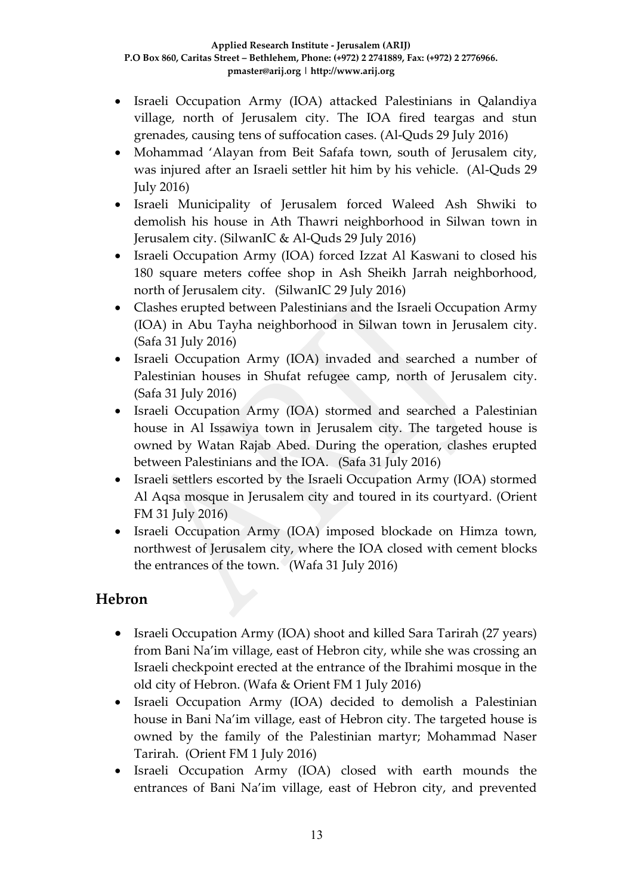- Israeli Occupation Army (IOA) attacked Palestinians in Qalandiya village, north of Jerusalem city. The IOA fired teargas and stun grenades, causing tens of suffocation cases. (Al-Quds 29 July 2016)
- Mohammad 'Alayan from Beit Safafa town, south of Jerusalem city, was injured after an Israeli settler hit him by his vehicle. (Al-Quds 29 July 2016)
- Israeli Municipality of Jerusalem forced Waleed Ash Shwiki to demolish his house in Ath Thawri neighborhood in Silwan town in Jerusalem city. (SilwanIC & Al-Quds 29 July 2016)
- Israeli Occupation Army (IOA) forced Izzat Al Kaswani to closed his 180 square meters coffee shop in Ash Sheikh Jarrah neighborhood, north of Jerusalem city. (SilwanIC 29 July 2016)
- Clashes erupted between Palestinians and the Israeli Occupation Army (IOA) in Abu Tayha neighborhood in Silwan town in Jerusalem city. (Safa 31 July 2016)
- Israeli Occupation Army (IOA) invaded and searched a number of Palestinian houses in Shufat refugee camp, north of Jerusalem city. (Safa 31 July 2016)
- Israeli Occupation Army (IOA) stormed and searched a Palestinian house in Al Issawiya town in Jerusalem city. The targeted house is owned by Watan Rajab Abed. During the operation, clashes erupted between Palestinians and the IOA. (Safa 31 July 2016)
- Israeli settlers escorted by the Israeli Occupation Army (IOA) stormed Al Aqsa mosque in Jerusalem city and toured in its courtyard. (Orient FM 31 July 2016)
- Israeli Occupation Army (IOA) imposed blockade on Himza town, northwest of Jerusalem city, where the IOA closed with cement blocks the entrances of the town. (Wafa 31 July 2016)

## Hebron

- Israeli Occupation Army (IOA) shoot and killed Sara Tarirah (27 years) from Bani Na'im village, east of Hebron city, while she was crossing an Israeli checkpoint erected at the entrance of the Ibrahimi mosque in the old city of Hebron. (Wafa & Orient FM 1 July 2016)
- Israeli Occupation Army (IOA) decided to demolish a Palestinian house in Bani Na'im village, east of Hebron city. The targeted house is owned by the family of the Palestinian martyr; Mohammad Naser Tarirah. (Orient FM 1 July 2016)
- Israeli Occupation Army (IOA) closed with earth mounds the entrances of Bani Na'im village, east of Hebron city, and prevented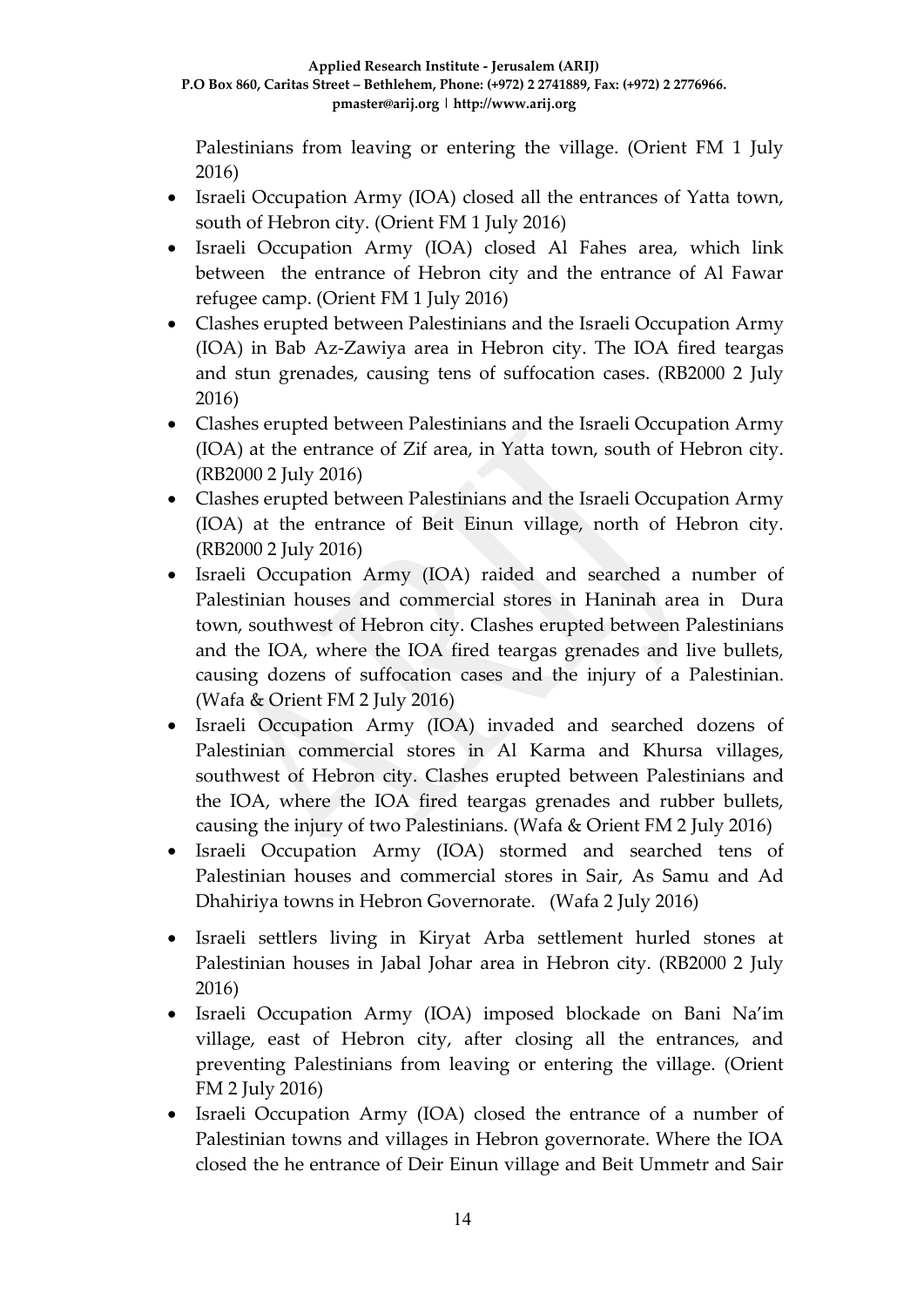Palestinians from leaving or entering the village. (Orient FM 1 July 2016)

- Israeli Occupation Army (IOA) closed all the entrances of Yatta town, south of Hebron city. (Orient FM 1 July 2016)
- Israeli Occupation Army (IOA) closed Al Fahes area, which link between the entrance of Hebron city and the entrance of Al Fawar refugee camp. (Orient FM 1 July 2016)
- Clashes erupted between Palestinians and the Israeli Occupation Army (IOA) in Bab Az-Zawiya area in Hebron city. The IOA fired teargas and stun grenades, causing tens of suffocation cases. (RB2000 2 July 2016)
- Clashes erupted between Palestinians and the Israeli Occupation Army (IOA) at the entrance of Zif area, in Yatta town, south of Hebron city. (RB2000 2 July 2016)
- Clashes erupted between Palestinians and the Israeli Occupation Army (IOA) at the entrance of Beit Einun village, north of Hebron city. (RB2000 2 July 2016)
- Israeli Occupation Army (IOA) raided and searched a number of Palestinian houses and commercial stores in Haninah area in Dura town, southwest of Hebron city. Clashes erupted between Palestinians and the IOA, where the IOA fired teargas grenades and live bullets, causing dozens of suffocation cases and the injury of a Palestinian. (Wafa & Orient FM 2 July 2016)
- Israeli Occupation Army (IOA) invaded and searched dozens of Palestinian commercial stores in Al Karma and Khursa villages, southwest of Hebron city. Clashes erupted between Palestinians and the IOA, where the IOA fired teargas grenades and rubber bullets, causing the injury of two Palestinians. (Wafa & Orient FM 2 July 2016)
- Israeli Occupation Army (IOA) stormed and searched tens of Palestinian houses and commercial stores in Sair, As Samu and Ad Dhahiriya towns in Hebron Governorate. (Wafa 2 July 2016)
- Israeli settlers living in Kiryat Arba settlement hurled stones at Palestinian houses in Jabal Johar area in Hebron city. (RB2000 2 July 2016)
- Israeli Occupation Army (IOA) imposed blockade on Bani Na'im village, east of Hebron city, after closing all the entrances, and preventing Palestinians from leaving or entering the village. (Orient FM 2 July 2016)
- Israeli Occupation Army (IOA) closed the entrance of a number of Palestinian towns and villages in Hebron governorate. Where the IOA closed the he entrance of Deir Einun village and Beit Ummetr and Sair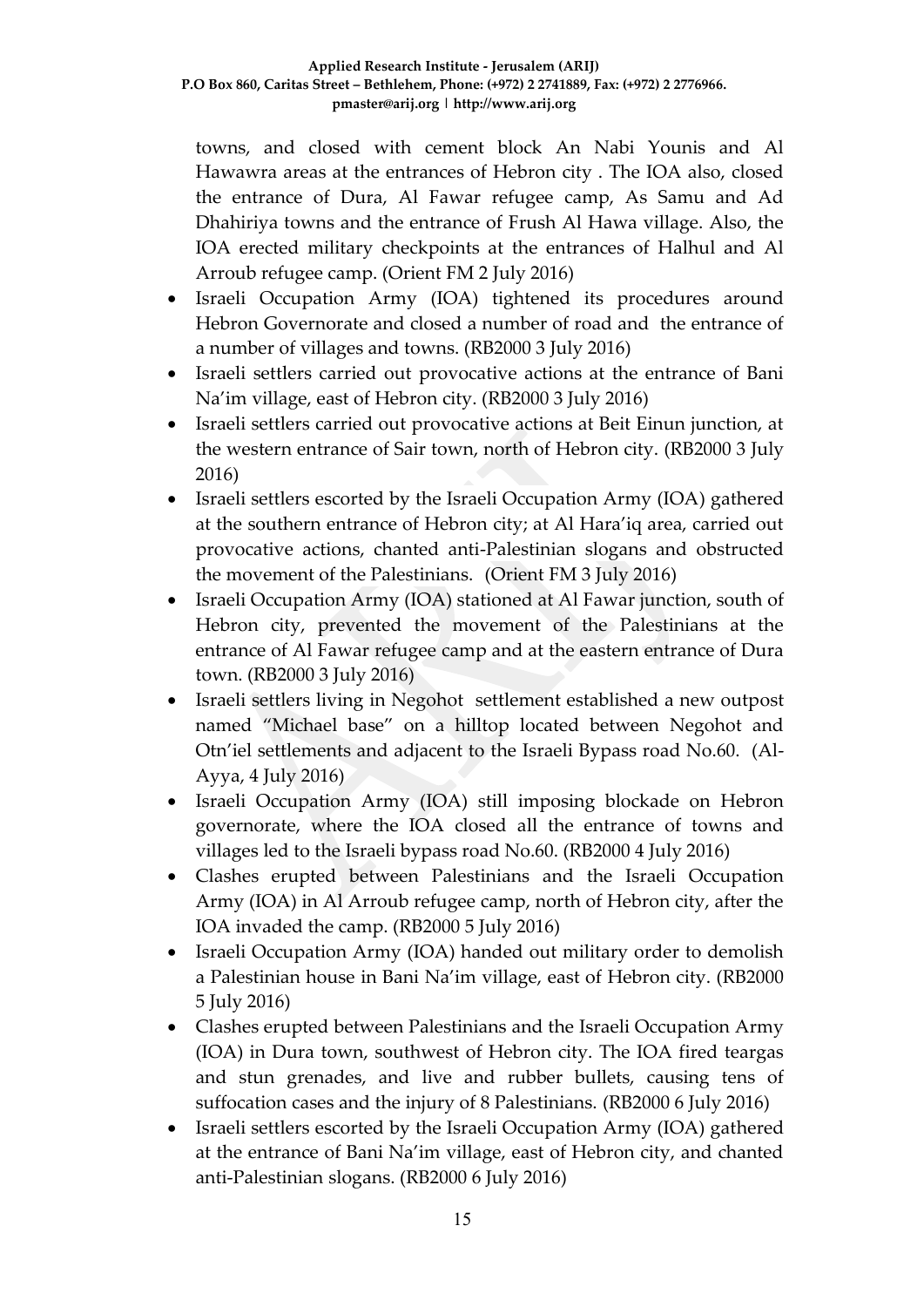towns, and closed with cement block An Nabi Younis and Al Hawawra areas at the entrances of Hebron city . The IOA also, closed the entrance of Dura, Al Fawar refugee camp, As Samu and Ad Dhahiriya towns and the entrance of Frush Al Hawa village. Also, the IOA erected military checkpoints at the entrances of Halhul and Al Arroub refugee camp. (Orient FM 2 July 2016)

- Israeli Occupation Army (IOA) tightened its procedures around Hebron Governorate and closed a number of road and the entrance of a number of villages and towns. (RB2000 3 July 2016)
- Israeli settlers carried out provocative actions at the entrance of Bani Na'im village, east of Hebron city. (RB2000 3 July 2016)
- Israeli settlers carried out provocative actions at Beit Einun junction, at the western entrance of Sair town, north of Hebron city. (RB2000 3 July 2016)
- Israeli settlers escorted by the Israeli Occupation Army (IOA) gathered at the southern entrance of Hebron city; at Al Hara'iq area, carried out provocative actions, chanted anti-Palestinian slogans and obstructed the movement of the Palestinians. (Orient FM 3 July 2016)
- Israeli Occupation Army (IOA) stationed at Al Fawar junction, south of Hebron city, prevented the movement of the Palestinians at the entrance of Al Fawar refugee camp and at the eastern entrance of Dura town. (RB2000 3 July 2016)
- Israeli settlers living in Negohot settlement established a new outpost named "Michael base" on a hilltop located between Negohot and Otn'iel settlements and adjacent to the Israeli Bypass road No.60. (Al-Ayya, 4 July 2016)
- Israeli Occupation Army (IOA) still imposing blockade on Hebron governorate, where the IOA closed all the entrance of towns and villages led to the Israeli bypass road No.60. (RB2000 4 July 2016)
- Clashes erupted between Palestinians and the Israeli Occupation Army (IOA) in Al Arroub refugee camp, north of Hebron city, after the IOA invaded the camp. (RB2000 5 July 2016)
- Israeli Occupation Army (IOA) handed out military order to demolish a Palestinian house in Bani Na'im village, east of Hebron city. (RB2000 5 July 2016)
- Clashes erupted between Palestinians and the Israeli Occupation Army (IOA) in Dura town, southwest of Hebron city. The IOA fired teargas and stun grenades, and live and rubber bullets, causing tens of suffocation cases and the injury of 8 Palestinians. (RB2000 6 July 2016)
- Israeli settlers escorted by the Israeli Occupation Army (IOA) gathered at the entrance of Bani Na'im village, east of Hebron city, and chanted anti-Palestinian slogans. (RB2000 6 July 2016)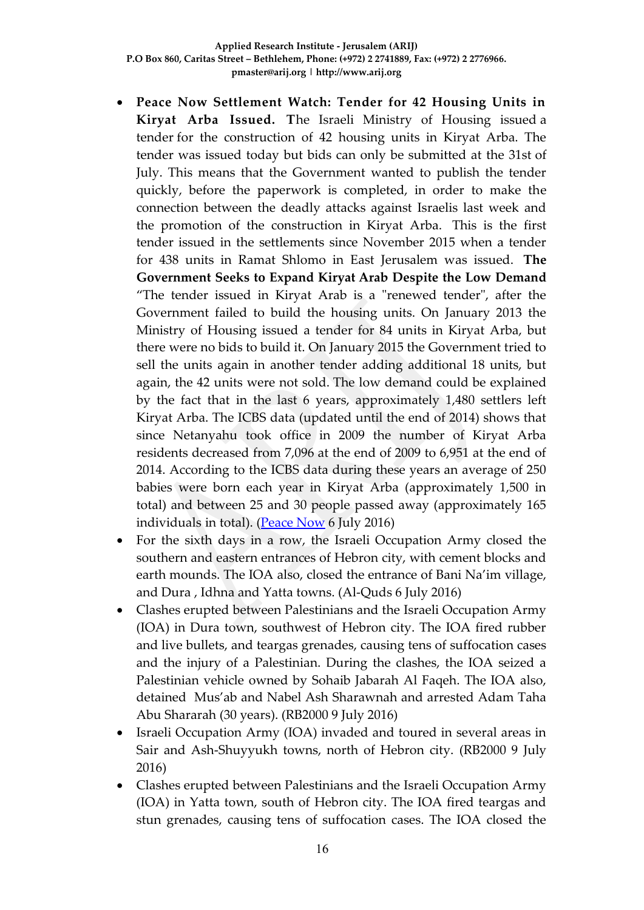- **Peace Now Settlement Watch: Tender for 42 Housing Units in Kiryat Arba Issued.** **T**he Israeli Ministry of Housing issued a tender for the construction of 42 housing units in Kiryat Arba. The tender was issued today but bids can only be submitted at the 31st of July. This means that the Government wanted to publish the tender quickly, before the paperwork is completed, in order to make the connection between the deadly attacks against Israelis last week and the promotion of the construction in Kiryat Arba. This is the first tender issued in the settlements since November 2015 when a tender for 438 units in Ramat Shlomo in East Jerusalem was issued. **The Government Seeks to Expand Kiryat Arab Despite the Low Demand** "The tender issued in Kiryat Arab is a "renewed tender", after the Government failed to build the housing units. On January 2013 the Ministry of Housing issued a tender for 84 units in Kiryat Arba, but there were no bids to build it. On January 2015 the Government tried to sell the units again in another tender adding additional 18 units, but again, the 42 units were not sold. The low demand could be explained by the fact that in the last 6 years, approximately 1,480 settlers left Kiryat Arba. The ICBS data (updated until the end of 2014) shows that since Netanyahu took office in 2009 the number of Kiryat Arba residents decreased from 7,096 at the end of 2009 to 6,951 at the end of 2014. According to the ICBS data during these years an average of 250 babies were born each year in Kiryat Arba (approximately 1,500 in total) and between 25 and 30 people passed away (approximately 165 individuals in total). (Peace Now 6 July 2016)
- For the sixth days in a row, the Israeli Occupation Army closed the southern and eastern entrances of Hebron city, with cement blocks and earth mounds. The IOA also, closed the entrance of Bani Na'im village, and Dura , Idhna and Yatta towns. (Al-Quds 6 July 2016)
- Clashes erupted between Palestinians and the Israeli Occupation Army (IOA) in Dura town, southwest of Hebron city. The IOA fired rubber and live bullets, and teargas grenades, causing tens of suffocation cases and the injury of a Palestinian. During the clashes, the IOA seized a Palestinian vehicle owned by Sohaib Jabarah Al Faqeh. The IOA also, detained Mus'ab and Nabel Ash Sharawnah and arrested Adam Taha Abu Shararah (30 years). (RB2000 9 July 2016)
- Israeli Occupation Army (IOA) invaded and toured in several areas in Sair and Ash-Shuyyukh towns, north of Hebron city. (RB2000 9 July 2016)
- Clashes erupted between Palestinians and the Israeli Occupation Army (IOA) in Yatta town, south of Hebron city. The IOA fired teargas and stun grenades, causing tens of suffocation cases. The IOA closed the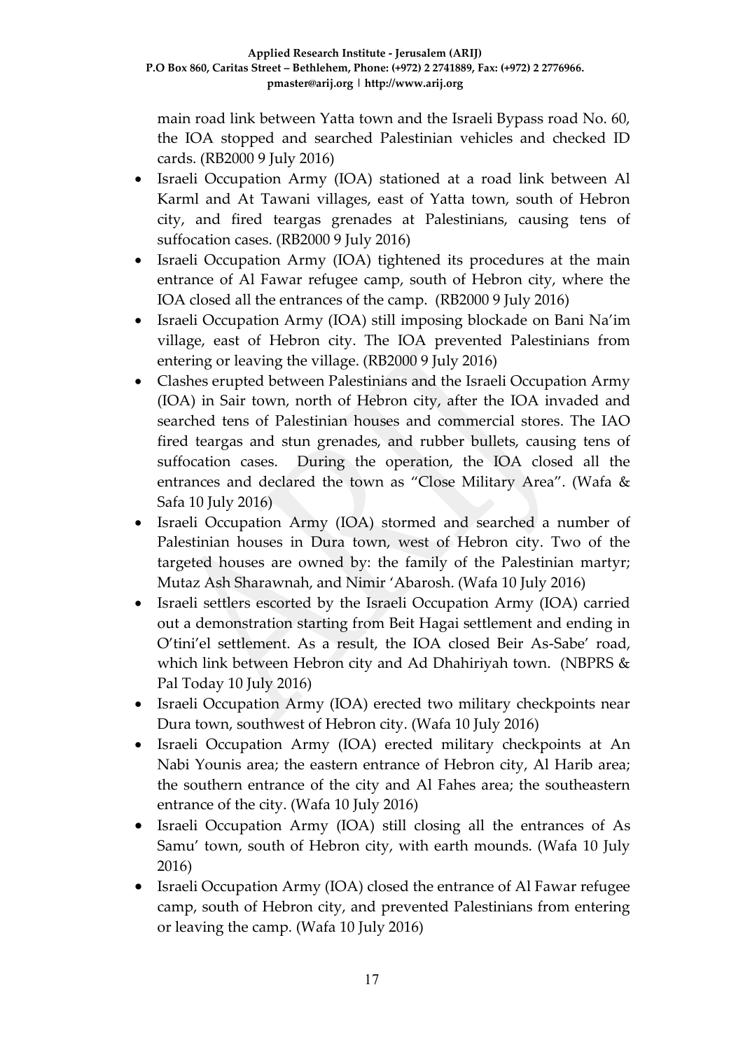main road link between Yatta town and the Israeli Bypass road No. 60, the IOA stopped and searched Palestinian vehicles and checked ID cards. (RB2000 9 July 2016)

- Israeli Occupation Army (IOA) stationed at a road link between Al Karml and At Tawani villages, east of Yatta town, south of Hebron city, and fired teargas grenades at Palestinians, causing tens of suffocation cases. (RB2000 9 July 2016)
- Israeli Occupation Army (IOA) tightened its procedures at the main entrance of Al Fawar refugee camp, south of Hebron city, where the IOA closed all the entrances of the camp. (RB2000 9 July 2016)
- Israeli Occupation Army (IOA) still imposing blockade on Bani Na'im village, east of Hebron city. The IOA prevented Palestinians from entering or leaving the village. (RB2000 9 July 2016)
- Clashes erupted between Palestinians and the Israeli Occupation Army (IOA) in Sair town, north of Hebron city, after the IOA invaded and searched tens of Palestinian houses and commercial stores. The IAO fired teargas and stun grenades, and rubber bullets, causing tens of suffocation cases. During the operation, the IOA closed all the entrances and declared the town as "Close Military Area". (Wafa & Safa 10 July 2016)
- Israeli Occupation Army (IOA) stormed and searched a number of Palestinian houses in Dura town, west of Hebron city. Two of the targeted houses are owned by: the family of the Palestinian martyr; Mutaz Ash Sharawnah, and Nimir 'Abarosh. (Wafa 10 July 2016)
- Israeli settlers escorted by the Israeli Occupation Army (IOA) carried out a demonstration starting from Beit Hagai settlement and ending in O'tini'el settlement. As a result, the IOA closed Beir As-Sabe' road, which link between Hebron city and Ad Dhahiriyah town. (NBPRS & Pal Today 10 July 2016)
- Israeli Occupation Army (IOA) erected two military checkpoints near Dura town, southwest of Hebron city. (Wafa 10 July 2016)
- Israeli Occupation Army (IOA) erected military checkpoints at An Nabi Younis area; the eastern entrance of Hebron city, Al Harib area; the southern entrance of the city and Al Fahes area; the southeastern entrance of the city. (Wafa 10 July 2016)
- Israeli Occupation Army (IOA) still closing all the entrances of As Samu' town, south of Hebron city, with earth mounds. (Wafa 10 July 2016)
- Israeli Occupation Army (IOA) closed the entrance of Al Fawar refugee camp, south of Hebron city, and prevented Palestinians from entering or leaving the camp. (Wafa 10 July 2016)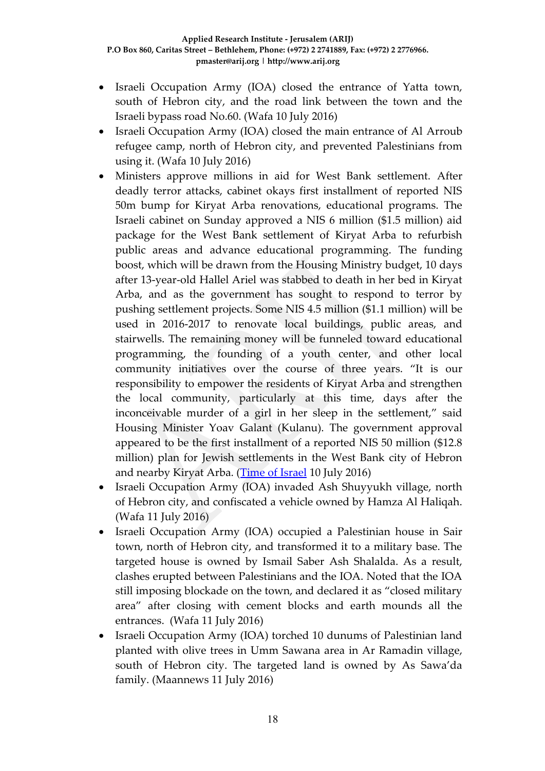- Israeli Occupation Army (IOA) closed the entrance of Yatta town, south of Hebron city, and the road link between the town and the Israeli bypass road No.60. (Wafa 10 July 2016)
- Israeli Occupation Army (IOA) closed the main entrance of Al Arroub refugee camp, north of Hebron city, and prevented Palestinians from using it. (Wafa 10 July 2016)
- Ministers approve millions in aid for West Bank settlement. After deadly terror attacks, cabinet okays first installment of reported NIS 50m bump for Kiryat Arba renovations, educational programs. The Israeli cabinet on Sunday approved a NIS 6 million ($1.5 million) aid package for the West Bank settlement of Kiryat Arba to refurbish public areas and advance educational programming. The funding boost, which will be drawn from the Housing Ministry budget, 10 days after 13-year-old Hallel Ariel was stabbed to death in her bed in Kiryat Arba, and as the government has sought to respond to terror by pushing settlement projects. Some NIS 4.5 million ($1.1 million) will be used in 2016-2017 to renovate local buildings, public areas, and stairwells. The remaining money will be funneled toward educational programming, the founding of a youth center, and other local community initiatives over the course of three years. "It is our responsibility to empower the residents of Kiryat Arba and strengthen the local community, particularly at this time, days after the inconceivable murder of a girl in her sleep in the settlement," said Housing Minister Yoav Galant (Kulanu). The government approval appeared to be the first installment of a reported NIS 50 million ($12.8 million) plan for Jewish settlements in the West Bank city of Hebron and nearby Kiryat Arba. (Time of Israel 10 July 2016)
- Israeli Occupation Army (IOA) invaded Ash Shuyyukh village, north of Hebron city, and confiscated a vehicle owned by Hamza Al Haliqah. (Wafa 11 July 2016)
- Israeli Occupation Army (IOA) occupied a Palestinian house in Sair town, north of Hebron city, and transformed it to a military base. The targeted house is owned by Ismail Saber Ash Shalalda. As a result, clashes erupted between Palestinians and the IOA. Noted that the IOA still imposing blockade on the town, and declared it as "closed military area" after closing with cement blocks and earth mounds all the entrances. (Wafa 11 July 2016)
- Israeli Occupation Army (IOA) torched 10 dunums of Palestinian land planted with olive trees in Umm Sawana area in Ar Ramadin village, south of Hebron city. The targeted land is owned by As Sawa'da family. (Maannews 11 July 2016)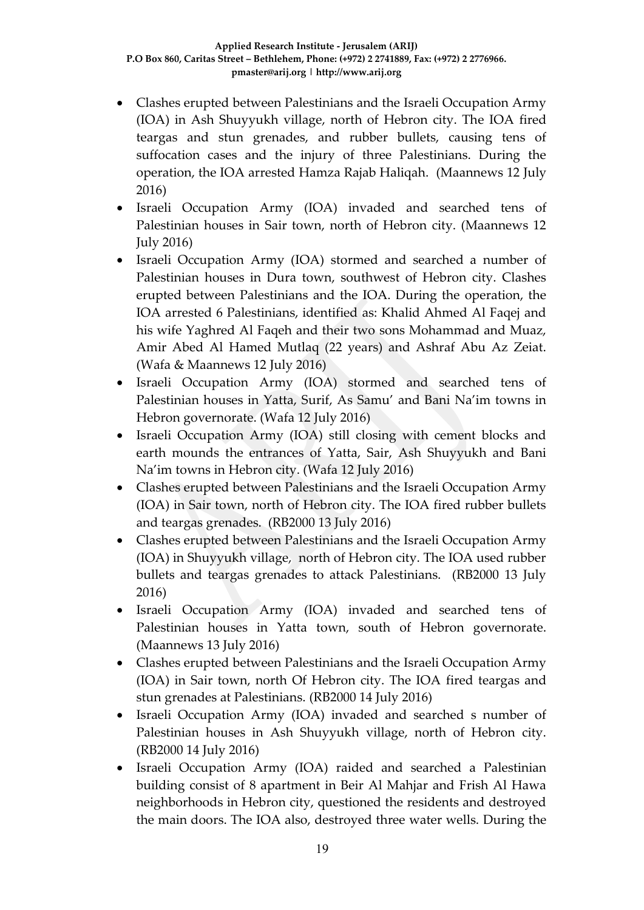- Clashes erupted between Palestinians and the Israeli Occupation Army (IOA) in Ash Shuyyukh village, north of Hebron city. The IOA fired teargas and stun grenades, and rubber bullets, causing tens of suffocation cases and the injury of three Palestinians. During the operation, the IOA arrested Hamza Rajab Haliqah. (Maannews 12 July 2016)
- Israeli Occupation Army (IOA) invaded and searched tens of Palestinian houses in Sair town, north of Hebron city. (Maannews 12 July 2016)
- Israeli Occupation Army (IOA) stormed and searched a number of Palestinian houses in Dura town, southwest of Hebron city. Clashes erupted between Palestinians and the IOA. During the operation, the IOA arrested 6 Palestinians, identified as: Khalid Ahmed Al Faqej and his wife Yaghred Al Faqeh and their two sons Mohammad and Muaz, Amir Abed Al Hamed Mutlaq (22 years) and Ashraf Abu Az Zeiat. (Wafa & Maannews 12 July 2016)
- Israeli Occupation Army (IOA) stormed and searched tens of Palestinian houses in Yatta, Surif, As Samu' and Bani Na'im towns in Hebron governorate. (Wafa 12 July 2016)
- Israeli Occupation Army (IOA) still closing with cement blocks and earth mounds the entrances of Yatta, Sair, Ash Shuyyukh and Bani Na'im towns in Hebron city. (Wafa 12 July 2016)
- Clashes erupted between Palestinians and the Israeli Occupation Army (IOA) in Sair town, north of Hebron city. The IOA fired rubber bullets and teargas grenades. (RB2000 13 July 2016)
- Clashes erupted between Palestinians and the Israeli Occupation Army (IOA) in Shuyyukh village, north of Hebron city. The IOA used rubber bullets and teargas grenades to attack Palestinians. (RB2000 13 July 2016)
- Israeli Occupation Army (IOA) invaded and searched tens of Palestinian houses in Yatta town, south of Hebron governorate. (Maannews 13 July 2016)
- Clashes erupted between Palestinians and the Israeli Occupation Army (IOA) in Sair town, north Of Hebron city. The IOA fired teargas and stun grenades at Palestinians. (RB2000 14 July 2016)
- Israeli Occupation Army (IOA) invaded and searched s number of Palestinian houses in Ash Shuyyukh village, north of Hebron city. (RB2000 14 July 2016)
- Israeli Occupation Army (IOA) raided and searched a Palestinian building consist of 8 apartment in Beir Al Mahjar and Frish Al Hawa neighborhoods in Hebron city, questioned the residents and destroyed the main doors. The IOA also, destroyed three water wells. During the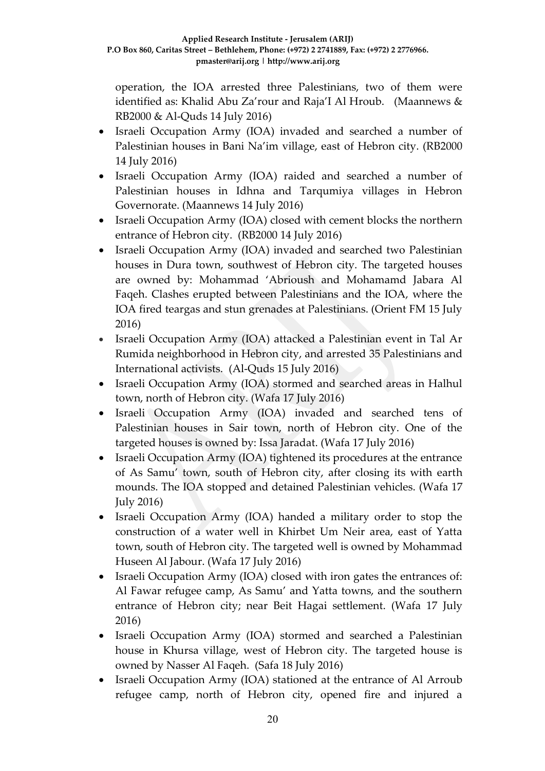operation, the IOA arrested three Palestinians, two of them were identified as: Khalid Abu Za'rour and Raja'I Al Hroub. (Maannews & RB2000 & Al-Quds 14 July 2016)

- Israeli Occupation Army (IOA) invaded and searched a number of Palestinian houses in Bani Na'im village, east of Hebron city. (RB2000 14 July 2016)
- Israeli Occupation Army (IOA) raided and searched a number of Palestinian houses in Idhna and Tarqumiya villages in Hebron Governorate. (Maannews 14 July 2016)
- Israeli Occupation Army (IOA) closed with cement blocks the northern entrance of Hebron city. (RB2000 14 July 2016)
- Israeli Occupation Army (IOA) invaded and searched two Palestinian houses in Dura town, southwest of Hebron city. The targeted houses are owned by: Mohammad 'Abrioush and Mohamamd Jabara Al Faqeh. Clashes erupted between Palestinians and the IOA, where the IOA fired teargas and stun grenades at Palestinians. (Orient FM 15 July 2016)
- Israeli Occupation Army (IOA) attacked a Palestinian event in Tal Ar Rumida neighborhood in Hebron city, and arrested 35 Palestinians and International activists. (Al-Quds 15 July 2016)
- Israeli Occupation Army (IOA) stormed and searched areas in Halhul town, north of Hebron city. (Wafa 17 July 2016)
- Israeli Occupation Army (IOA) invaded and searched tens of Palestinian houses in Sair town, north of Hebron city. One of the targeted houses is owned by: Issa Jaradat. (Wafa 17 July 2016)
- Israeli Occupation Army (IOA) tightened its procedures at the entrance of As Samu' town, south of Hebron city, after closing its with earth mounds. The IOA stopped and detained Palestinian vehicles. (Wafa 17 July 2016)
- Israeli Occupation Army (IOA) handed a military order to stop the construction of a water well in Khirbet Um Neir area, east of Yatta town, south of Hebron city. The targeted well is owned by Mohammad Huseen Al Jabour. (Wafa 17 July 2016)
- Israeli Occupation Army (IOA) closed with iron gates the entrances of: Al Fawar refugee camp, As Samu' and Yatta towns, and the southern entrance of Hebron city; near Beit Hagai settlement. (Wafa 17 July 2016)
- Israeli Occupation Army (IOA) stormed and searched a Palestinian house in Khursa village, west of Hebron city. The targeted house is owned by Nasser Al Faqeh. (Safa 18 July 2016)
- Israeli Occupation Army (IOA) stationed at the entrance of Al Arroub refugee camp, north of Hebron city, opened fire and injured a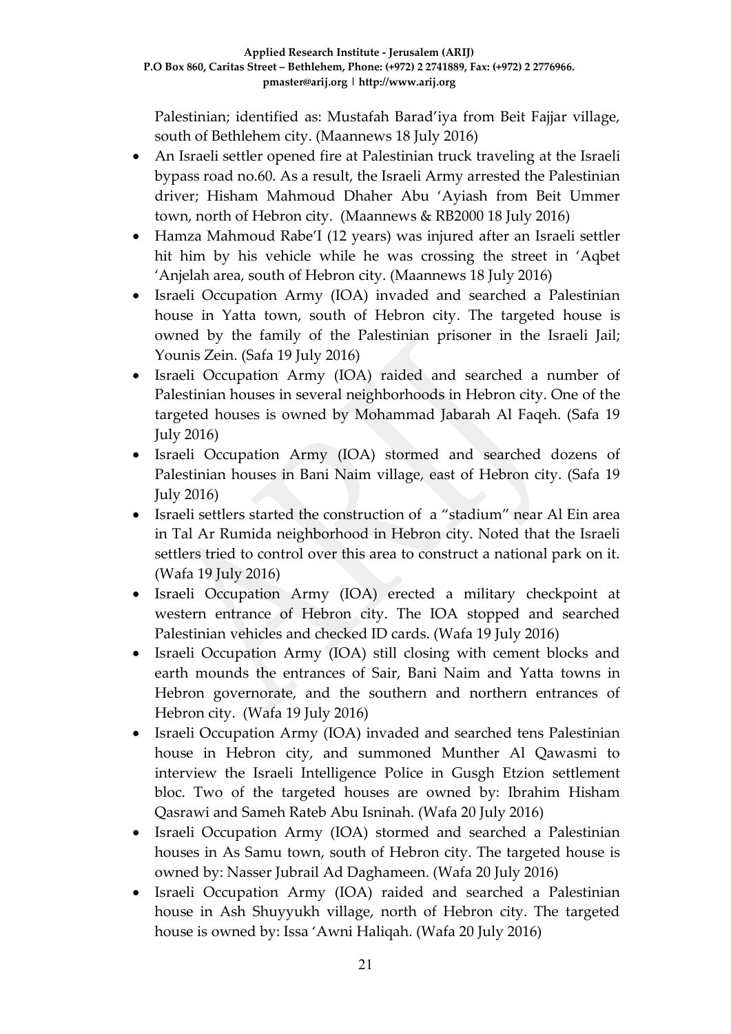Palestinian; identified as: Mustafah Barad'iya from Beit Fajjar village, south of Bethlehem city. (Maannews 18 July 2016)

- An Israeli settler opened fire at Palestinian truck traveling at the Israeli bypass road no.60. As a result, the Israeli Army arrested the Palestinian driver; Hisham Mahmoud Dhaher Abu 'Ayiash from Beit Ummer town, north of Hebron city. (Maannews & RB2000 18 July 2016)
- Hamza Mahmoud Rabe'I (12 years) was injured after an Israeli settler hit him by his vehicle while he was crossing the street in 'Aqbet 'Anjelah area, south of Hebron city. (Maannews 18 July 2016)
- Israeli Occupation Army (IOA) invaded and searched a Palestinian house in Yatta town, south of Hebron city. The targeted house is owned by the family of the Palestinian prisoner in the Israeli Jail; Younis Zein. (Safa 19 July 2016)
- Israeli Occupation Army (IOA) raided and searched a number of Palestinian houses in several neighborhoods in Hebron city. One of the targeted houses is owned by Mohammad Jabarah Al Faqeh. (Safa 19 July 2016)
- Israeli Occupation Army (IOA) stormed and searched dozens of Palestinian houses in Bani Naim village, east of Hebron city. (Safa 19 July 2016)
- Israeli settlers started the construction of a "stadium" near Al Ein area in Tal Ar Rumida neighborhood in Hebron city. Noted that the Israeli settlers tried to control over this area to construct a national park on it. (Wafa 19 July 2016)
- Israeli Occupation Army (IOA) erected a military checkpoint at western entrance of Hebron city. The IOA stopped and searched Palestinian vehicles and checked ID cards. (Wafa 19 July 2016)
- Israeli Occupation Army (IOA) still closing with cement blocks and earth mounds the entrances of Sair, Bani Naim and Yatta towns in Hebron governorate, and the southern and northern entrances of Hebron city. (Wafa 19 July 2016)
- Israeli Occupation Army (IOA) invaded and searched tens Palestinian house in Hebron city, and summoned Munther Al Qawasmi to interview the Israeli Intelligence Police in Gusgh Etzion settlement bloc. Two of the targeted houses are owned by: Ibrahim Hisham Qasrawi and Sameh Rateb Abu Isninah. (Wafa 20 July 2016)
- Israeli Occupation Army (IOA) stormed and searched a Palestinian houses in As Samu town, south of Hebron city. The targeted house is owned by: Nasser Jubrail Ad Daghameen. (Wafa 20 July 2016)
- Israeli Occupation Army (IOA) raided and searched a Palestinian house in Ash Shuyyukh village, north of Hebron city. The targeted house is owned by: Issa 'Awni Haliqah. (Wafa 20 July 2016)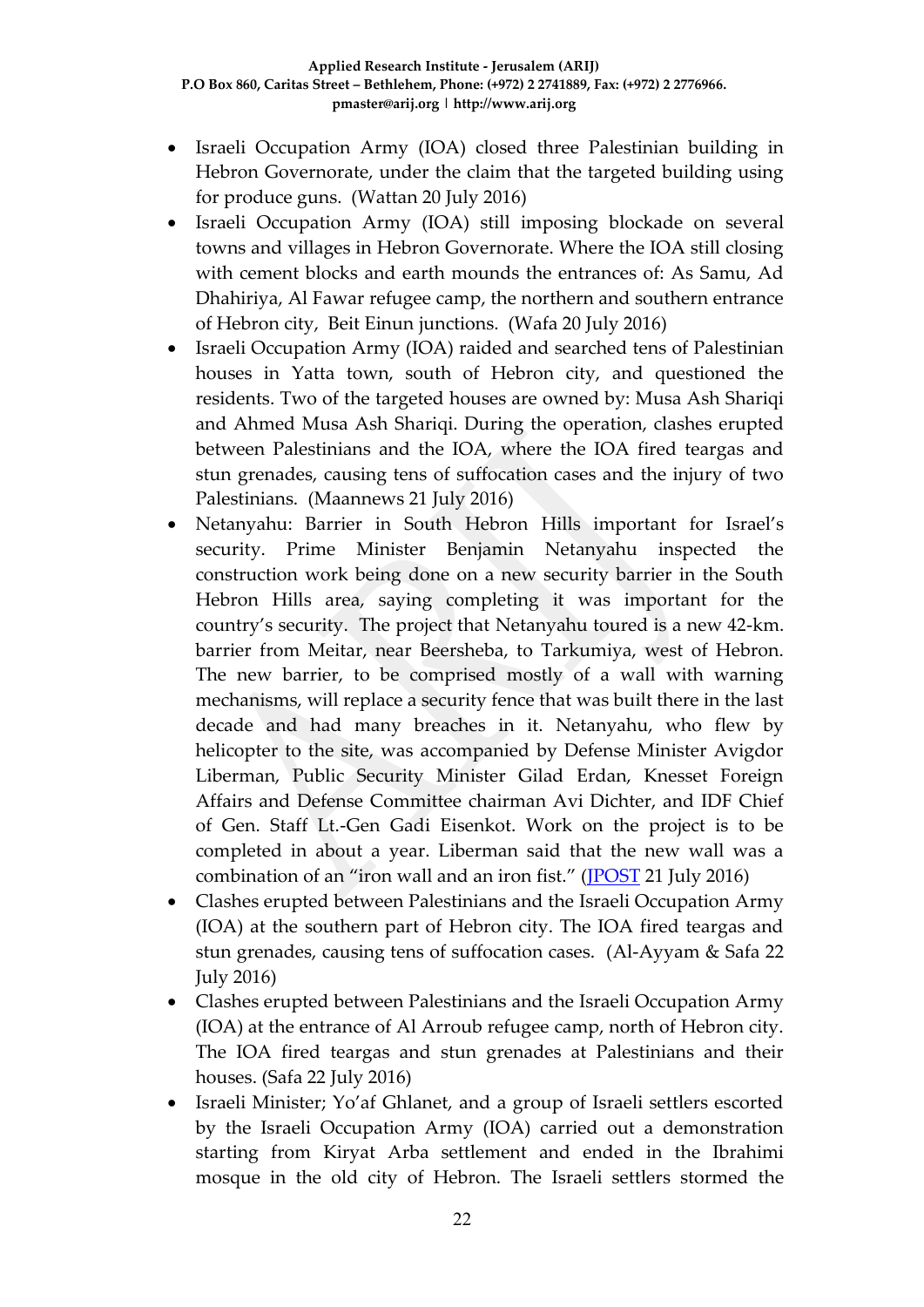- Israeli Occupation Army (IOA) closed three Palestinian building in Hebron Governorate, under the claim that the targeted building using for produce guns. (Wattan 20 July 2016)
- Israeli Occupation Army (IOA) still imposing blockade on several towns and villages in Hebron Governorate. Where the IOA still closing with cement blocks and earth mounds the entrances of: As Samu, Ad Dhahiriya, Al Fawar refugee camp, the northern and southern entrance of Hebron city, Beit Einun junctions. (Wafa 20 July 2016)
- Israeli Occupation Army (IOA) raided and searched tens of Palestinian houses in Yatta town, south of Hebron city, and questioned the residents. Two of the targeted houses are owned by: Musa Ash Shariqi and Ahmed Musa Ash Shariqi. During the operation, clashes erupted between Palestinians and the IOA, where the IOA fired teargas and stun grenades, causing tens of suffocation cases and the injury of two Palestinians. (Maannews 21 July 2016)
- Netanyahu: Barrier in South Hebron Hills important for Israel's security. Prime Minister Benjamin Netanyahu inspected the construction work being done on a new security barrier in the South Hebron Hills area, saying completing it was important for the country's security. The project that Netanyahu toured is a new 42-km. barrier from Meitar, near Beersheba, to Tarkumiya, west of Hebron. The new barrier, to be comprised mostly of a wall with warning mechanisms, will replace a security fence that was built there in the last decade and had many breaches in it. Netanyahu, who flew by helicopter to the site, was accompanied by Defense Minister Avigdor Liberman, Public Security Minister Gilad Erdan, Knesset Foreign Affairs and Defense Committee chairman Avi Dichter, and IDF Chief of Gen. Staff Lt.-Gen Gadi Eisenkot. Work on the project is to be completed in about a year. Liberman said that the new wall was a combination of an "iron wall and an iron fist." (JPOST 21 July 2016)
- Clashes erupted between Palestinians and the Israeli Occupation Army (IOA) at the southern part of Hebron city. The IOA fired teargas and stun grenades, causing tens of suffocation cases. (Al-Ayyam & Safa 22 July 2016)
- Clashes erupted between Palestinians and the Israeli Occupation Army (IOA) at the entrance of Al Arroub refugee camp, north of Hebron city. The IOA fired teargas and stun grenades at Palestinians and their houses. (Safa 22 July 2016)
- Israeli Minister; Yo'af Ghlanet, and a group of Israeli settlers escorted by the Israeli Occupation Army (IOA) carried out a demonstration starting from Kiryat Arba settlement and ended in the Ibrahimi mosque in the old city of Hebron. The Israeli settlers stormed the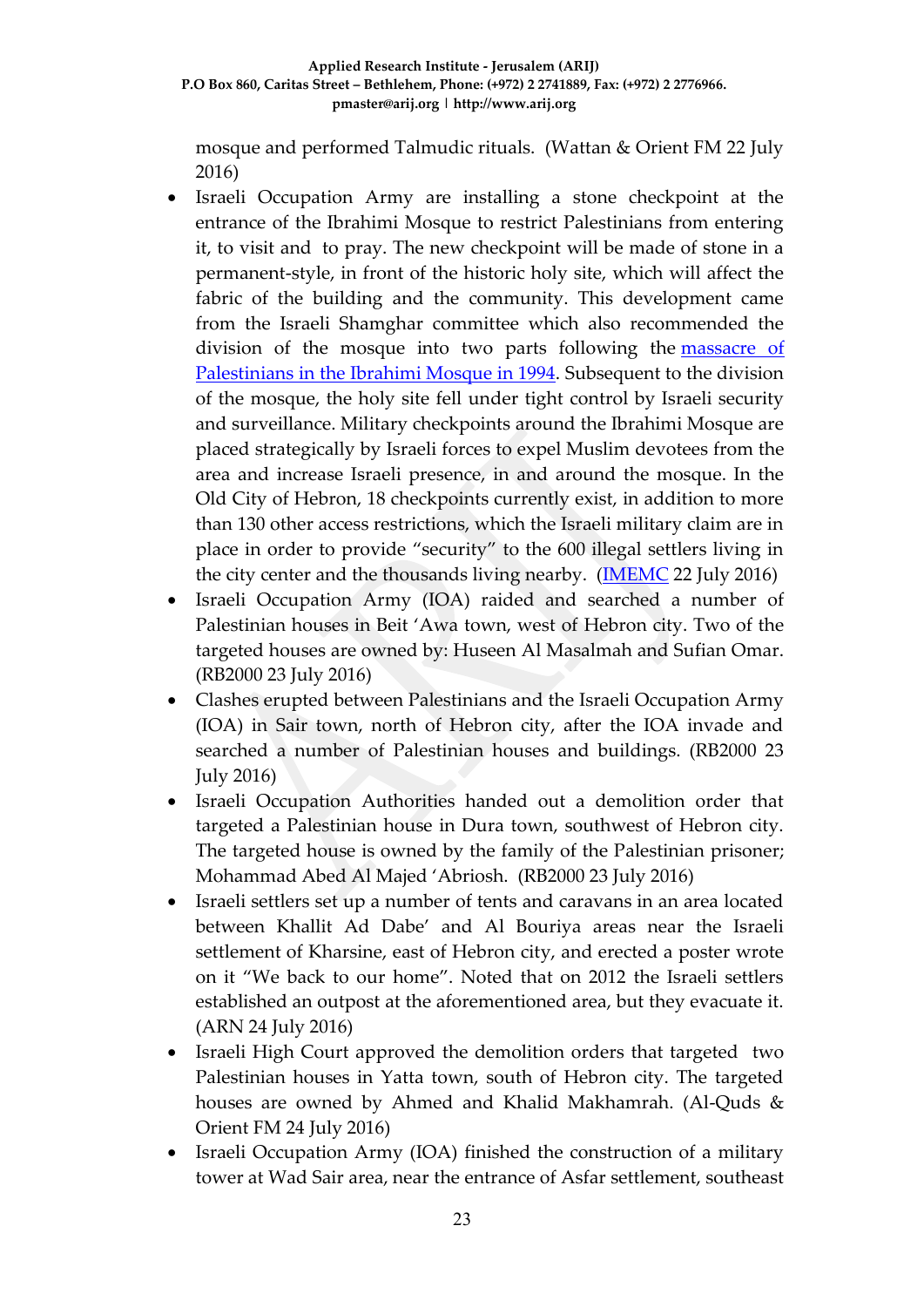mosque and performed Talmudic rituals. (Wattan & Orient FM 22 July 2016)

- Israeli Occupation Army are installing a stone checkpoint at the entrance of the Ibrahimi Mosque to restrict Palestinians from entering it, to visit and to pray. The new checkpoint will be made of stone in a permanent-style, in front of the historic holy site, which will affect the fabric of the building and the community. This development came from the Israeli Shamghar committee which also recommended the division of the mosque into two parts following the massacre of Palestinians in the Ibrahimi Mosque in 1994. Subsequent to the division of the mosque, the holy site fell under tight control by Israeli security and surveillance. Military checkpoints around the Ibrahimi Mosque are placed strategically by Israeli forces to expel Muslim devotees from the area and increase Israeli presence, in and around the mosque. In the Old City of Hebron, 18 checkpoints currently exist, in addition to more than 130 other access restrictions, which the Israeli military claim are in place in order to provide "security" to the 600 illegal settlers living in the city center and the thousands living nearby. (IMEMC 22 July 2016)
- Israeli Occupation Army (IOA) raided and searched a number of Palestinian houses in Beit 'Awa town, west of Hebron city. Two of the targeted houses are owned by: Huseen Al Masalmah and Sufian Omar. (RB2000 23 July 2016)
- Clashes erupted between Palestinians and the Israeli Occupation Army (IOA) in Sair town, north of Hebron city, after the IOA invade and searched a number of Palestinian houses and buildings. (RB2000 23 July 2016)
- Israeli Occupation Authorities handed out a demolition order that targeted a Palestinian house in Dura town, southwest of Hebron city. The targeted house is owned by the family of the Palestinian prisoner; Mohammad Abed Al Majed 'Abriosh. (RB2000 23 July 2016)
- Israeli settlers set up a number of tents and caravans in an area located between Khallit Ad Dabe' and Al Bouriya areas near the Israeli settlement of Kharsine, east of Hebron city, and erected a poster wrote on it "We back to our home". Noted that on 2012 the Israeli settlers established an outpost at the aforementioned area, but they evacuate it. (ARN 24 July 2016)
- Israeli High Court approved the demolition orders that targeted two Palestinian houses in Yatta town, south of Hebron city. The targeted houses are owned by Ahmed and Khalid Makhamrah. (Al-Quds & Orient FM 24 July 2016)
- Israeli Occupation Army (IOA) finished the construction of a military tower at Wad Sair area, near the entrance of Asfar settlement, southeast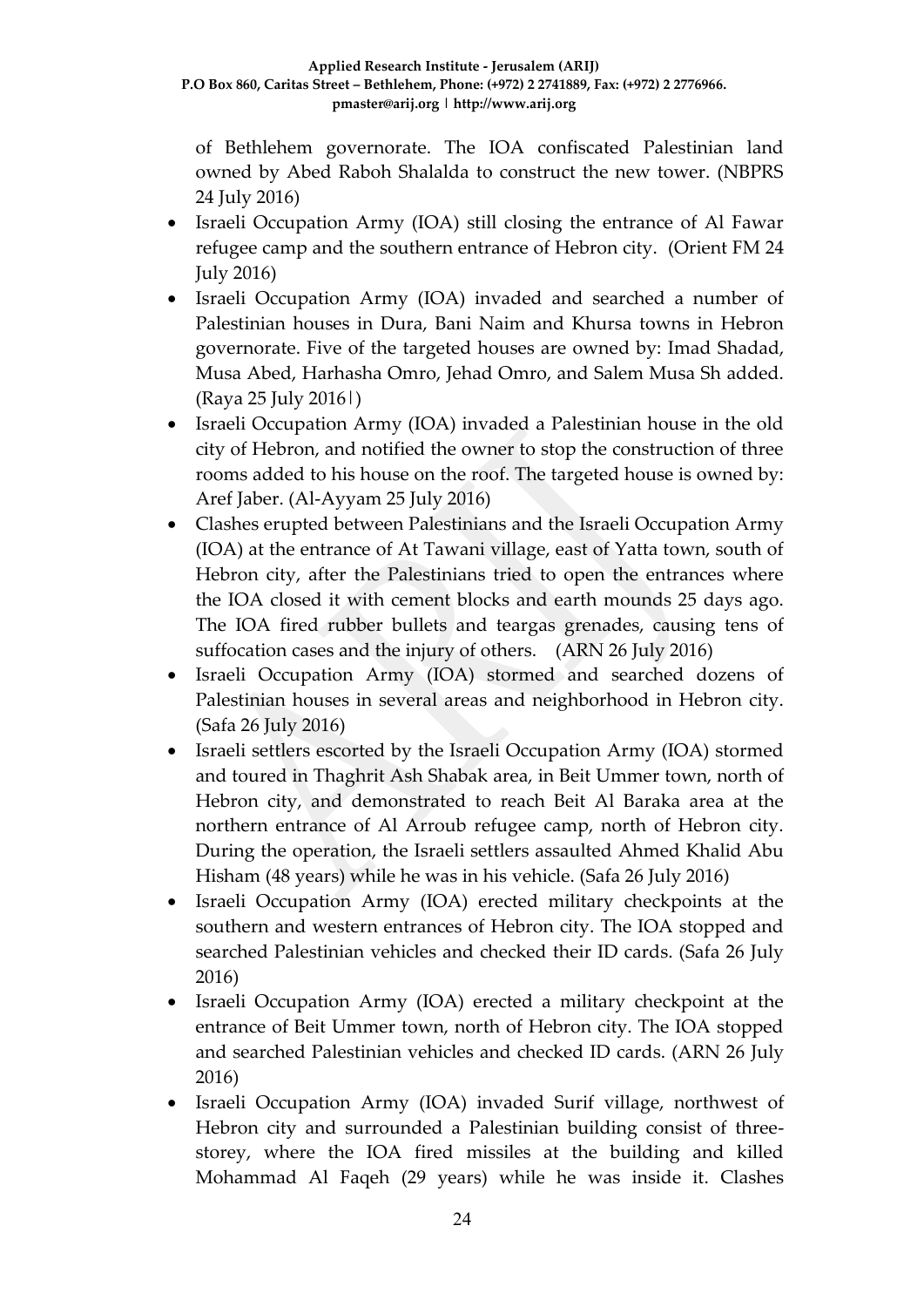of Bethlehem governorate. The IOA confiscated Palestinian land owned by Abed Raboh Shalalda to construct the new tower. (NBPRS 24 July 2016)

- Israeli Occupation Army (IOA) still closing the entrance of Al Fawar refugee camp and the southern entrance of Hebron city. (Orient FM 24 July 2016)
- Israeli Occupation Army (IOA) invaded and searched a number of Palestinian houses in Dura, Bani Naim and Khursa towns in Hebron governorate. Five of the targeted houses are owned by: Imad Shadad, Musa Abed, Harhasha Omro, Jehad Omro, and Salem Musa Sh added. (Raya 25 July 2016|)
- Israeli Occupation Army (IOA) invaded a Palestinian house in the old city of Hebron, and notified the owner to stop the construction of three rooms added to his house on the roof. The targeted house is owned by: Aref Jaber. (Al-Ayyam 25 July 2016)
- Clashes erupted between Palestinians and the Israeli Occupation Army (IOA) at the entrance of At Tawani village, east of Yatta town, south of Hebron city, after the Palestinians tried to open the entrances where the IOA closed it with cement blocks and earth mounds 25 days ago. The IOA fired rubber bullets and teargas grenades, causing tens of suffocation cases and the injury of others. (ARN 26 July 2016)
- Israeli Occupation Army (IOA) stormed and searched dozens of Palestinian houses in several areas and neighborhood in Hebron city. (Safa 26 July 2016)
- Israeli settlers escorted by the Israeli Occupation Army (IOA) stormed and toured in Thaghrit Ash Shabak area, in Beit Ummer town, north of Hebron city, and demonstrated to reach Beit Al Baraka area at the northern entrance of Al Arroub refugee camp, north of Hebron city. During the operation, the Israeli settlers assaulted Ahmed Khalid Abu Hisham (48 years) while he was in his vehicle. (Safa 26 July 2016)
- Israeli Occupation Army (IOA) erected military checkpoints at the southern and western entrances of Hebron city. The IOA stopped and searched Palestinian vehicles and checked their ID cards. (Safa 26 July 2016)
- Israeli Occupation Army (IOA) erected a military checkpoint at the entrance of Beit Ummer town, north of Hebron city. The IOA stopped and searched Palestinian vehicles and checked ID cards. (ARN 26 July 2016)
- Israeli Occupation Army (IOA) invaded Surif village, northwest of Hebron city and surrounded a Palestinian building consist of three-storey, where the IOA fired missiles at the building and killed Mohammad Al Faqeh (29 years) while he was inside it. Clashes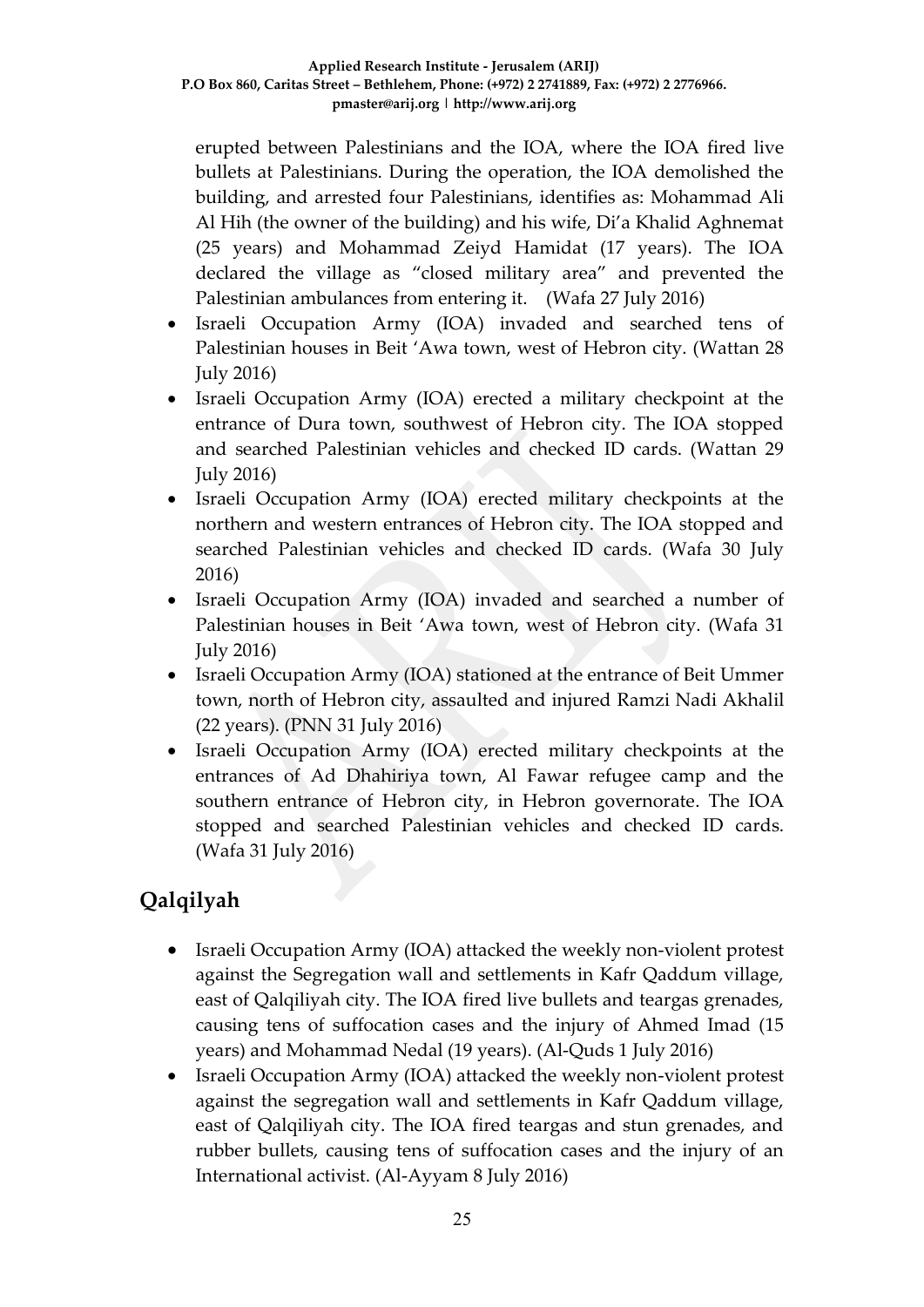erupted between Palestinians and the IOA, where the IOA fired live bullets at Palestinians. During the operation, the IOA demolished the building, and arrested four Palestinians, identifies as: Mohammad Ali Al Hih (the owner of the building) and his wife, Di'a Khalid Aghnemat (25 years) and Mohammad Zeiyd Hamidat (17 years). The IOA declared the village as "closed military area" and prevented the Palestinian ambulances from entering it. (Wafa 27 July 2016)

- Israeli Occupation Army (IOA) invaded and searched tens of Palestinian houses in Beit 'Awa town, west of Hebron city. (Wattan 28 July 2016)
- Israeli Occupation Army (IOA) erected a military checkpoint at the entrance of Dura town, southwest of Hebron city. The IOA stopped and searched Palestinian vehicles and checked ID cards. (Wattan 29 July 2016)
- Israeli Occupation Army (IOA) erected military checkpoints at the northern and western entrances of Hebron city. The IOA stopped and searched Palestinian vehicles and checked ID cards. (Wafa 30 July 2016)
- Israeli Occupation Army (IOA) invaded and searched a number of Palestinian houses in Beit 'Awa town, west of Hebron city. (Wafa 31 July 2016)
- Israeli Occupation Army (IOA) stationed at the entrance of Beit Ummer town, north of Hebron city, assaulted and injured Ramzi Nadi Akhalil (22 years). (PNN 31 July 2016)
- Israeli Occupation Army (IOA) erected military checkpoints at the entrances of Ad Dhahiriya town, Al Fawar refugee camp and the southern entrance of Hebron city, in Hebron governorate. The IOA stopped and searched Palestinian vehicles and checked ID cards. (Wafa 31 July 2016)

## Qalqilyah

- Israeli Occupation Army (IOA) attacked the weekly non-violent protest against the Segregation wall and settlements in Kafr Qaddum village, east of Qalqiliyah city. The IOA fired live bullets and teargas grenades, causing tens of suffocation cases and the injury of Ahmed Imad (15 years) and Mohammad Nedal (19 years). (Al-Quds 1 July 2016)
- Israeli Occupation Army (IOA) attacked the weekly non-violent protest against the segregation wall and settlements in Kafr Qaddum village, east of Qalqiliyah city. The IOA fired teargas and stun grenades, and rubber bullets, causing tens of suffocation cases and the injury of an International activist. (Al-Ayyam 8 July 2016)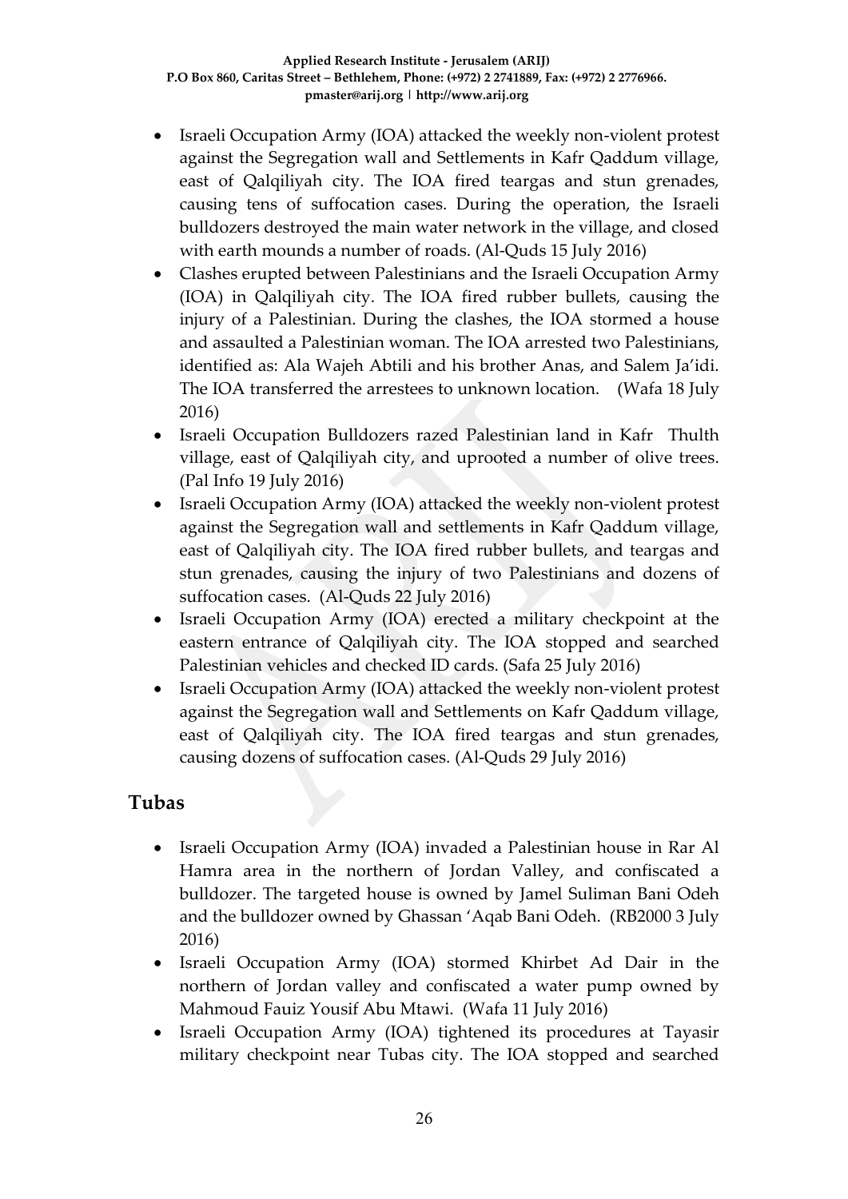- Israeli Occupation Army (IOA) attacked the weekly non-violent protest against the Segregation wall and Settlements in Kafr Qaddum village, east of Qalqiliyah city. The IOA fired teargas and stun grenades, causing tens of suffocation cases. During the operation, the Israeli bulldozers destroyed the main water network in the village, and closed with earth mounds a number of roads. (Al-Quds 15 July 2016)
- Clashes erupted between Palestinians and the Israeli Occupation Army (IOA) in Qalqiliyah city. The IOA fired rubber bullets, causing the injury of a Palestinian. During the clashes, the IOA stormed a house and assaulted a Palestinian woman. The IOA arrested two Palestinians, identified as: Ala Wajeh Abtili and his brother Anas, and Salem Ja'idi. The IOA transferred the arrestees to unknown location. (Wafa 18 July 2016)
- Israeli Occupation Bulldozers razed Palestinian land in Kafr Thulth village, east of Qalqiliyah city, and uprooted a number of olive trees. (Pal Info 19 July 2016)
- Israeli Occupation Army (IOA) attacked the weekly non-violent protest against the Segregation wall and settlements in Kafr Qaddum village, east of Qalqiliyah city. The IOA fired rubber bullets, and teargas and stun grenades, causing the injury of two Palestinians and dozens of suffocation cases. (Al-Quds 22 July 2016)
- Israeli Occupation Army (IOA) erected a military checkpoint at the eastern entrance of Qalqiliyah city. The IOA stopped and searched Palestinian vehicles and checked ID cards. (Safa 25 July 2016)
- Israeli Occupation Army (IOA) attacked the weekly non-violent protest against the Segregation wall and Settlements on Kafr Qaddum village, east of Qalqiliyah city. The IOA fired teargas and stun grenades, causing dozens of suffocation cases. (Al-Quds 29 July 2016)

## Tubas

- Israeli Occupation Army (IOA) invaded a Palestinian house in Rar Al Hamra area in the northern of Jordan Valley, and confiscated a bulldozer. The targeted house is owned by Jamel Suliman Bani Odeh and the bulldozer owned by Ghassan 'Aqab Bani Odeh. (RB2000 3 July 2016)
- Israeli Occupation Army (IOA) stormed Khirbet Ad Dair in the northern of Jordan valley and confiscated a water pump owned by Mahmoud Fauiz Yousif Abu Mtawi. (Wafa 11 July 2016)
- Israeli Occupation Army (IOA) tightened its procedures at Tayasir military checkpoint near Tubas city. The IOA stopped and searched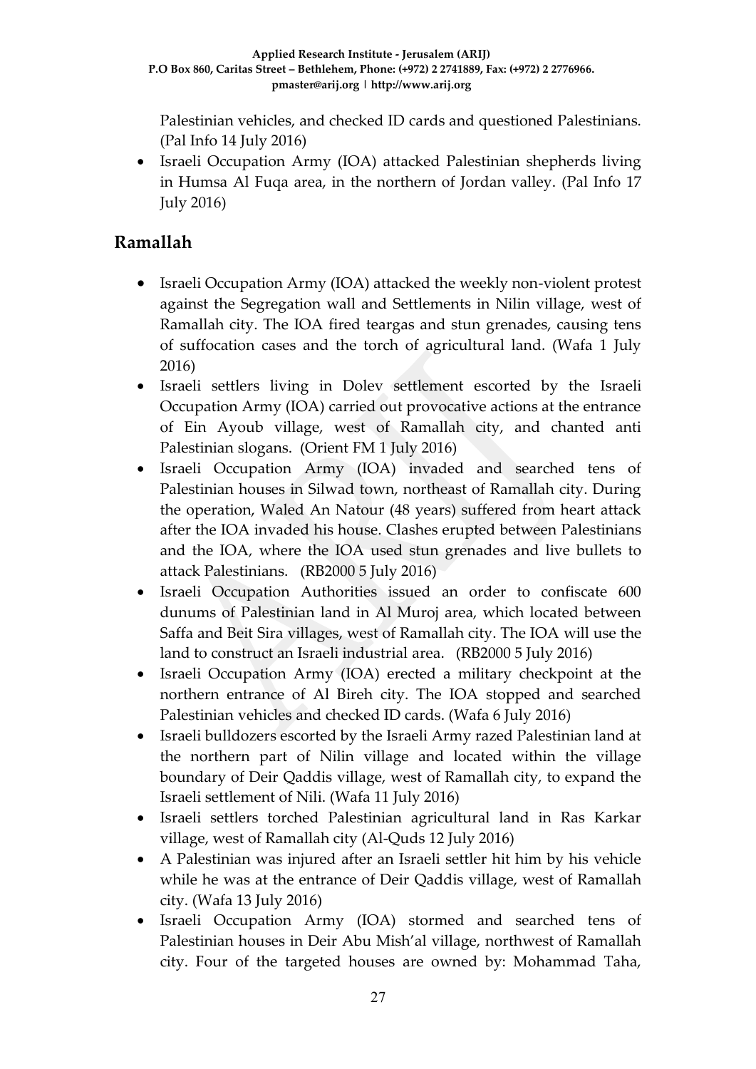Palestinian vehicles, and checked ID cards and questioned Palestinians. (Pal Info 14 July 2016)

- Israeli Occupation Army (IOA) attacked Palestinian shepherds living in Humsa Al Fuqa area, in the northern of Jordan valley. (Pal Info 17 July 2016)

## Ramallah

- Israeli Occupation Army (IOA) attacked the weekly non-violent protest against the Segregation wall and Settlements in Nilin village, west of Ramallah city. The IOA fired teargas and stun grenades, causing tens of suffocation cases and the torch of agricultural land. (Wafa 1 July 2016)
- Israeli settlers living in Dolev settlement escorted by the Israeli Occupation Army (IOA) carried out provocative actions at the entrance of Ein Ayoub village, west of Ramallah city, and chanted anti Palestinian slogans. (Orient FM 1 July 2016)
- Israeli Occupation Army (IOA) invaded and searched tens of Palestinian houses in Silwad town, northeast of Ramallah city. During the operation, Waled An Natour (48 years) suffered from heart attack after the IOA invaded his house. Clashes erupted between Palestinians and the IOA, where the IOA used stun grenades and live bullets to attack Palestinians. (RB2000 5 July 2016)
- Israeli Occupation Authorities issued an order to confiscate 600 dunums of Palestinian land in Al Muroj area, which located between Saffa and Beit Sira villages, west of Ramallah city. The IOA will use the land to construct an Israeli industrial area. (RB2000 5 July 2016)
- Israeli Occupation Army (IOA) erected a military checkpoint at the northern entrance of Al Bireh city. The IOA stopped and searched Palestinian vehicles and checked ID cards. (Wafa 6 July 2016)
- Israeli bulldozers escorted by the Israeli Army razed Palestinian land at the northern part of Nilin village and located within the village boundary of Deir Qaddis village, west of Ramallah city, to expand the Israeli settlement of Nili. (Wafa 11 July 2016)
- Israeli settlers torched Palestinian agricultural land in Ras Karkar village, west of Ramallah city (Al-Quds 12 July 2016)
- A Palestinian was injured after an Israeli settler hit him by his vehicle while he was at the entrance of Deir Qaddis village, west of Ramallah city. (Wafa 13 July 2016)
- Israeli Occupation Army (IOA) stormed and searched tens of Palestinian houses in Deir Abu Mish'al village, northwest of Ramallah city. Four of the targeted houses are owned by: Mohammad Taha,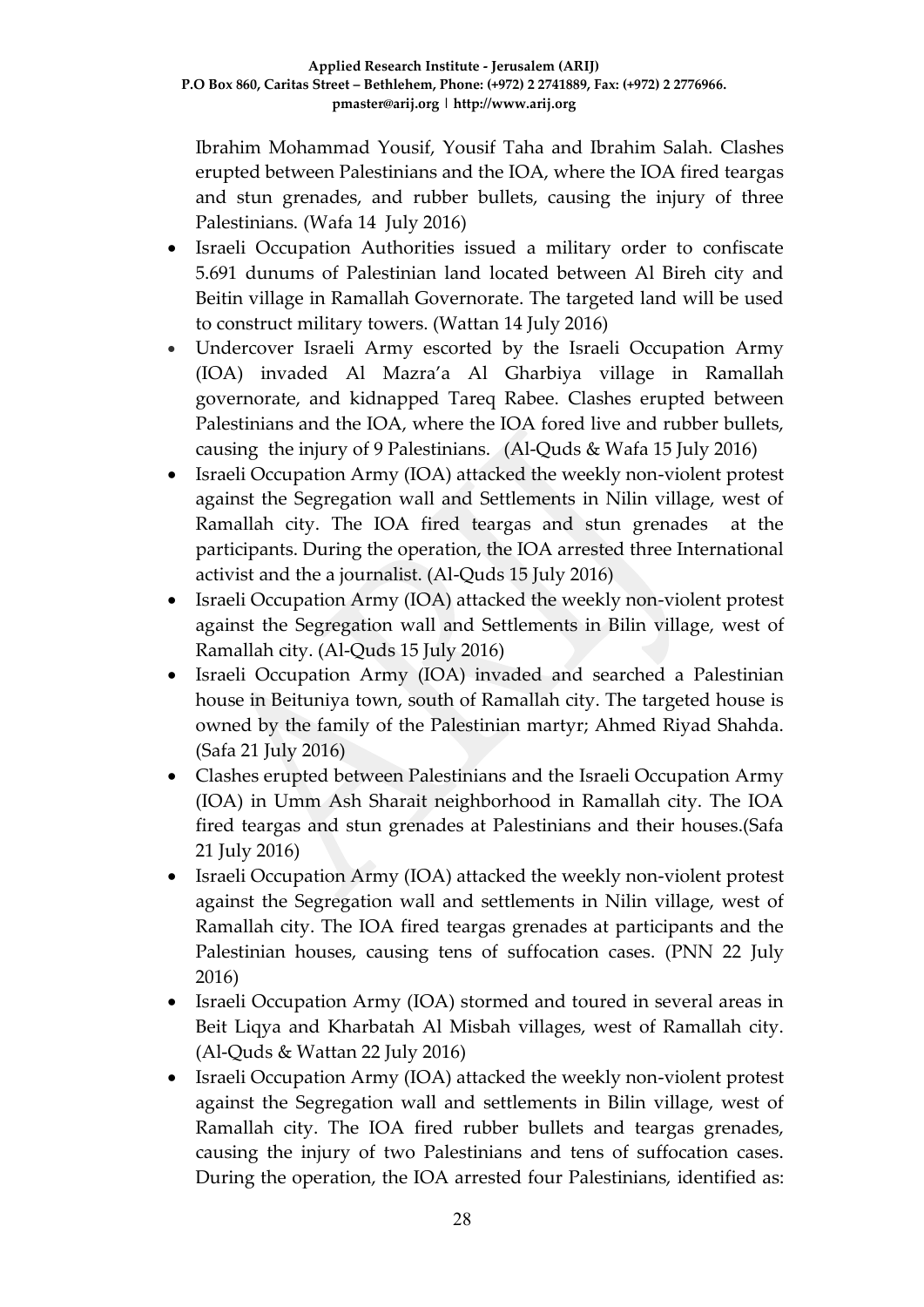Ibrahim Mohammad Yousif, Yousif Taha and Ibrahim Salah. Clashes erupted between Palestinians and the IOA, where the IOA fired teargas and stun grenades, and rubber bullets, causing the injury of three Palestinians. (Wafa 14 July 2016)

- Israeli Occupation Authorities issued a military order to confiscate 5.691 dunums of Palestinian land located between Al Bireh city and Beitin village in Ramallah Governorate. The targeted land will be used to construct military towers. (Wattan 14 July 2016)
- Undercover Israeli Army escorted by the Israeli Occupation Army (IOA) invaded Al Mazra'a Al Gharbiya village in Ramallah governorate, and kidnapped Tareq Rabee. Clashes erupted between Palestinians and the IOA, where the IOA fored live and rubber bullets, causing the injury of 9 Palestinians. (Al-Quds & Wafa 15 July 2016)
- Israeli Occupation Army (IOA) attacked the weekly non-violent protest against the Segregation wall and Settlements in Nilin village, west of Ramallah city. The IOA fired teargas and stun grenades at the participants. During the operation, the IOA arrested three International activist and the a journalist. (Al-Quds 15 July 2016)
- Israeli Occupation Army (IOA) attacked the weekly non-violent protest against the Segregation wall and Settlements in Bilin village, west of Ramallah city. (Al-Quds 15 July 2016)
- Israeli Occupation Army (IOA) invaded and searched a Palestinian house in Beituniya town, south of Ramallah city. The targeted house is owned by the family of the Palestinian martyr; Ahmed Riyad Shahda. (Safa 21 July 2016)
- Clashes erupted between Palestinians and the Israeli Occupation Army (IOA) in Umm Ash Sharait neighborhood in Ramallah city. The IOA fired teargas and stun grenades at Palestinians and their houses.(Safa 21 July 2016)
- Israeli Occupation Army (IOA) attacked the weekly non-violent protest against the Segregation wall and settlements in Nilin village, west of Ramallah city. The IOA fired teargas grenades at participants and the Palestinian houses, causing tens of suffocation cases. (PNN 22 July 2016)
- Israeli Occupation Army (IOA) stormed and toured in several areas in Beit Liqya and Kharbatah Al Misbah villages, west of Ramallah city. (Al-Quds & Wattan 22 July 2016)
- Israeli Occupation Army (IOA) attacked the weekly non-violent protest against the Segregation wall and settlements in Bilin village, west of Ramallah city. The IOA fired rubber bullets and teargas grenades, causing the injury of two Palestinians and tens of suffocation cases. During the operation, the IOA arrested four Palestinians, identified as: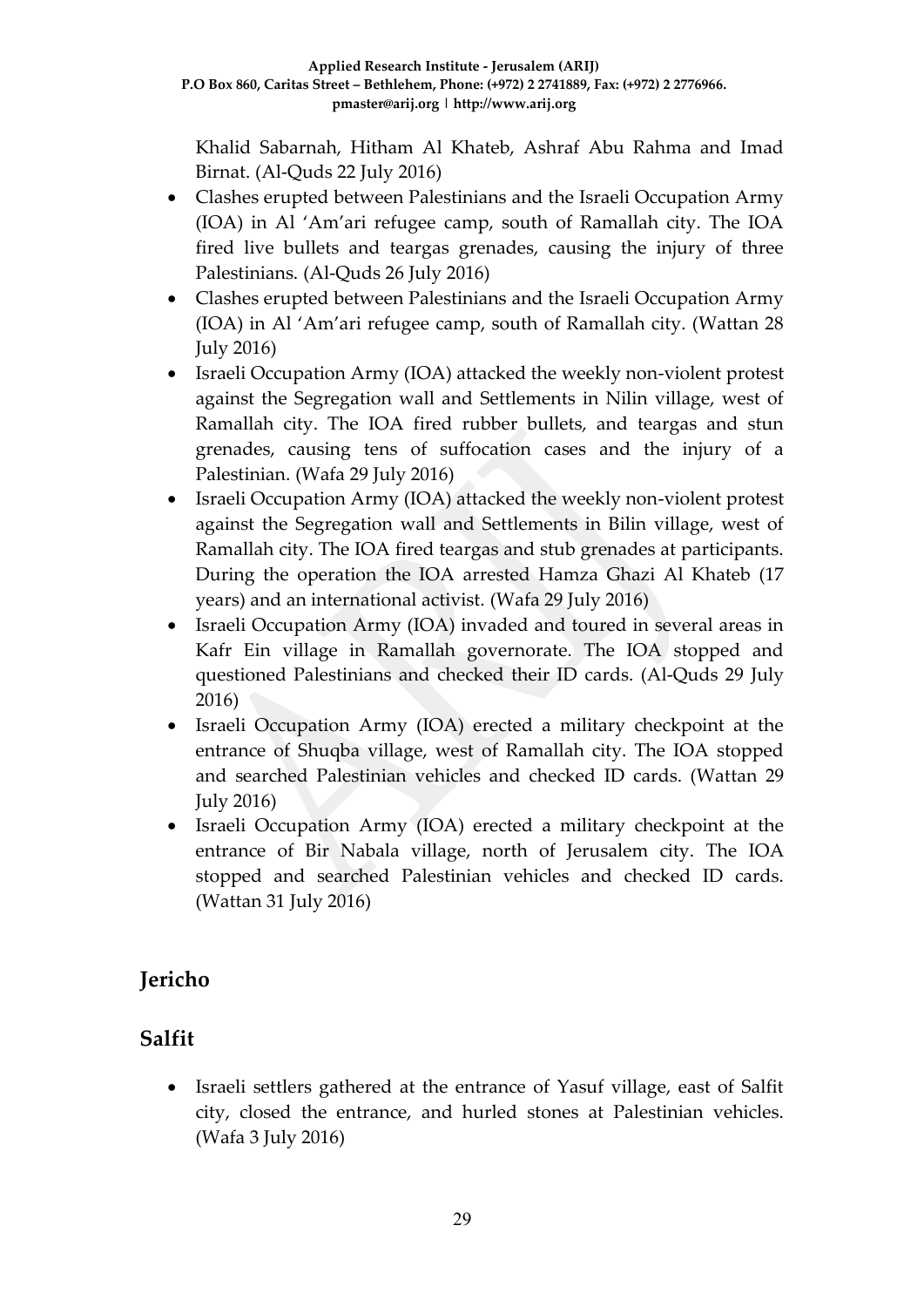Khalid Sabarnah, Hitham Al Khateb, Ashraf Abu Rahma and Imad Birnat. (Al-Quds 22 July 2016)

- Clashes erupted between Palestinians and the Israeli Occupation Army (IOA) in Al 'Am'ari refugee camp, south of Ramallah city. The IOA fired live bullets and teargas grenades, causing the injury of three Palestinians. (Al-Quds 26 July 2016)
- Clashes erupted between Palestinians and the Israeli Occupation Army (IOA) in Al 'Am'ari refugee camp, south of Ramallah city. (Wattan 28 July 2016)
- Israeli Occupation Army (IOA) attacked the weekly non-violent protest against the Segregation wall and Settlements in Nilin village, west of Ramallah city. The IOA fired rubber bullets, and teargas and stun grenades, causing tens of suffocation cases and the injury of a Palestinian. (Wafa 29 July 2016)
- Israeli Occupation Army (IOA) attacked the weekly non-violent protest against the Segregation wall and Settlements in Bilin village, west of Ramallah city. The IOA fired teargas and stub grenades at participants. During the operation the IOA arrested Hamza Ghazi Al Khateb (17 years) and an international activist. (Wafa 29 July 2016)
- Israeli Occupation Army (IOA) invaded and toured in several areas in Kafr Ein village in Ramallah governorate. The IOA stopped and questioned Palestinians and checked their ID cards. (Al-Quds 29 July 2016)
- Israeli Occupation Army (IOA) erected a military checkpoint at the entrance of Shuqba village, west of Ramallah city. The IOA stopped and searched Palestinian vehicles and checked ID cards. (Wattan 29 July 2016)
- Israeli Occupation Army (IOA) erected a military checkpoint at the entrance of Bir Nabala village, north of Jerusalem city. The IOA stopped and searched Palestinian vehicles and checked ID cards. (Wattan 31 July 2016)

## Jericho

## Salfit

- Israeli settlers gathered at the entrance of Yasuf village, east of Salfit city, closed the entrance, and hurled stones at Palestinian vehicles. (Wafa 3 July 2016)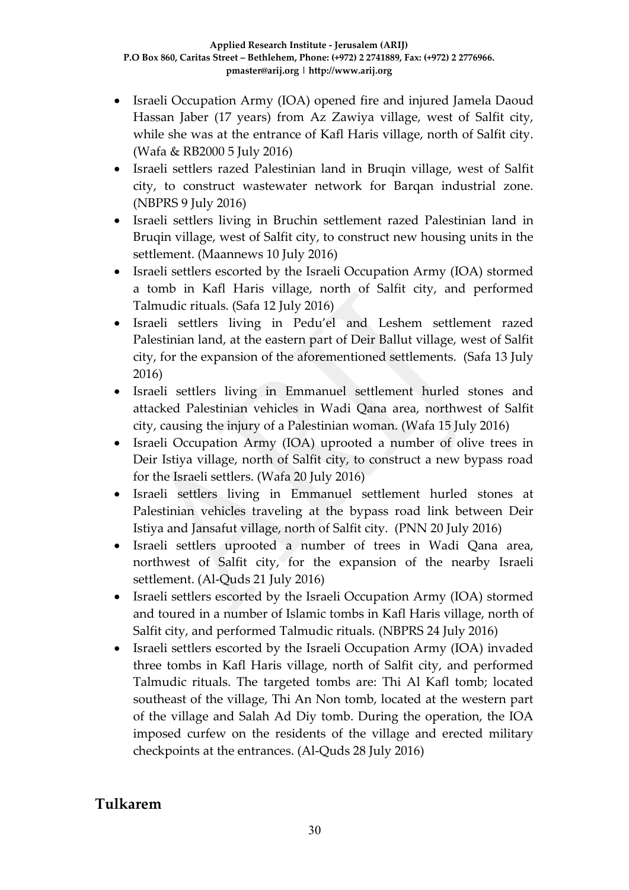- Israeli Occupation Army (IOA) opened fire and injured Jamela Daoud Hassan Jaber (17 years) from Az Zawiya village, west of Salfit city, while she was at the entrance of Kafl Haris village, north of Salfit city. (Wafa & RB2000 5 July 2016)
- Israeli settlers razed Palestinian land in Bruqin village, west of Salfit city, to construct wastewater network for Barqan industrial zone. (NBPRS 9 July 2016)
- Israeli settlers living in Bruchin settlement razed Palestinian land in Bruqin village, west of Salfit city, to construct new housing units in the settlement. (Maannews 10 July 2016)
- Israeli settlers escorted by the Israeli Occupation Army (IOA) stormed a tomb in Kafl Haris village, north of Salfit city, and performed Talmudic rituals. (Safa 12 July 2016)
- Israeli settlers living in Pedu'el and Leshem settlement razed Palestinian land, at the eastern part of Deir Ballut village, west of Salfit city, for the expansion of the aforementioned settlements. (Safa 13 July 2016)
- Israeli settlers living in Emmanuel settlement hurled stones and attacked Palestinian vehicles in Wadi Qana area, northwest of Salfit city, causing the injury of a Palestinian woman. (Wafa 15 July 2016)
- Israeli Occupation Army (IOA) uprooted a number of olive trees in Deir Istiya village, north of Salfit city, to construct a new bypass road for the Israeli settlers. (Wafa 20 July 2016)
- Israeli settlers living in Emmanuel settlement hurled stones at Palestinian vehicles traveling at the bypass road link between Deir Istiya and Jansafut village, north of Salfit city. (PNN 20 July 2016)
- Israeli settlers uprooted a number of trees in Wadi Qana area, northwest of Salfit city, for the expansion of the nearby Israeli settlement. (Al-Quds 21 July 2016)
- Israeli settlers escorted by the Israeli Occupation Army (IOA) stormed and toured in a number of Islamic tombs in Kafl Haris village, north of Salfit city, and performed Talmudic rituals. (NBPRS 24 July 2016)
- Israeli settlers escorted by the Israeli Occupation Army (IOA) invaded three tombs in Kafl Haris village, north of Salfit city, and performed Talmudic rituals. The targeted tombs are: Thi Al Kafl tomb; located southeast of the village, Thi An Non tomb, located at the western part of the village and Salah Ad Diy tomb. During the operation, the IOA imposed curfew on the residents of the village and erected military checkpoints at the entrances. (Al-Quds 28 July 2016)

## Tulkarem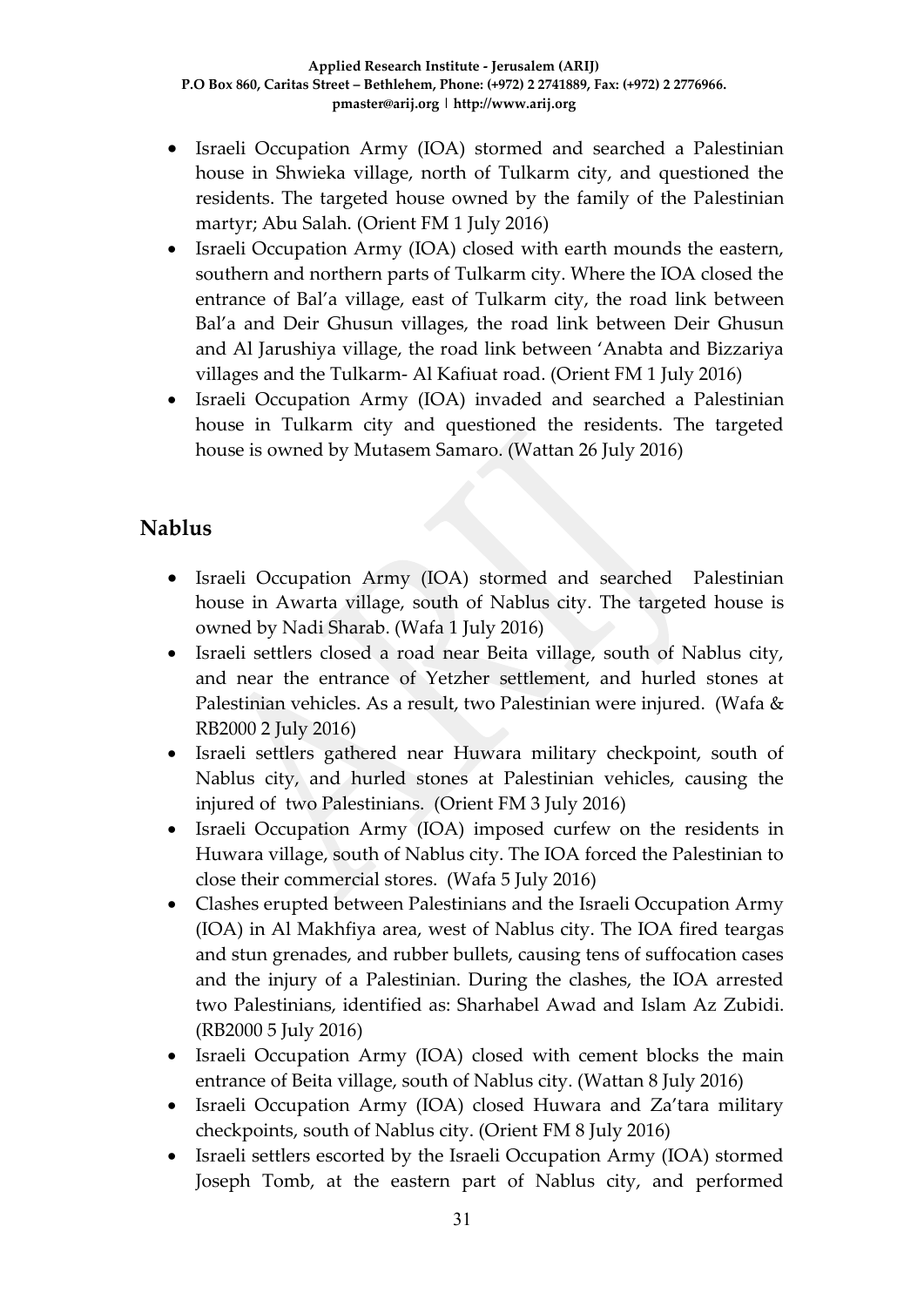- Israeli Occupation Army (IOA) stormed and searched a Palestinian house in Shwieka village, north of Tulkarm city, and questioned the residents. The targeted house owned by the family of the Palestinian martyr; Abu Salah. (Orient FM 1 July 2016)
- Israeli Occupation Army (IOA) closed with earth mounds the eastern, southern and northern parts of Tulkarm city. Where the IOA closed the entrance of Bal'a village, east of Tulkarm city, the road link between Bal'a and Deir Ghusun villages, the road link between Deir Ghusun and Al Jarushiya village, the road link between 'Anabta and Bizzariya villages and the Tulkarm- Al Kafiuat road. (Orient FM 1 July 2016)
- Israeli Occupation Army (IOA) invaded and searched a Palestinian house in Tulkarm city and questioned the residents. The targeted house is owned by Mutasem Samaro. (Wattan 26 July 2016)

## Nablus

- Israeli Occupation Army (IOA) stormed and searched Palestinian house in Awarta village, south of Nablus city. The targeted house is owned by Nadi Sharab. (Wafa 1 July 2016)
- Israeli settlers closed a road near Beita village, south of Nablus city, and near the entrance of Yetzher settlement, and hurled stones at Palestinian vehicles. As a result, two Palestinian were injured. (Wafa & RB2000 2 July 2016)
- Israeli settlers gathered near Huwara military checkpoint, south of Nablus city, and hurled stones at Palestinian vehicles, causing the injured of two Palestinians. (Orient FM 3 July 2016)
- Israeli Occupation Army (IOA) imposed curfew on the residents in Huwara village, south of Nablus city. The IOA forced the Palestinian to close their commercial stores. (Wafa 5 July 2016)
- Clashes erupted between Palestinians and the Israeli Occupation Army (IOA) in Al Makhfiya area, west of Nablus city. The IOA fired teargas and stun grenades, and rubber bullets, causing tens of suffocation cases and the injury of a Palestinian. During the clashes, the IOA arrested two Palestinians, identified as: Sharhabel Awad and Islam Az Zubidi. (RB2000 5 July 2016)
- Israeli Occupation Army (IOA) closed with cement blocks the main entrance of Beita village, south of Nablus city. (Wattan 8 July 2016)
- Israeli Occupation Army (IOA) closed Huwara and Za'tara military checkpoints, south of Nablus city. (Orient FM 8 July 2016)
- Israeli settlers escorted by the Israeli Occupation Army (IOA) stormed Joseph Tomb, at the eastern part of Nablus city, and performed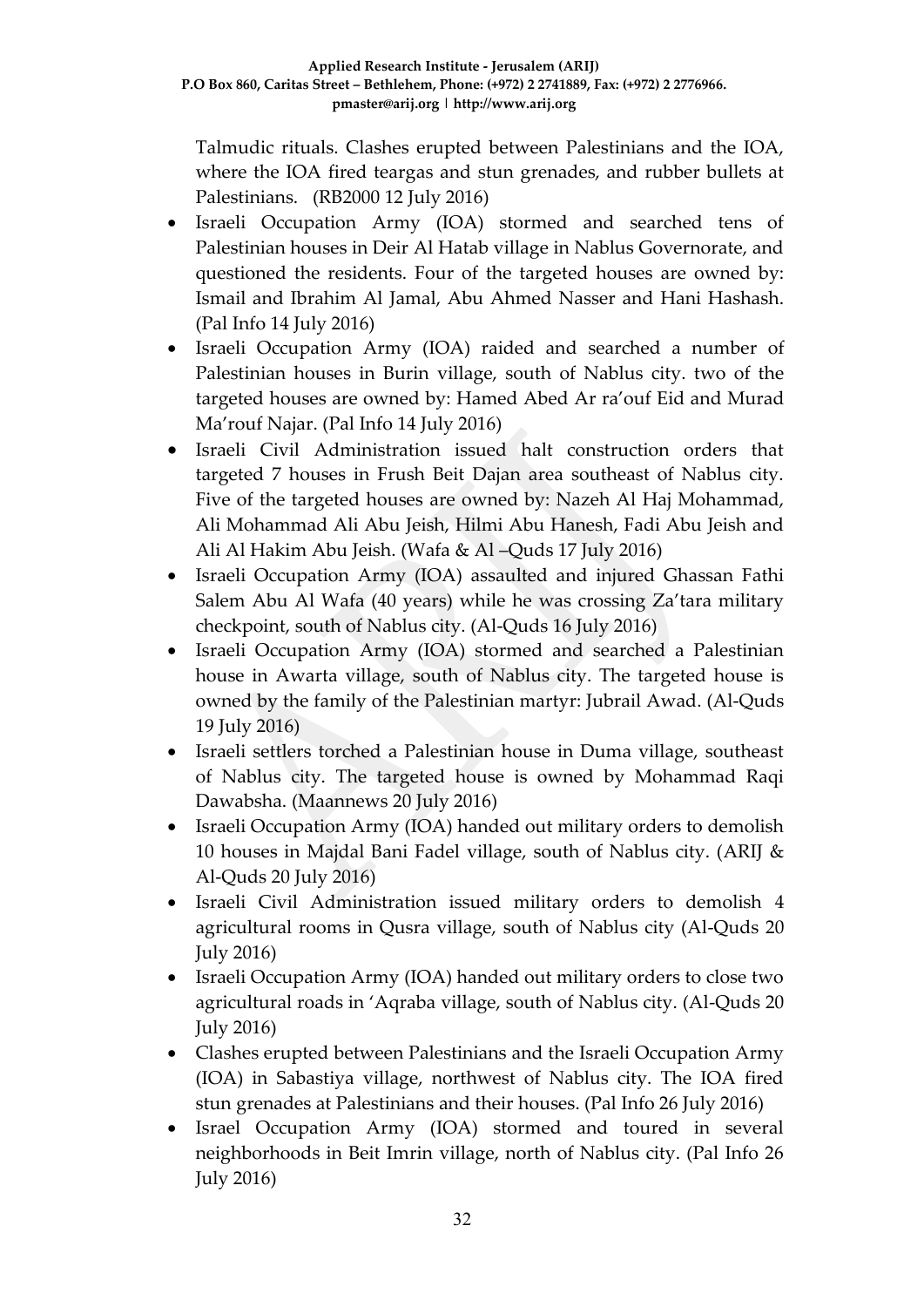Talmudic rituals. Clashes erupted between Palestinians and the IOA, where the IOA fired teargas and stun grenades, and rubber bullets at Palestinians. (RB2000 12 July 2016)

- Israeli Occupation Army (IOA) stormed and searched tens of Palestinian houses in Deir Al Hatab village in Nablus Governorate, and questioned the residents. Four of the targeted houses are owned by: Ismail and Ibrahim Al Jamal, Abu Ahmed Nasser and Hani Hashash. (Pal Info 14 July 2016)
- Israeli Occupation Army (IOA) raided and searched a number of Palestinian houses in Burin village, south of Nablus city. two of the targeted houses are owned by: Hamed Abed Ar ra'ouf Eid and Murad Ma'rouf Najar. (Pal Info 14 July 2016)
- Israeli Civil Administration issued halt construction orders that targeted 7 houses in Frush Beit Dajan area southeast of Nablus city. Five of the targeted houses are owned by: Nazeh Al Haj Mohammad, Ali Mohammad Ali Abu Jeish, Hilmi Abu Hanesh, Fadi Abu Jeish and Ali Al Hakim Abu Jeish. (Wafa & Al –Quds 17 July 2016)
- Israeli Occupation Army (IOA) assaulted and injured Ghassan Fathi Salem Abu Al Wafa (40 years) while he was crossing Za'tara military checkpoint, south of Nablus city. (Al-Quds 16 July 2016)
- Israeli Occupation Army (IOA) stormed and searched a Palestinian house in Awarta village, south of Nablus city. The targeted house is owned by the family of the Palestinian martyr: Jubrail Awad. (Al-Quds 19 July 2016)
- Israeli settlers torched a Palestinian house in Duma village, southeast of Nablus city. The targeted house is owned by Mohammad Raqi Dawabsha. (Maannews 20 July 2016)
- Israeli Occupation Army (IOA) handed out military orders to demolish 10 houses in Majdal Bani Fadel village, south of Nablus city. (ARIJ & Al-Quds 20 July 2016)
- Israeli Civil Administration issued military orders to demolish 4 agricultural rooms in Qusra village, south of Nablus city (Al-Quds 20 July 2016)
- Israeli Occupation Army (IOA) handed out military orders to close two agricultural roads in 'Aqraba village, south of Nablus city. (Al-Quds 20 July 2016)
- Clashes erupted between Palestinians and the Israeli Occupation Army (IOA) in Sabastiya village, northwest of Nablus city. The IOA fired stun grenades at Palestinians and their houses. (Pal Info 26 July 2016)
- Israel Occupation Army (IOA) stormed and toured in several neighborhoods in Beit Imrin village, north of Nablus city. (Pal Info 26 July 2016)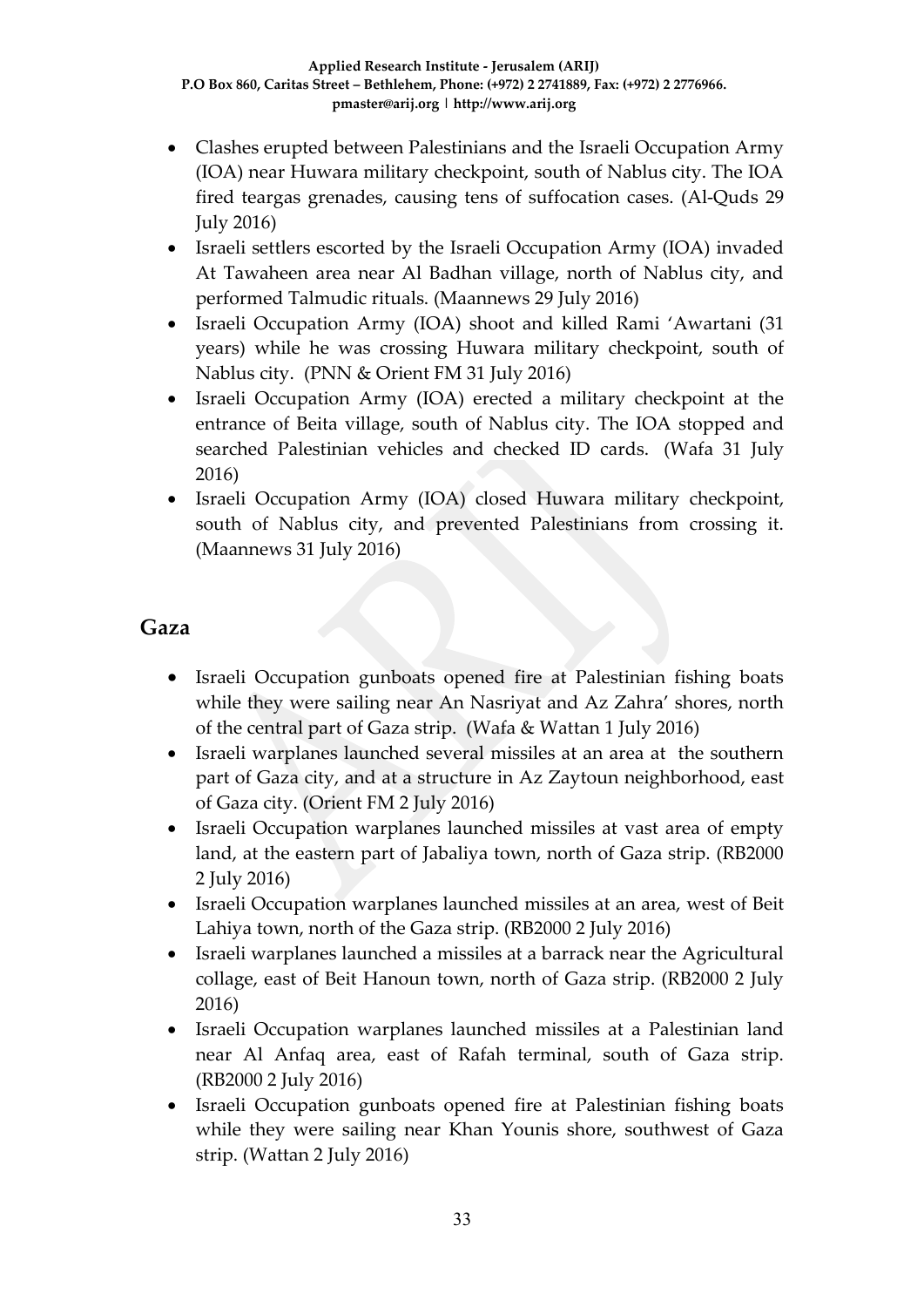- Clashes erupted between Palestinians and the Israeli Occupation Army (IOA) near Huwara military checkpoint, south of Nablus city. The IOA fired teargas grenades, causing tens of suffocation cases. (Al-Quds 29 July 2016)
- Israeli settlers escorted by the Israeli Occupation Army (IOA) invaded At Tawaheen area near Al Badhan village, north of Nablus city, and performed Talmudic rituals. (Maannews 29 July 2016)
- Israeli Occupation Army (IOA) shoot and killed Rami 'Awartani (31 years) while he was crossing Huwara military checkpoint, south of Nablus city. (PNN & Orient FM 31 July 2016)
- Israeli Occupation Army (IOA) erected a military checkpoint at the entrance of Beita village, south of Nablus city. The IOA stopped and searched Palestinian vehicles and checked ID cards. (Wafa 31 July 2016)
- Israeli Occupation Army (IOA) closed Huwara military checkpoint, south of Nablus city, and prevented Palestinians from crossing it. (Maannews 31 July 2016)

## Gaza

- Israeli Occupation gunboats opened fire at Palestinian fishing boats while they were sailing near An Nasriyat and Az Zahra' shores, north of the central part of Gaza strip. (Wafa & Wattan 1 July 2016)
- Israeli warplanes launched several missiles at an area at the southern part of Gaza city, and at a structure in Az Zaytoun neighborhood, east of Gaza city. (Orient FM 2 July 2016)
- Israeli Occupation warplanes launched missiles at vast area of empty land, at the eastern part of Jabaliya town, north of Gaza strip. (RB2000 2 July 2016)
- Israeli Occupation warplanes launched missiles at an area, west of Beit Lahiya town, north of the Gaza strip. (RB2000 2 July 2016)
- Israeli warplanes launched a missiles at a barrack near the Agricultural collage, east of Beit Hanoun town, north of Gaza strip. (RB2000 2 July 2016)
- Israeli Occupation warplanes launched missiles at a Palestinian land near Al Anfaq area, east of Rafah terminal, south of Gaza strip. (RB2000 2 July 2016)
- Israeli Occupation gunboats opened fire at Palestinian fishing boats while they were sailing near Khan Younis shore, southwest of Gaza strip. (Wattan 2 July 2016)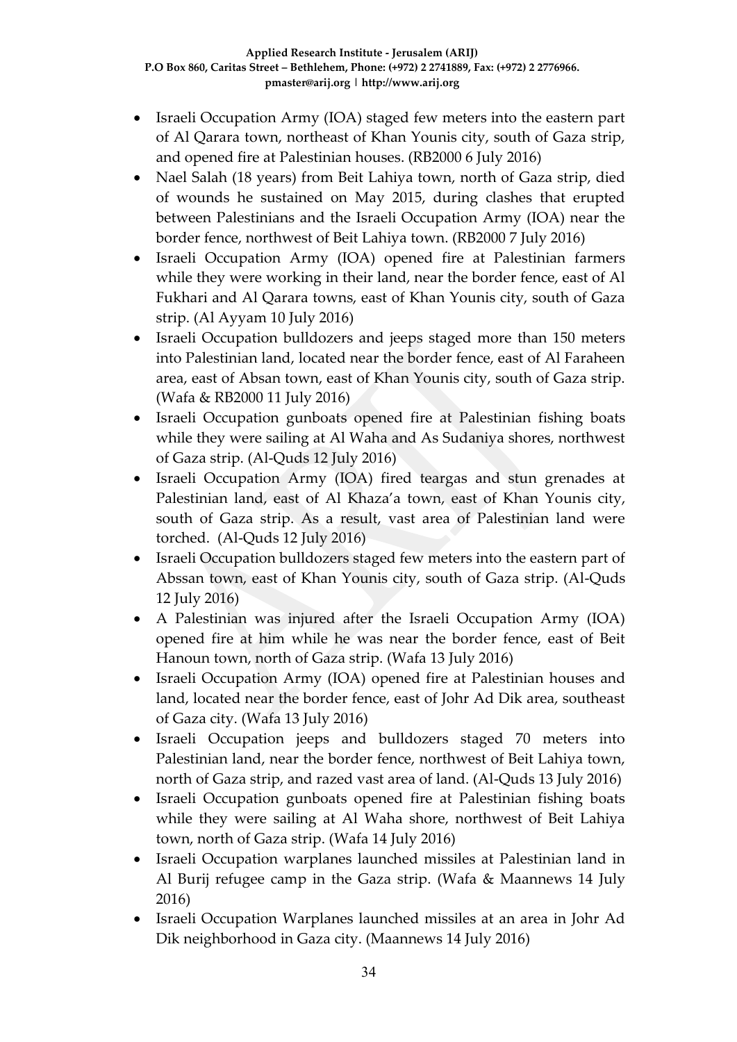- Israeli Occupation Army (IOA) staged few meters into the eastern part of Al Qarara town, northeast of Khan Younis city, south of Gaza strip, and opened fire at Palestinian houses. (RB2000 6 July 2016)
- Nael Salah (18 years) from Beit Lahiya town, north of Gaza strip, died of wounds he sustained on May 2015, during clashes that erupted between Palestinians and the Israeli Occupation Army (IOA) near the border fence, northwest of Beit Lahiya town. (RB2000 7 July 2016)
- Israeli Occupation Army (IOA) opened fire at Palestinian farmers while they were working in their land, near the border fence, east of Al Fukhari and Al Qarara towns, east of Khan Younis city, south of Gaza strip. (Al Ayyam 10 July 2016)
- Israeli Occupation bulldozers and jeeps staged more than 150 meters into Palestinian land, located near the border fence, east of Al Faraheen area, east of Absan town, east of Khan Younis city, south of Gaza strip. (Wafa & RB2000 11 July 2016)
- Israeli Occupation gunboats opened fire at Palestinian fishing boats while they were sailing at Al Waha and As Sudaniya shores, northwest of Gaza strip. (Al-Quds 12 July 2016)
- Israeli Occupation Army (IOA) fired teargas and stun grenades at Palestinian land, east of Al Khaza'a town, east of Khan Younis city, south of Gaza strip. As a result, vast area of Palestinian land were torched. (Al-Quds 12 July 2016)
- Israeli Occupation bulldozers staged few meters into the eastern part of Abssan town, east of Khan Younis city, south of Gaza strip. (Al-Quds 12 July 2016)
- A Palestinian was injured after the Israeli Occupation Army (IOA) opened fire at him while he was near the border fence, east of Beit Hanoun town, north of Gaza strip. (Wafa 13 July 2016)
- Israeli Occupation Army (IOA) opened fire at Palestinian houses and land, located near the border fence, east of Johr Ad Dik area, southeast of Gaza city. (Wafa 13 July 2016)
- Israeli Occupation jeeps and bulldozers staged 70 meters into Palestinian land, near the border fence, northwest of Beit Lahiya town, north of Gaza strip, and razed vast area of land. (Al-Quds 13 July 2016)
- Israeli Occupation gunboats opened fire at Palestinian fishing boats while they were sailing at Al Waha shore, northwest of Beit Lahiya town, north of Gaza strip. (Wafa 14 July 2016)
- Israeli Occupation warplanes launched missiles at Palestinian land in Al Burij refugee camp in the Gaza strip. (Wafa & Maannews 14 July 2016)
- Israeli Occupation Warplanes launched missiles at an area in Johr Ad Dik neighborhood in Gaza city. (Maannews 14 July 2016)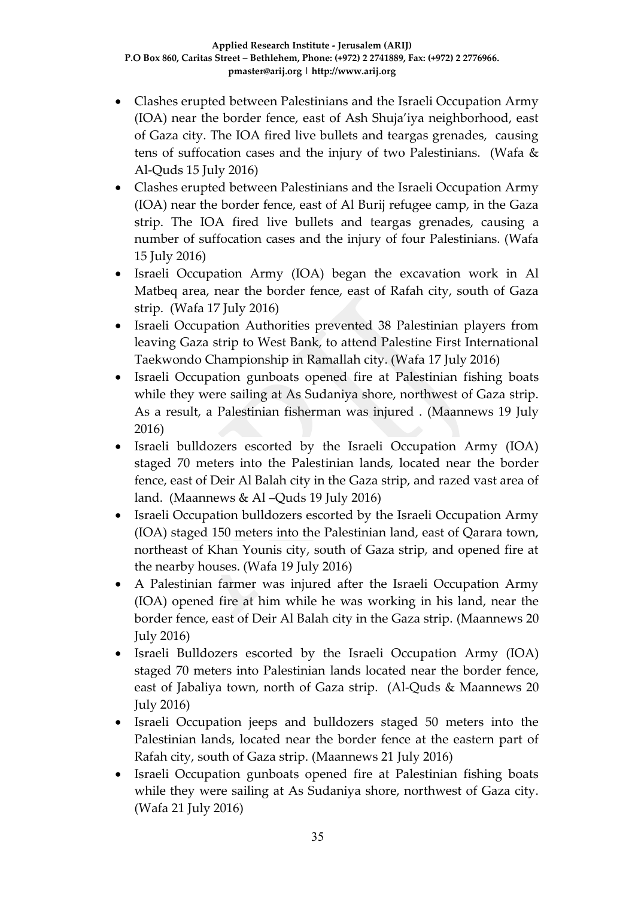- Clashes erupted between Palestinians and the Israeli Occupation Army (IOA) near the border fence, east of Ash Shuja'iya neighborhood, east of Gaza city. The IOA fired live bullets and teargas grenades, causing tens of suffocation cases and the injury of two Palestinians. (Wafa & Al-Quds 15 July 2016)
- Clashes erupted between Palestinians and the Israeli Occupation Army (IOA) near the border fence, east of Al Burij refugee camp, in the Gaza strip. The IOA fired live bullets and teargas grenades, causing a number of suffocation cases and the injury of four Palestinians. (Wafa 15 July 2016)
- Israeli Occupation Army (IOA) began the excavation work in Al Matbeq area, near the border fence, east of Rafah city, south of Gaza strip. (Wafa 17 July 2016)
- Israeli Occupation Authorities prevented 38 Palestinian players from leaving Gaza strip to West Bank, to attend Palestine First International Taekwondo Championship in Ramallah city. (Wafa 17 July 2016)
- Israeli Occupation gunboats opened fire at Palestinian fishing boats while they were sailing at As Sudaniya shore, northwest of Gaza strip. As a result, a Palestinian fisherman was injured . (Maannews 19 July 2016)
- Israeli bulldozers escorted by the Israeli Occupation Army (IOA) staged 70 meters into the Palestinian lands, located near the border fence, east of Deir Al Balah city in the Gaza strip, and razed vast area of land. (Maannews & Al –Quds 19 July 2016)
- Israeli Occupation bulldozers escorted by the Israeli Occupation Army (IOA) staged 150 meters into the Palestinian land, east of Qarara town, northeast of Khan Younis city, south of Gaza strip, and opened fire at the nearby houses. (Wafa 19 July 2016)
- A Palestinian farmer was injured after the Israeli Occupation Army (IOA) opened fire at him while he was working in his land, near the border fence, east of Deir Al Balah city in the Gaza strip. (Maannews 20 July 2016)
- Israeli Bulldozers escorted by the Israeli Occupation Army (IOA) staged 70 meters into Palestinian lands located near the border fence, east of Jabaliya town, north of Gaza strip. (Al-Quds & Maannews 20 July 2016)
- Israeli Occupation jeeps and bulldozers staged 50 meters into the Palestinian lands, located near the border fence at the eastern part of Rafah city, south of Gaza strip. (Maannews 21 July 2016)
- Israeli Occupation gunboats opened fire at Palestinian fishing boats while they were sailing at As Sudaniya shore, northwest of Gaza city. (Wafa 21 July 2016)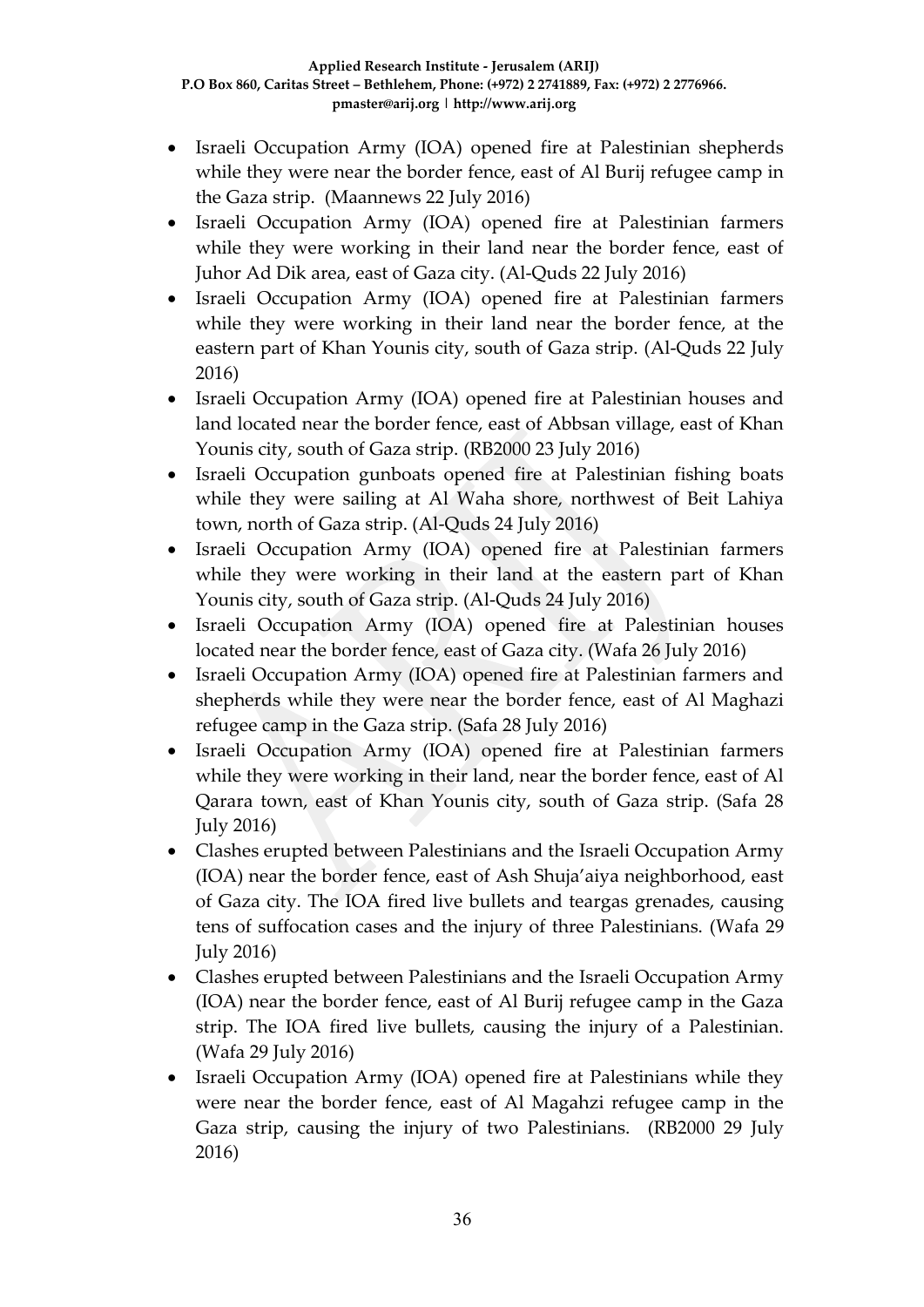- Israeli Occupation Army (IOA) opened fire at Palestinian shepherds while they were near the border fence, east of Al Burij refugee camp in the Gaza strip. (Maannews 22 July 2016)
- Israeli Occupation Army (IOA) opened fire at Palestinian farmers while they were working in their land near the border fence, east of Juhor Ad Dik area, east of Gaza city. (Al-Quds 22 July 2016)
- Israeli Occupation Army (IOA) opened fire at Palestinian farmers while they were working in their land near the border fence, at the eastern part of Khan Younis city, south of Gaza strip. (Al-Quds 22 July 2016)
- Israeli Occupation Army (IOA) opened fire at Palestinian houses and land located near the border fence, east of Abbsan village, east of Khan Younis city, south of Gaza strip. (RB2000 23 July 2016)
- Israeli Occupation gunboats opened fire at Palestinian fishing boats while they were sailing at Al Waha shore, northwest of Beit Lahiya town, north of Gaza strip. (Al-Quds 24 July 2016)
- Israeli Occupation Army (IOA) opened fire at Palestinian farmers while they were working in their land at the eastern part of Khan Younis city, south of Gaza strip. (Al-Quds 24 July 2016)
- Israeli Occupation Army (IOA) opened fire at Palestinian houses located near the border fence, east of Gaza city. (Wafa 26 July 2016)
- Israeli Occupation Army (IOA) opened fire at Palestinian farmers and shepherds while they were near the border fence, east of Al Maghazi refugee camp in the Gaza strip. (Safa 28 July 2016)
- Israeli Occupation Army (IOA) opened fire at Palestinian farmers while they were working in their land, near the border fence, east of Al Qarara town, east of Khan Younis city, south of Gaza strip. (Safa 28 July 2016)
- Clashes erupted between Palestinians and the Israeli Occupation Army (IOA) near the border fence, east of Ash Shuja'aiya neighborhood, east of Gaza city. The IOA fired live bullets and teargas grenades, causing tens of suffocation cases and the injury of three Palestinians. (Wafa 29 July 2016)
- Clashes erupted between Palestinians and the Israeli Occupation Army (IOA) near the border fence, east of Al Burij refugee camp in the Gaza strip. The IOA fired live bullets, causing the injury of a Palestinian. (Wafa 29 July 2016)
- Israeli Occupation Army (IOA) opened fire at Palestinians while they were near the border fence, east of Al Magahzi refugee camp in the Gaza strip, causing the injury of two Palestinians. (RB2000 29 July 2016)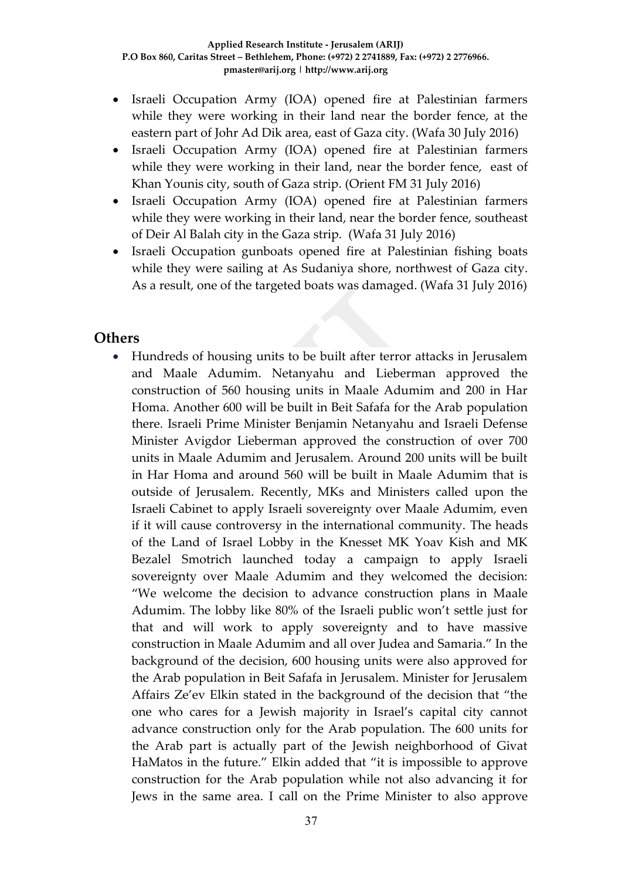- Israeli Occupation Army (IOA) opened fire at Palestinian farmers while they were working in their land near the border fence, at the eastern part of Johr Ad Dik area, east of Gaza city. (Wafa 30 July 2016)
- Israeli Occupation Army (IOA) opened fire at Palestinian farmers while they were working in their land, near the border fence, east of Khan Younis city, south of Gaza strip. (Orient FM 31 July 2016)
- Israeli Occupation Army (IOA) opened fire at Palestinian farmers while they were working in their land, near the border fence, southeast of Deir Al Balah city in the Gaza strip. (Wafa 31 July 2016)
- Israeli Occupation gunboats opened fire at Palestinian fishing boats while they were sailing at As Sudaniya shore, northwest of Gaza city. As a result, one of the targeted boats was damaged. (Wafa 31 July 2016)

## Others

- Hundreds of housing units to be built after terror attacks in Jerusalem and Maale Adumim. Netanyahu and Lieberman approved the construction of 560 housing units in Maale Adumim and 200 in Har Homa. Another 600 will be built in Beit Safafa for the Arab population there. Israeli Prime Minister Benjamin Netanyahu and Israeli Defense Minister Avigdor Lieberman approved the construction of over 700 units in Maale Adumim and Jerusalem. Around 200 units will be built in Har Homa and around 560 will be built in Maale Adumim that is outside of Jerusalem. Recently, MKs and Ministers called upon the Israeli Cabinet to apply Israeli sovereignty over Maale Adumim, even if it will cause controversy in the international community. The heads of the Land of Israel Lobby in the Knesset MK Yoav Kish and MK Bezalel Smotrich launched today a campaign to apply Israeli sovereignty over Maale Adumim and they welcomed the decision: "We welcome the decision to advance construction plans in Maale Adumim. The lobby like 80% of the Israeli public won't settle just for that and will work to apply sovereignty and to have massive construction in Maale Adumim and all over Judea and Samaria." In the background of the decision, 600 housing units were also approved for the Arab population in Beit Safafa in Jerusalem. Minister for Jerusalem Affairs Ze'ev Elkin stated in the background of the decision that "the one who cares for a Jewish majority in Israel's capital city cannot advance construction only for the Arab population. The 600 units for the Arab part is actually part of the Jewish neighborhood of Givat HaMatos in the future." Elkin added that "it is impossible to approve construction for the Arab population while not also advancing it for Jews in the same area. I call on the Prime Minister to also approve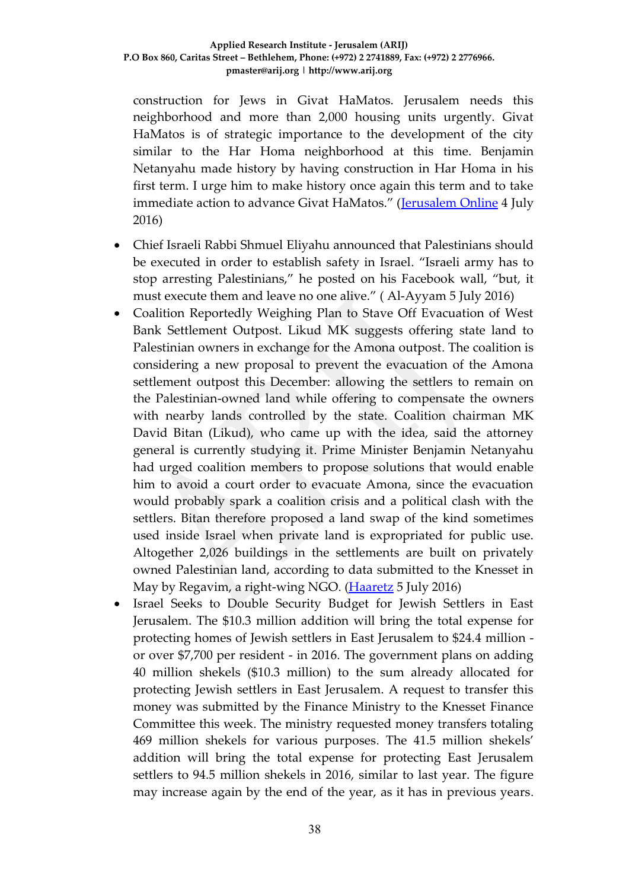construction for Jews in Givat HaMatos. Jerusalem needs this neighborhood and more than 2,000 housing units urgently. Givat HaMatos is of strategic importance to the development of the city similar to the Har Homa neighborhood at this time. Benjamin Netanyahu made history by having construction in Har Homa in his first term. I urge him to make history once again this term and to take immediate action to advance Givat HaMatos." (Jerusalem Online 4 July 2016)

- Chief Israeli Rabbi Shmuel Eliyahu announced that Palestinians should be executed in order to establish safety in Israel. "Israeli army has to stop arresting Palestinians," he posted on his Facebook wall, "but, it must execute them and leave no one alive." ( Al-Ayyam 5 July 2016)
- Coalition Reportedly Weighing Plan to Stave Off Evacuation of West Bank Settlement Outpost. Likud MK suggests offering state land to Palestinian owners in exchange for the Amona outpost. The coalition is considering a new proposal to prevent the evacuation of the Amona settlement outpost this December: allowing the settlers to remain on the Palestinian-owned land while offering to compensate the owners with nearby lands controlled by the state. Coalition chairman MK David Bitan (Likud), who came up with the idea, said the attorney general is currently studying it. Prime Minister Benjamin Netanyahu had urged coalition members to propose solutions that would enable him to avoid a court order to evacuate Amona, since the evacuation would probably spark a coalition crisis and a political clash with the settlers. Bitan therefore proposed a land swap of the kind sometimes used inside Israel when private land is expropriated for public use. Altogether 2,026 buildings in the settlements are built on privately owned Palestinian land, according to data submitted to the Knesset in May by Regavim, a right-wing NGO. (Haaretz 5 July 2016)
- Israel Seeks to Double Security Budget for Jewish Settlers in East Jerusalem. The $10.3 million addition will bring the total expense for protecting homes of Jewish settlers in East Jerusalem to $24.4 million - or over $7,700 per resident - in 2016. The government plans on adding 40 million shekels ($10.3 million) to the sum already allocated for protecting Jewish settlers in East Jerusalem. A request to transfer this money was submitted by the Finance Ministry to the Knesset Finance Committee this week. The ministry requested money transfers totaling 469 million shekels for various purposes. The 41.5 million shekels' addition will bring the total expense for protecting East Jerusalem settlers to 94.5 million shekels in 2016, similar to last year. The figure may increase again by the end of the year, as it has in previous years.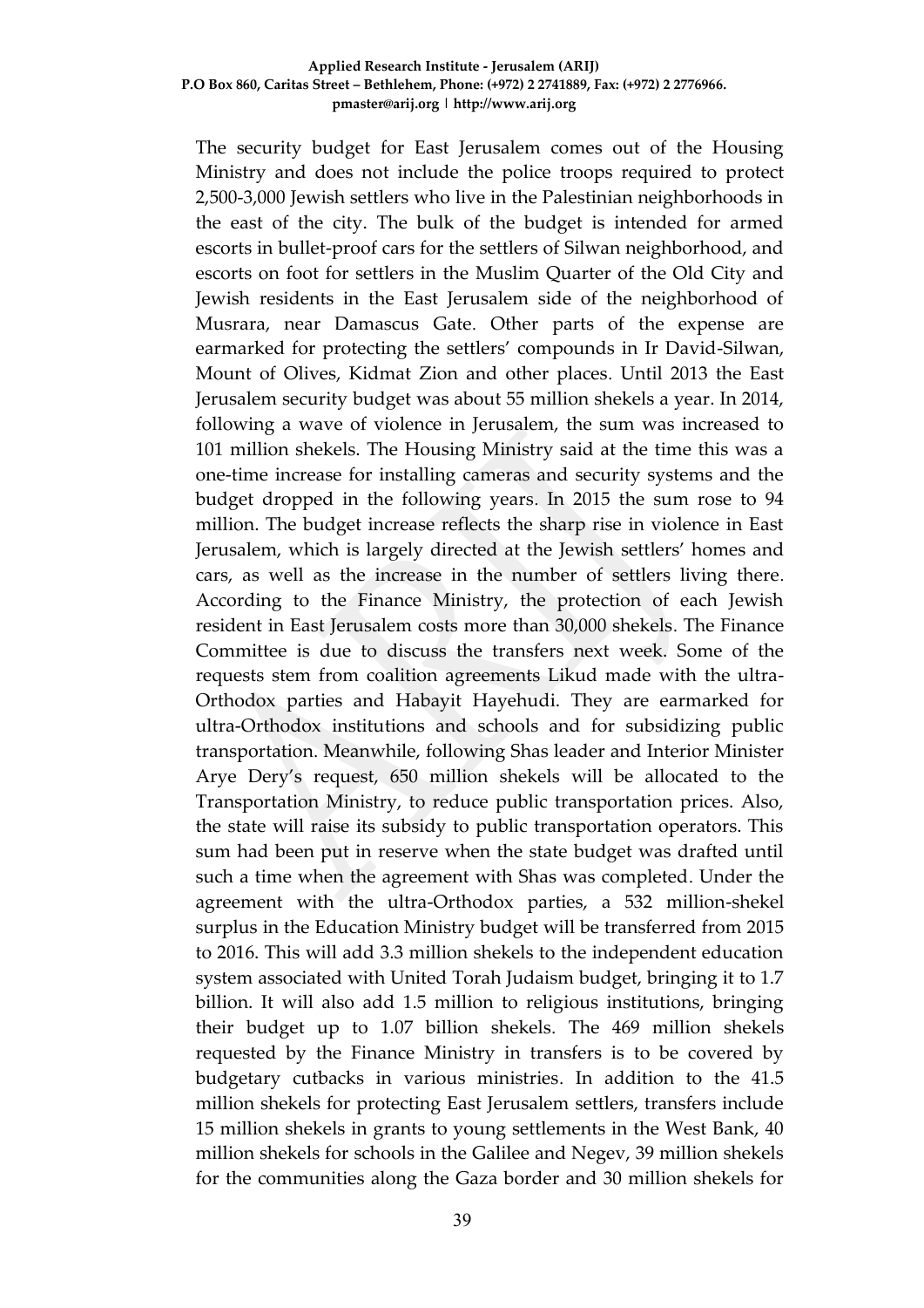The security budget for East Jerusalem comes out of the Housing Ministry and does not include the police troops required to protect 2,500-3,000 Jewish settlers who live in the Palestinian neighborhoods in the east of the city. The bulk of the budget is intended for armed escorts in bullet-proof cars for the settlers of Silwan neighborhood, and escorts on foot for settlers in the Muslim Quarter of the Old City and Jewish residents in the East Jerusalem side of the neighborhood of Musrara, near Damascus Gate. Other parts of the expense are earmarked for protecting the settlers' compounds in Ir David-Silwan, Mount of Olives, Kidmat Zion and other places. Until 2013 the East Jerusalem security budget was about 55 million shekels a year. In 2014, following a wave of violence in Jerusalem, the sum was increased to 101 million shekels. The Housing Ministry said at the time this was a one-time increase for installing cameras and security systems and the budget dropped in the following years. In 2015 the sum rose to 94 million. The budget increase reflects the sharp rise in violence in East Jerusalem, which is largely directed at the Jewish settlers' homes and cars, as well as the increase in the number of settlers living there. According to the Finance Ministry, the protection of each Jewish resident in East Jerusalem costs more than 30,000 shekels. The Finance Committee is due to discuss the transfers next week. Some of the requests stem from coalition agreements Likud made with the ultra-Orthodox parties and Habayit Hayehudi. They are earmarked for ultra-Orthodox institutions and schools and for subsidizing public transportation. Meanwhile, following Shas leader and Interior Minister Arye Dery's request, 650 million shekels will be allocated to the Transportation Ministry, to reduce public transportation prices. Also, the state will raise its subsidy to public transportation operators. This sum had been put in reserve when the state budget was drafted until such a time when the agreement with Shas was completed. Under the agreement with the ultra-Orthodox parties, a 532 million-shekel surplus in the Education Ministry budget will be transferred from 2015 to 2016. This will add 3.3 million shekels to the independent education system associated with United Torah Judaism budget, bringing it to 1.7 billion. It will also add 1.5 million to religious institutions, bringing their budget up to 1.07 billion shekels. The 469 million shekels requested by the Finance Ministry in transfers is to be covered by budgetary cutbacks in various ministries. In addition to the 41.5 million shekels for protecting East Jerusalem settlers, transfers include 15 million shekels in grants to young settlements in the West Bank, 40 million shekels for schools in the Galilee and Negev, 39 million shekels for the communities along the Gaza border and 30 million shekels for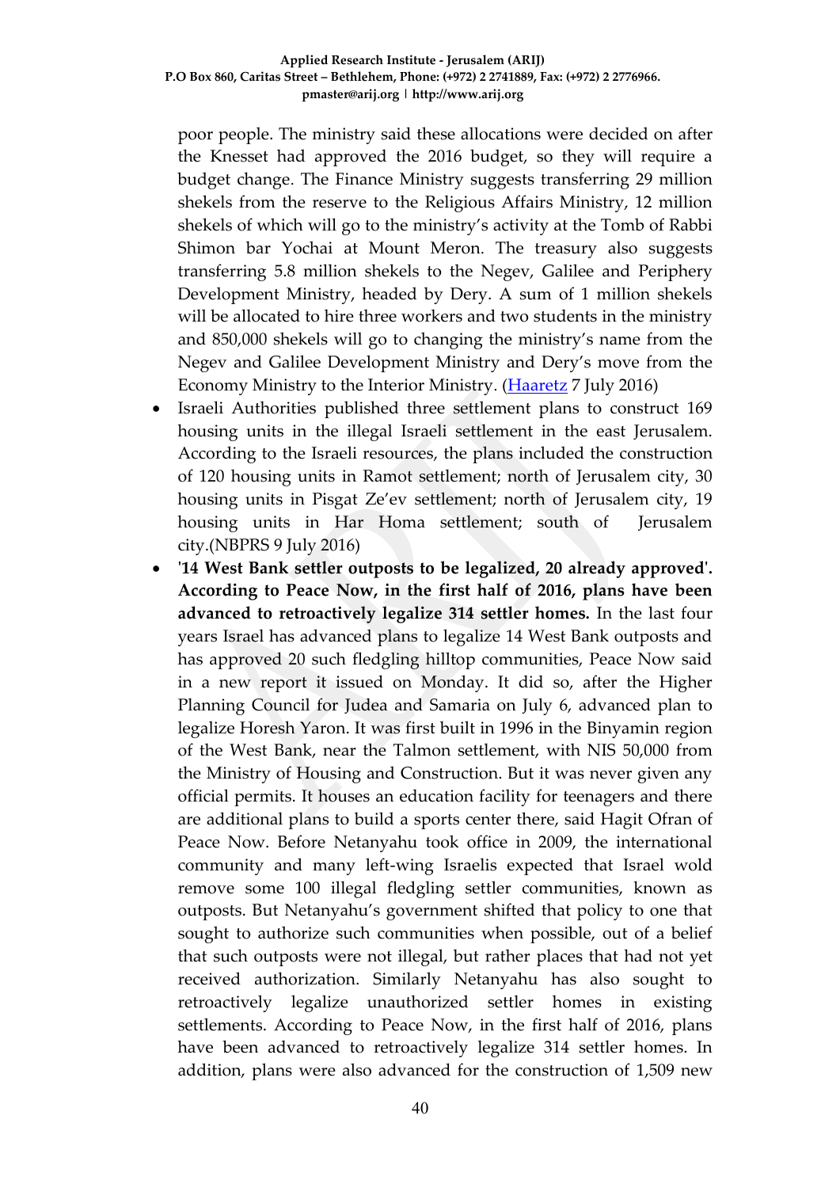poor people. The ministry said these allocations were decided on after the Knesset had approved the 2016 budget, so they will require a budget change. The Finance Ministry suggests transferring 29 million shekels from the reserve to the Religious Affairs Ministry, 12 million shekels of which will go to the ministry's activity at the Tomb of Rabbi Shimon bar Yochai at Mount Meron. The treasury also suggests transferring 5.8 million shekels to the Negev, Galilee and Periphery Development Ministry, headed by Dery. A sum of 1 million shekels will be allocated to hire three workers and two students in the ministry and 850,000 shekels will go to changing the ministry's name from the Negev and Galilee Development Ministry and Dery's move from the Economy Ministry to the Interior Ministry. ([Haaretz](Haaretz) 7 July 2016)

- Israeli Authorities published three settlement plans to construct 169 housing units in the illegal Israeli settlement in the east Jerusalem. According to the Israeli resources, the plans included the construction of 120 housing units in Ramot settlement; north of Jerusalem city, 30 housing units in Pisgat Ze'ev settlement; north of Jerusalem city, 19 housing units in Har Homa settlement; south of Jerusalem city.(NBPRS 9 July 2016)
- **'14 West Bank settler outposts to be legalized, 20 already approved'. According to Peace Now, in the first half of 2016, plans have been advanced to retroactively legalize 314 settler homes.** In the last four years Israel has advanced plans to legalize 14 West Bank outposts and has approved 20 such fledgling hilltop communities, Peace Now said in a new report it issued on Monday. It did so, after the Higher Planning Council for Judea and Samaria on July 6, advanced plan to legalize Horesh Yaron. It was first built in 1996 in the Binyamin region of the West Bank, near the Talmon settlement, with NIS 50,000 from the Ministry of Housing and Construction. But it was never given any official permits. It houses an education facility for teenagers and there are additional plans to build a sports center there, said Hagit Ofran of Peace Now. Before Netanyahu took office in 2009, the international community and many left-wing Israelis expected that Israel wold remove some 100 illegal fledgling settler communities, known as outposts. But Netanyahu's government shifted that policy to one that sought to authorize such communities when possible, out of a belief that such outposts were not illegal, but rather places that had not yet received authorization. Similarly Netanyahu has also sought to retroactively legalize unauthorized settler homes in existing settlements. According to Peace Now, in the first half of 2016, plans have been advanced to retroactively legalize 314 settler homes. In addition, plans were also advanced for the construction of 1,509 new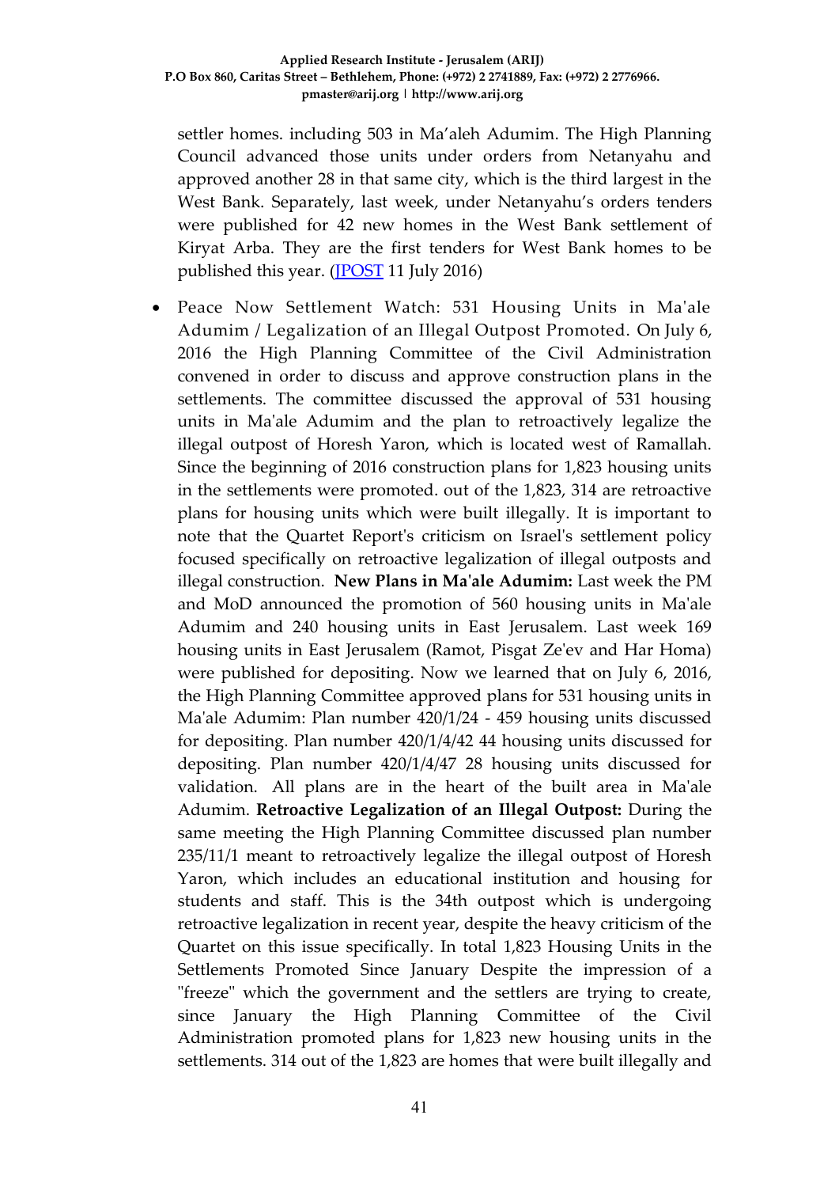settler homes. including 503 in Ma'aleh Adumim. The High Planning Council advanced those units under orders from Netanyahu and approved another 28 in that same city, which is the third largest in the West Bank. Separately, last week, under Netanyahu's orders tenders were published for 42 new homes in the West Bank settlement of Kiryat Arba. They are the first tenders for West Bank homes to be published this year. (JPOST 11 July 2016)

- Peace Now Settlement Watch: 531 Housing Units in Ma'ale Adumim / Legalization of an Illegal Outpost Promoted. On July 6, 2016 the High Planning Committee of the Civil Administration convened in order to discuss and approve construction plans in the settlements. The committee discussed the approval of 531 housing units in Ma'ale Adumim and the plan to retroactively legalize the illegal outpost of Horesh Yaron, which is located west of Ramallah. Since the beginning of 2016 construction plans for 1,823 housing units in the settlements were promoted. out of the 1,823, 314 are retroactive plans for housing units which were built illegally. It is important to note that the Quartet Report's criticism on Israel's settlement policy focused specifically on retroactive legalization of illegal outposts and illegal construction. **New Plans in Ma'ale Adumim:** Last week the PM and MoD announced the promotion of 560 housing units in Ma'ale Adumim and 240 housing units in East Jerusalem. Last week 169 housing units in East Jerusalem (Ramot, Pisgat Ze'ev and Har Homa) were published for depositing. Now we learned that on July 6, 2016, the High Planning Committee approved plans for 531 housing units in Ma'ale Adumim: Plan number 420/1/24 - 459 housing units discussed for depositing. Plan number 420/1/4/42 44 housing units discussed for depositing. Plan number 420/1/4/47 28 housing units discussed for validation. All plans are in the heart of the built area in Ma'ale Adumim. **Retroactive Legalization of an Illegal Outpost:** During the same meeting the High Planning Committee discussed plan number 235/11/1 meant to retroactively legalize the illegal outpost of Horesh Yaron, which includes an educational institution and housing for students and staff. This is the 34th outpost which is undergoing retroactive legalization in recent year, despite the heavy criticism of the Quartet on this issue specifically. In total 1,823 Housing Units in the Settlements Promoted Since January Despite the impression of a "freeze" which the government and the settlers are trying to create, since January the High Planning Committee of the Civil Administration promoted plans for 1,823 new housing units in the settlements. 314 out of the 1,823 are homes that were built illegally and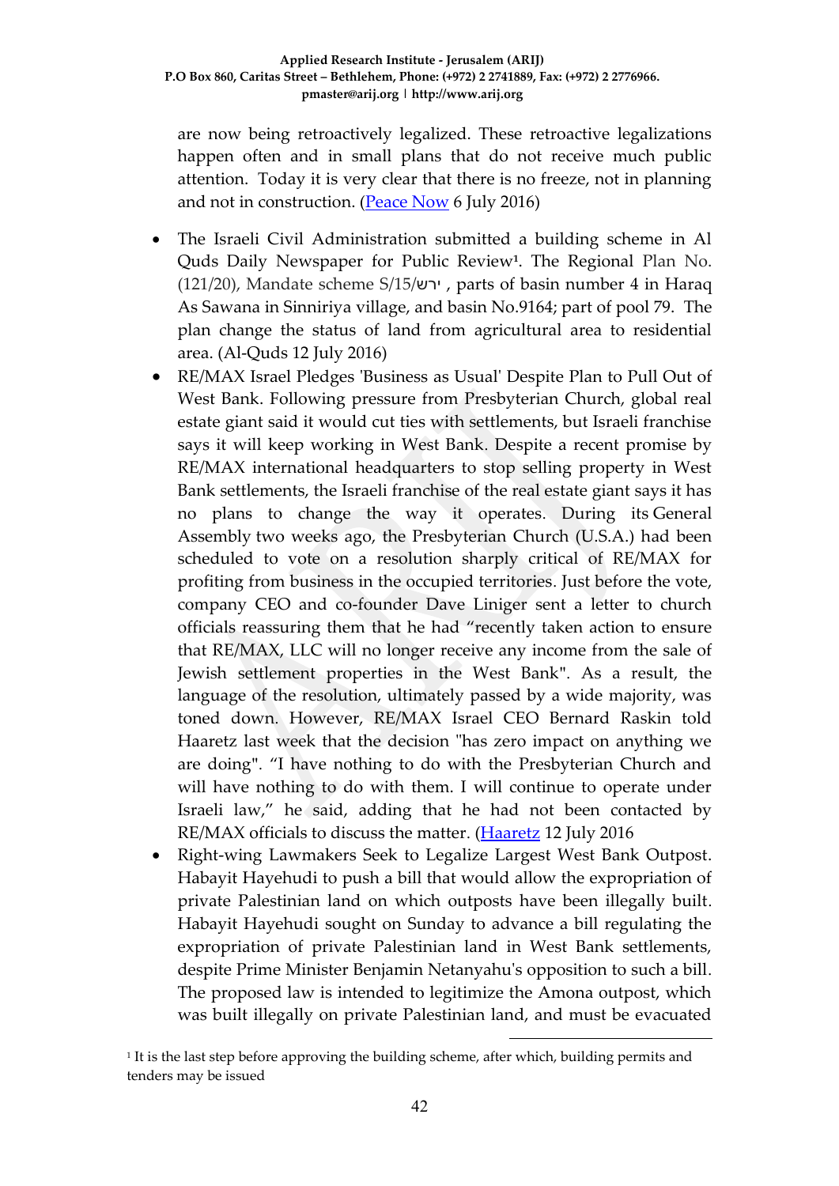are now being retroactively legalized. These retroactive legalizations happen often and in small plans that do not receive much public attention. Today it is very clear that there is no freeze, not in planning and not in construction. (Peace Now 6 July 2016)

- The Israeli Civil Administration submitted a building scheme in Al Quds Daily Newspaper for Public Review[1]. The Regional Plan No. (121/20), Mandate scheme S/15/ירש , parts of basin number 4 in Haraq As Sawana in Sinniriya village, and basin No.9164; part of pool 79. The plan change the status of land from agricultural area to residential area. (Al-Quds 12 July 2016)
- RE/MAX Israel Pledges 'Business as Usual' Despite Plan to Pull Out of West Bank. Following pressure from Presbyterian Church, global real estate giant said it would cut ties with settlements, but Israeli franchise says it will keep working in West Bank. Despite a recent promise by RE/MAX international headquarters to stop selling property in West Bank settlements, the Israeli franchise of the real estate giant says it has no plans to change the way it operates. During its General Assembly two weeks ago, the Presbyterian Church (U.S.A.) had been scheduled to vote on a resolution sharply critical of RE/MAX for profiting from business in the occupied territories. Just before the vote, company CEO and co-founder Dave Liniger sent a letter to church officials reassuring them that he had "recently taken action to ensure that RE/MAX, LLC will no longer receive any income from the sale of Jewish settlement properties in the West Bank". As a result, the language of the resolution, ultimately passed by a wide majority, was toned down. However, RE/MAX Israel CEO Bernard Raskin told Haaretz last week that the decision "has zero impact on anything we are doing". "I have nothing to do with the Presbyterian Church and will have nothing to do with them. I will continue to operate under Israeli law," he said, adding that he had not been contacted by RE/MAX officials to discuss the matter. (Haaretz 12 July 2016
- Right-wing Lawmakers Seek to Legalize Largest West Bank Outpost. Habayit Hayehudi to push a bill that would allow the expropriation of private Palestinian land on which outposts have been illegally built. Habayit Hayehudi sought on Sunday to advance a bill regulating the expropriation of private Palestinian land in West Bank settlements, despite Prime Minister Benjamin Netanyahu's opposition to such a bill. The proposed law is intended to legitimize the Amona outpost, which was built illegally on private Palestinian land, and must be evacuated

[1] It is the last step before approving the building scheme, after which, building permits and tenders may be issued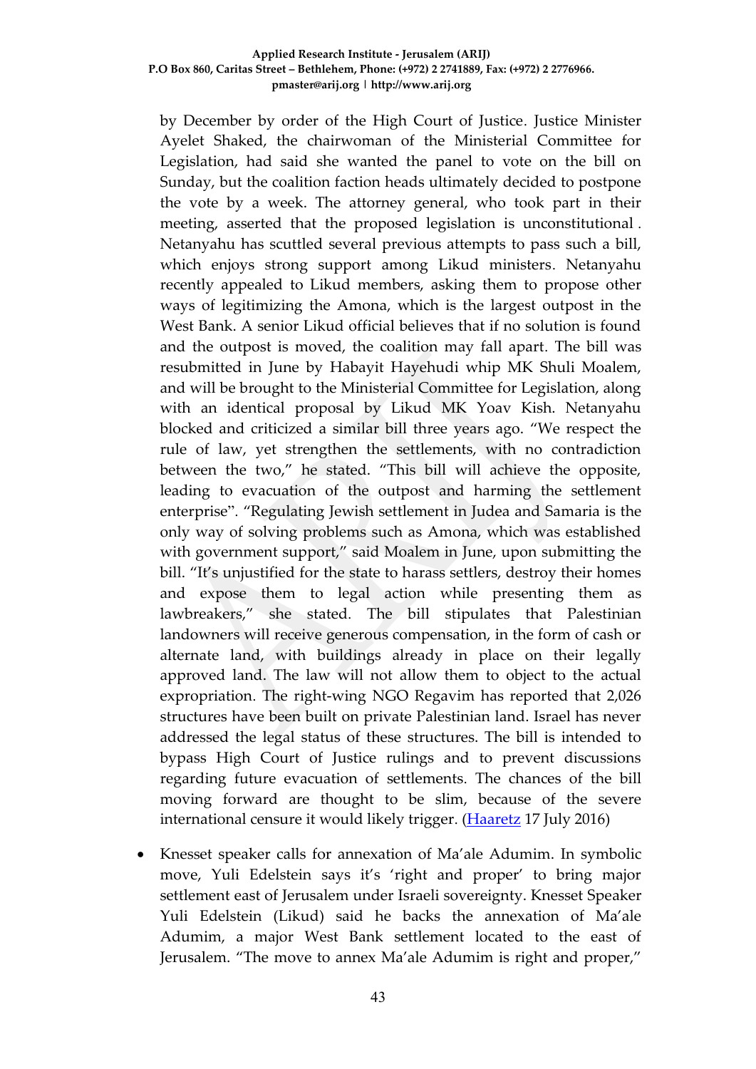by December by order of the High Court of Justice. Justice Minister Ayelet Shaked, the chairwoman of the Ministerial Committee for Legislation, had said she wanted the panel to vote on the bill on Sunday, but the coalition faction heads ultimately decided to postpone the vote by a week. The attorney general, who took part in their meeting, asserted that the proposed legislation is unconstitutional. Netanyahu has scuttled several previous attempts to pass such a bill, which enjoys strong support among Likud ministers. Netanyahu recently appealed to Likud members, asking them to propose other ways of legitimizing the Amona, which is the largest outpost in the West Bank. A senior Likud official believes that if no solution is found and the outpost is moved, the coalition may fall apart. The bill was resubmitted in June by Habayit Hayehudi whip MK Shuli Moalem, and will be brought to the Ministerial Committee for Legislation, along with an identical proposal by Likud MK Yoav Kish. Netanyahu blocked and criticized a similar bill three years ago. "We respect the rule of law, yet strengthen the settlements, with no contradiction between the two," he stated. "This bill will achieve the opposite, leading to evacuation of the outpost and harming the settlement enterprise". "Regulating Jewish settlement in Judea and Samaria is the only way of solving problems such as Amona, which was established with government support," said Moalem in June, upon submitting the bill. "It's unjustified for the state to harass settlers, destroy their homes and expose them to legal action while presenting them as lawbreakers," she stated. The bill stipulates that Palestinian landowners will receive generous compensation, in the form of cash or alternate land, with buildings already in place on their legally approved land. The law will not allow them to object to the actual expropriation. The right-wing NGO Regavim has reported that 2,026 structures have been built on private Palestinian land. Israel has never addressed the legal status of these structures. The bill is intended to bypass High Court of Justice rulings and to prevent discussions regarding future evacuation of settlements. The chances of the bill moving forward are thought to be slim, because of the severe international censure it would likely trigger. (Haaretz 17 July 2016)

- Knesset speaker calls for annexation of Ma'ale Adumim. In symbolic move, Yuli Edelstein says it's 'right and proper' to bring major settlement east of Jerusalem under Israeli sovereignty. Knesset Speaker Yuli Edelstein (Likud) said he backs the annexation of Ma'ale Adumim, a major West Bank settlement located to the east of Jerusalem. "The move to annex Ma'ale Adumim is right and proper,"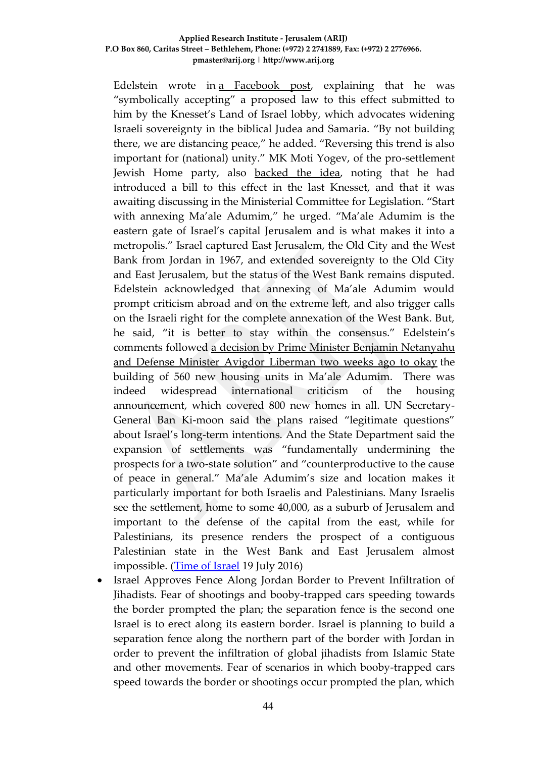Edelstein wrote in a Facebook post, explaining that he was "symbolically accepting" a proposed law to this effect submitted to him by the Knesset's Land of Israel lobby, which advocates widening Israeli sovereignty in the biblical Judea and Samaria. "By not building there, we are distancing peace," he added. "Reversing this trend is also important for (national) unity." MK Moti Yogev, of the pro-settlement Jewish Home party, also backed the idea, noting that he had introduced a bill to this effect in the last Knesset, and that it was awaiting discussing in the Ministerial Committee for Legislation. "Start with annexing Ma'ale Adumim," he urged. "Ma'ale Adumim is the eastern gate of Israel's capital Jerusalem and is what makes it into a metropolis." Israel captured East Jerusalem, the Old City and the West Bank from Jordan in 1967, and extended sovereignty to the Old City and East Jerusalem, but the status of the West Bank remains disputed. Edelstein acknowledged that annexing of Ma'ale Adumim would prompt criticism abroad and on the extreme left, and also trigger calls on the Israeli right for the complete annexation of the West Bank. But, he said, "it is better to stay within the consensus." Edelstein's comments followed a decision by Prime Minister Benjamin Netanyahu and Defense Minister Avigdor Liberman two weeks ago to okay the building of 560 new housing units in Ma'ale Adumim. There was indeed widespread international criticism of the housing announcement, which covered 800 new homes in all. UN Secretary-General Ban Ki-moon said the plans raised "legitimate questions" about Israel's long-term intentions. And the State Department said the expansion of settlements was "fundamentally undermining the prospects for a two-state solution" and "counterproductive to the cause of peace in general." Ma'ale Adumim's size and location makes it particularly important for both Israelis and Palestinians. Many Israelis see the settlement, home to some 40,000, as a suburb of Jerusalem and important to the defense of the capital from the east, while for Palestinians, its presence renders the prospect of a contiguous Palestinian state in the West Bank and East Jerusalem almost impossible. (Time of Israel 19 July 2016)

- Israel Approves Fence Along Jordan Border to Prevent Infiltration of Jihadists. Fear of shootings and booby-trapped cars speeding towards the border prompted the plan; the separation fence is the second one Israel is to erect along its eastern border. Israel is planning to build a separation fence along the northern part of the border with Jordan in order to prevent the infiltration of global jihadists from Islamic State and other movements. Fear of scenarios in which booby-trapped cars speed towards the border or shootings occur prompted the plan, which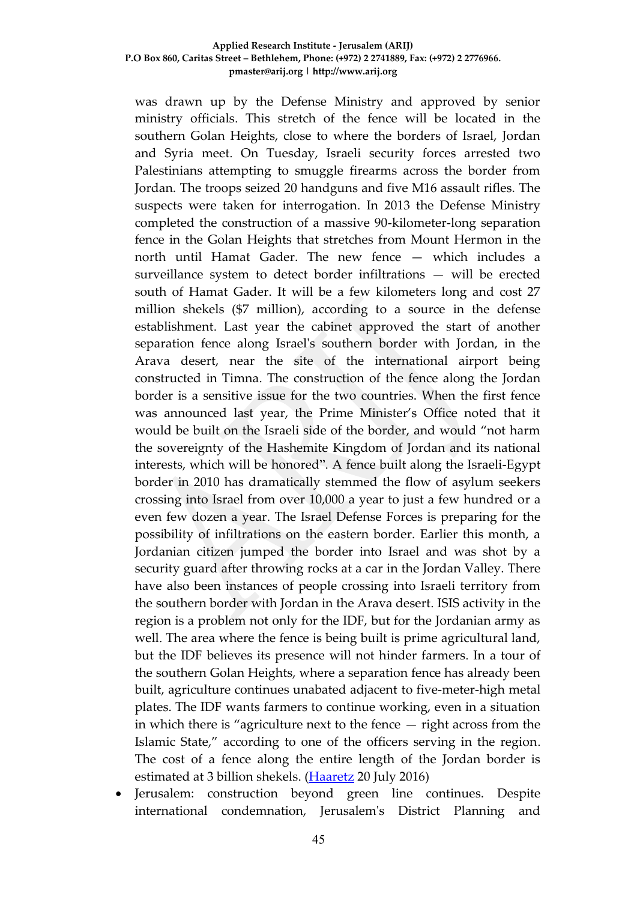was drawn up by the Defense Ministry and approved by senior ministry officials. This stretch of the fence will be located in the southern Golan Heights, close to where the borders of Israel, Jordan and Syria meet. On Tuesday, Israeli security forces arrested two Palestinians attempting to smuggle firearms across the border from Jordan. The troops seized 20 handguns and five M16 assault rifles. The suspects were taken for interrogation. In 2013 the Defense Ministry completed the construction of a massive 90-kilometer-long separation fence in the Golan Heights that stretches from Mount Hermon in the north until Hamat Gader. The new fence — which includes a surveillance system to detect border infiltrations — will be erected south of Hamat Gader. It will be a few kilometers long and cost 27 million shekels ($7 million), according to a source in the defense establishment. Last year the cabinet approved the start of another separation fence along Israel's southern border with Jordan, in the Arava desert, near the site of the international airport being constructed in Timna. The construction of the fence along the Jordan border is a sensitive issue for the two countries. When the first fence was announced last year, the Prime Minister's Office noted that it would be built on the Israeli side of the border, and would "not harm the sovereignty of the Hashemite Kingdom of Jordan and its national interests, which will be honored". A fence built along the Israeli-Egypt border in 2010 has dramatically stemmed the flow of asylum seekers crossing into Israel from over 10,000 a year to just a few hundred or a even few dozen a year. The Israel Defense Forces is preparing for the possibility of infiltrations on the eastern border. Earlier this month, a Jordanian citizen jumped the border into Israel and was shot by a security guard after throwing rocks at a car in the Jordan Valley. There have also been instances of people crossing into Israeli territory from the southern border with Jordan in the Arava desert. ISIS activity in the region is a problem not only for the IDF, but for the Jordanian army as well. The area where the fence is being built is prime agricultural land, but the IDF believes its presence will not hinder farmers. In a tour of the southern Golan Heights, where a separation fence has already been built, agriculture continues unabated adjacent to five-meter-high metal plates. The IDF wants farmers to continue working, even in a situation in which there is "agriculture next to the fence — right across from the Islamic State," according to one of the officers serving in the region. The cost of a fence along the entire length of the Jordan border is estimated at 3 billion shekels. (Haaretz 20 July 2016)

- Jerusalem: construction beyond green line continues. Despite international condemnation, Jerusalem's District Planning and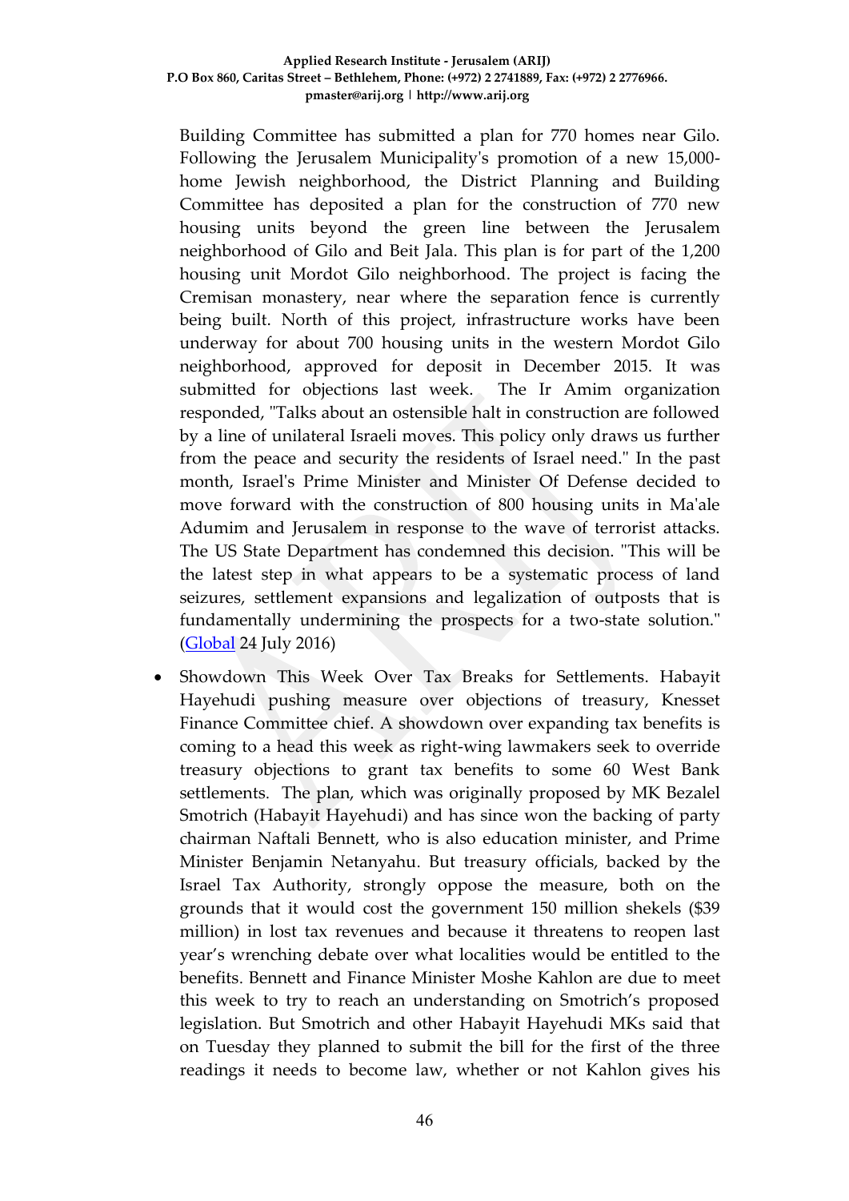Building Committee has submitted a plan for 770 homes near Gilo. Following the Jerusalem Municipality's promotion of a new 15,000-home Jewish neighborhood, the District Planning and Building Committee has deposited a plan for the construction of 770 new housing units beyond the green line between the Jerusalem neighborhood of Gilo and Beit Jala. This plan is for part of the 1,200 housing unit Mordot Gilo neighborhood. The project is facing the Cremisan monastery, near where the separation fence is currently being built. North of this project, infrastructure works have been underway for about 700 housing units in the western Mordot Gilo neighborhood, approved for deposit in December 2015. It was submitted for objections last week. The Ir Amim organization responded, "Talks about an ostensible halt in construction are followed by a line of unilateral Israeli moves. This policy only draws us further from the peace and security the residents of Israel need." In the past month, Israel's Prime Minister and Minister Of Defense decided to move forward with the construction of 800 housing units in Ma'ale Adumim and Jerusalem in response to the wave of terrorist attacks. The US State Department has condemned this decision. "This will be the latest step in what appears to be a systematic process of land seizures, settlement expansions and legalization of outposts that is fundamentally undermining the prospects for a two-state solution." (Global 24 July 2016)

- Showdown This Week Over Tax Breaks for Settlements. Habayit Hayehudi pushing measure over objections of treasury, Knesset Finance Committee chief. A showdown over expanding tax benefits is coming to a head this week as right-wing lawmakers seek to override treasury objections to grant tax benefits to some 60 West Bank settlements. The plan, which was originally proposed by MK Bezalel Smotrich (Habayit Hayehudi) and has since won the backing of party chairman Naftali Bennett, who is also education minister, and Prime Minister Benjamin Netanyahu. But treasury officials, backed by the Israel Tax Authority, strongly oppose the measure, both on the grounds that it would cost the government 150 million shekels ($39 million) in lost tax revenues and because it threatens to reopen last year's wrenching debate over what localities would be entitled to the benefits. Bennett and Finance Minister Moshe Kahlon are due to meet this week to try to reach an understanding on Smotrich's proposed legislation. But Smotrich and other Habayit Hayehudi MKs said that on Tuesday they planned to submit the bill for the first of the three readings it needs to become law, whether or not Kahlon gives his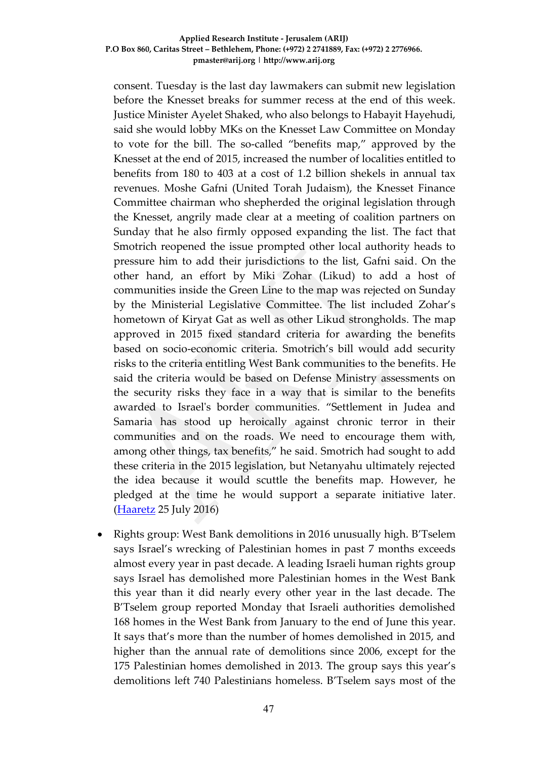consent. Tuesday is the last day lawmakers can submit new legislation before the Knesset breaks for summer recess at the end of this week. Justice Minister Ayelet Shaked, who also belongs to Habayit Hayehudi, said she would lobby MKs on the Knesset Law Committee on Monday to vote for the bill. The so-called "benefits map," approved by the Knesset at the end of 2015, increased the number of localities entitled to benefits from 180 to 403 at a cost of 1.2 billion shekels in annual tax revenues. Moshe Gafni (United Torah Judaism), the Knesset Finance Committee chairman who shepherded the original legislation through the Knesset, angrily made clear at a meeting of coalition partners on Sunday that he also firmly opposed expanding the list. The fact that Smotrich reopened the issue prompted other local authority heads to pressure him to add their jurisdictions to the list, Gafni said. On the other hand, an effort by Miki Zohar (Likud) to add a host of communities inside the Green Line to the map was rejected on Sunday by the Ministerial Legislative Committee. The list included Zohar's hometown of Kiryat Gat as well as other Likud strongholds. The map approved in 2015 fixed standard criteria for awarding the benefits based on socio-economic criteria. Smotrich's bill would add security risks to the criteria entitling West Bank communities to the benefits. He said the criteria would be based on Defense Ministry assessments on the security risks they face in a way that is similar to the benefits awarded to Israel's border communities. "Settlement in Judea and Samaria has stood up heroically against chronic terror in their communities and on the roads. We need to encourage them with, among other things, tax benefits," he said. Smotrich had sought to add these criteria in the 2015 legislation, but Netanyahu ultimately rejected the idea because it would scuttle the benefits map. However, he pledged at the time he would support a separate initiative later. (Haaretz 25 July 2016)

- Rights group: West Bank demolitions in 2016 unusually high. B'Tselem says Israel's wrecking of Palestinian homes in past 7 months exceeds almost every year in past decade. A leading Israeli human rights group says Israel has demolished more Palestinian homes in the West Bank this year than it did nearly every other year in the last decade. The B'Tselem group reported Monday that Israeli authorities demolished 168 homes in the West Bank from January to the end of June this year. It says that's more than the number of homes demolished in 2015, and higher than the annual rate of demolitions since 2006, except for the 175 Palestinian homes demolished in 2013. The group says this year's demolitions left 740 Palestinians homeless. B'Tselem says most of the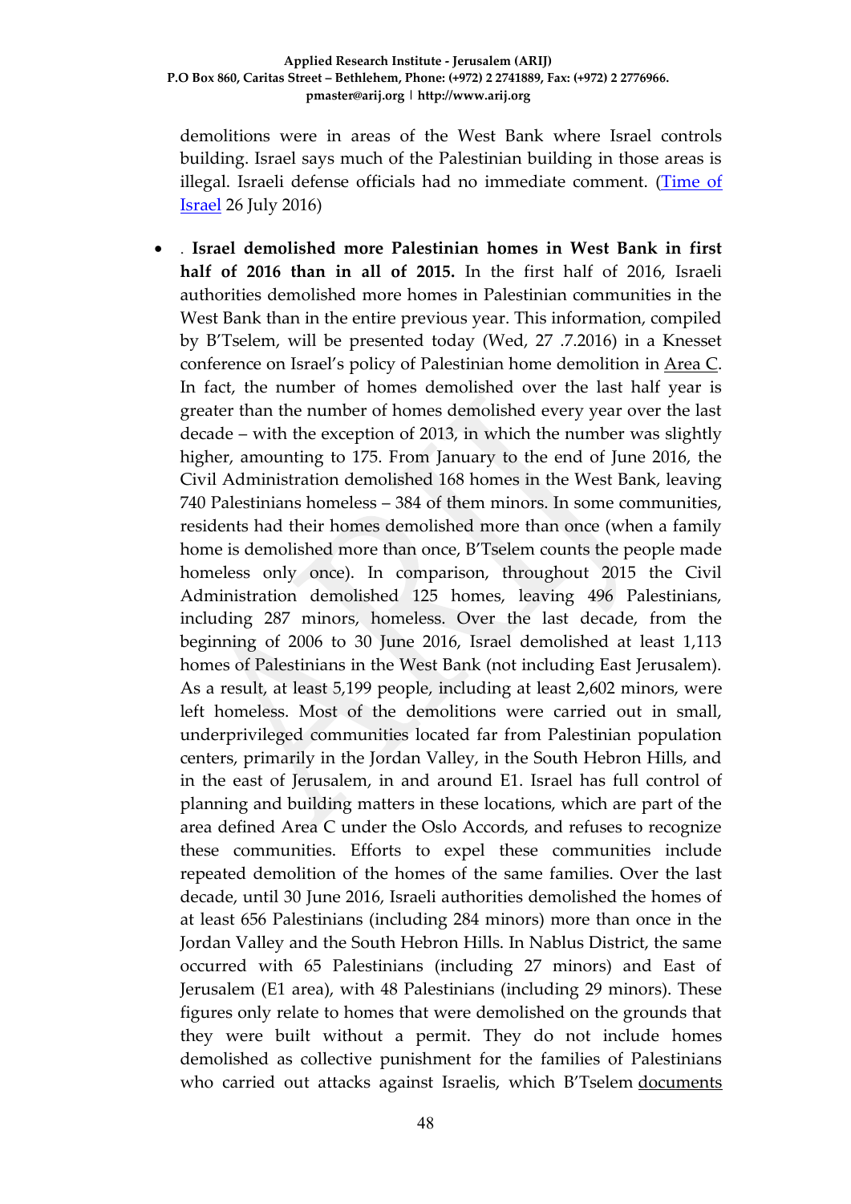demolitions were in areas of the West Bank where Israel controls building. Israel says much of the Palestinian building in those areas is illegal. Israeli defense officials had no immediate comment. (Time of Israel 26 July 2016)

- . **Israel demolished more Palestinian homes in West Bank in first half of 2016 than in all of 2015.** In the first half of 2016, Israeli authorities demolished more homes in Palestinian communities in the West Bank than in the entire previous year. This information, compiled by B'Tselem, will be presented today (Wed, 27 .7.2016) in a Knesset conference on Israel's policy of Palestinian home demolition in Area C. In fact, the number of homes demolished over the last half year is greater than the number of homes demolished every year over the last decade – with the exception of 2013, in which the number was slightly higher, amounting to 175. From January to the end of June 2016, the Civil Administration demolished 168 homes in the West Bank, leaving 740 Palestinians homeless – 384 of them minors. In some communities, residents had their homes demolished more than once (when a family home is demolished more than once, B'Tselem counts the people made homeless only once). In comparison, throughout 2015 the Civil Administration demolished 125 homes, leaving 496 Palestinians, including 287 minors, homeless. Over the last decade, from the beginning of 2006 to 30 June 2016, Israel demolished at least 1,113 homes of Palestinians in the West Bank (not including East Jerusalem). As a result, at least 5,199 people, including at least 2,602 minors, were left homeless. Most of the demolitions were carried out in small, underprivileged communities located far from Palestinian population centers, primarily in the Jordan Valley, in the South Hebron Hills, and in the east of Jerusalem, in and around E1. Israel has full control of planning and building matters in these locations, which are part of the area defined Area C under the Oslo Accords, and refuses to recognize these communities. Efforts to expel these communities include repeated demolition of the homes of the same families. Over the last decade, until 30 June 2016, Israeli authorities demolished the homes of at least 656 Palestinians (including 284 minors) more than once in the Jordan Valley and the South Hebron Hills. In Nablus District, the same occurred with 65 Palestinians (including 27 minors) and East of Jerusalem (E1 area), with 48 Palestinians (including 29 minors). These figures only relate to homes that were demolished on the grounds that they were built without a permit. They do not include homes demolished as collective punishment for the families of Palestinians who carried out attacks against Israelis, which B'Tselem documents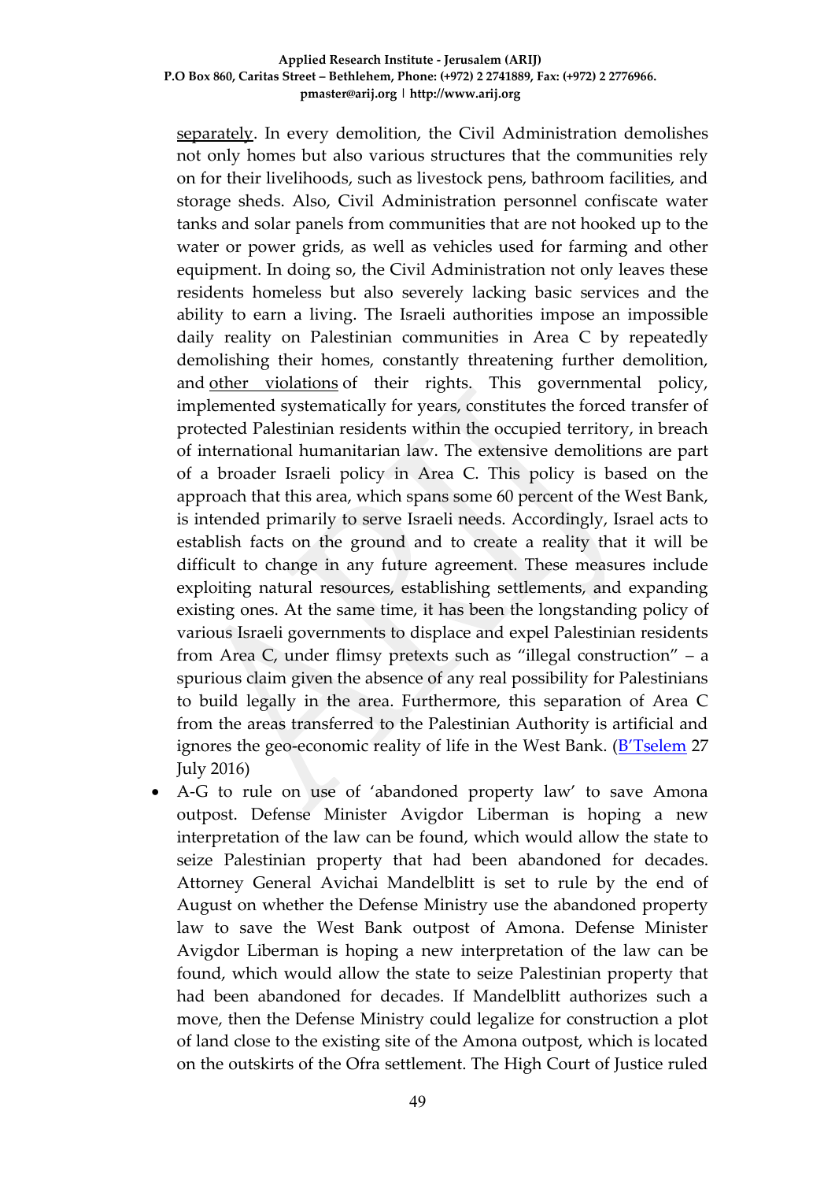separately. In every demolition, the Civil Administration demolishes not only homes but also various structures that the communities rely on for their livelihoods, such as livestock pens, bathroom facilities, and storage sheds. Also, Civil Administration personnel confiscate water tanks and solar panels from communities that are not hooked up to the water or power grids, as well as vehicles used for farming and other equipment. In doing so, the Civil Administration not only leaves these residents homeless but also severely lacking basic services and the ability to earn a living. The Israeli authorities impose an impossible daily reality on Palestinian communities in Area C by repeatedly demolishing their homes, constantly threatening further demolition, and other violations of their rights. This governmental policy, implemented systematically for years, constitutes the forced transfer of protected Palestinian residents within the occupied territory, in breach of international humanitarian law. The extensive demolitions are part of a broader Israeli policy in Area C. This policy is based on the approach that this area, which spans some 60 percent of the West Bank, is intended primarily to serve Israeli needs. Accordingly, Israel acts to establish facts on the ground and to create a reality that it will be difficult to change in any future agreement. These measures include exploiting natural resources, establishing settlements, and expanding existing ones. At the same time, it has been the longstanding policy of various Israeli governments to displace and expel Palestinian residents from Area C, under flimsy pretexts such as "illegal construction" – a spurious claim given the absence of any real possibility for Palestinians to build legally in the area. Furthermore, this separation of Area C from the areas transferred to the Palestinian Authority is artificial and ignores the geo-economic reality of life in the West Bank. (B'Tselem 27 July 2016)

- A-G to rule on use of 'abandoned property law' to save Amona outpost. Defense Minister Avigdor Liberman is hoping a new interpretation of the law can be found, which would allow the state to seize Palestinian property that had been abandoned for decades. Attorney General Avichai Mandelblitt is set to rule by the end of August on whether the Defense Ministry use the abandoned property law to save the West Bank outpost of Amona. Defense Minister Avigdor Liberman is hoping a new interpretation of the law can be found, which would allow the state to seize Palestinian property that had been abandoned for decades. If Mandelblitt authorizes such a move, then the Defense Ministry could legalize for construction a plot of land close to the existing site of the Amona outpost, which is located on the outskirts of the Ofra settlement. The High Court of Justice ruled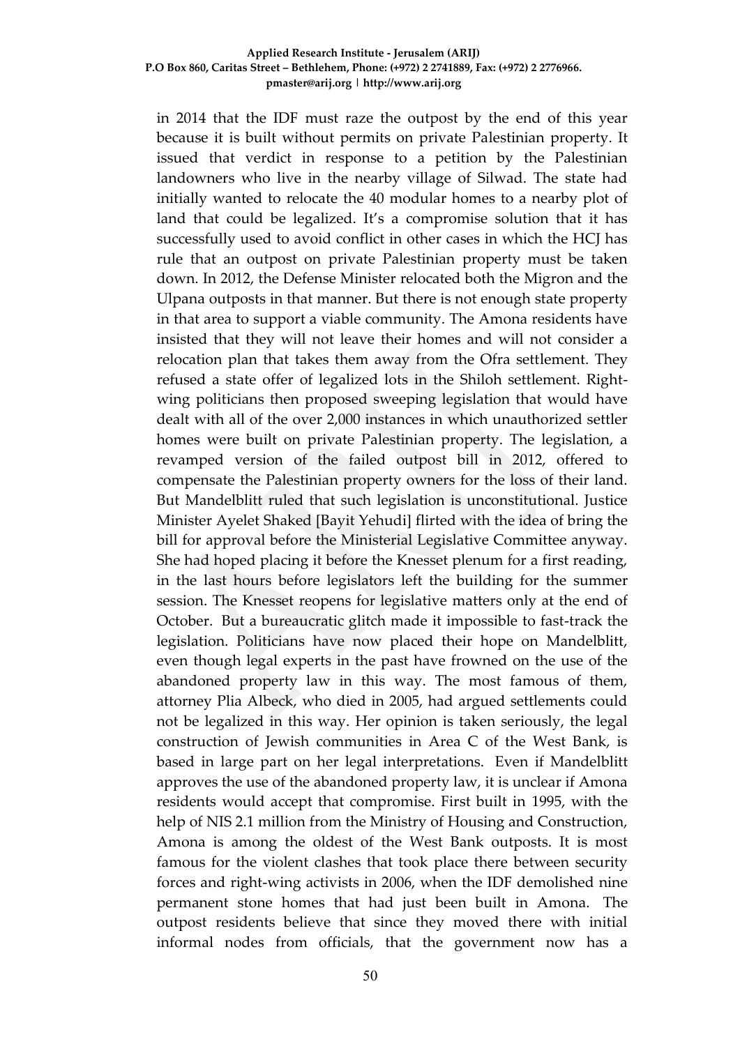in 2014 that the IDF must raze the outpost by the end of this year because it is built without permits on private Palestinian property. It issued that verdict in response to a petition by the Palestinian landowners who live in the nearby village of Silwad. The state had initially wanted to relocate the 40 modular homes to a nearby plot of land that could be legalized. It's a compromise solution that it has successfully used to avoid conflict in other cases in which the HCJ has rule that an outpost on private Palestinian property must be taken down. In 2012, the Defense Minister relocated both the Migron and the Ulpana outposts in that manner. But there is not enough state property in that area to support a viable community. The Amona residents have insisted that they will not leave their homes and will not consider a relocation plan that takes them away from the Ofra settlement. They refused a state offer of legalized lots in the Shiloh settlement. Right-wing politicians then proposed sweeping legislation that would have dealt with all of the over 2,000 instances in which unauthorized settler homes were built on private Palestinian property. The legislation, a revamped version of the failed outpost bill in 2012, offered to compensate the Palestinian property owners for the loss of their land. But Mandelblitt ruled that such legislation is unconstitutional. Justice Minister Ayelet Shaked [Bayit Yehudi] flirted with the idea of bring the bill for approval before the Ministerial Legislative Committee anyway. She had hoped placing it before the Knesset plenum for a first reading, in the last hours before legislators left the building for the summer session. The Knesset reopens for legislative matters only at the end of October. But a bureaucratic glitch made it impossible to fast-track the legislation. Politicians have now placed their hope on Mandelblitt, even though legal experts in the past have frowned on the use of the abandoned property law in this way. The most famous of them, attorney Plia Albeck, who died in 2005, had argued settlements could not be legalized in this way. Her opinion is taken seriously, the legal construction of Jewish communities in Area C of the West Bank, is based in large part on her legal interpretations. Even if Mandelblitt approves the use of the abandoned property law, it is unclear if Amona residents would accept that compromise. First built in 1995, with the help of NIS 2.1 million from the Ministry of Housing and Construction, Amona is among the oldest of the West Bank outposts. It is most famous for the violent clashes that took place there between security forces and right-wing activists in 2006, when the IDF demolished nine permanent stone homes that had just been built in Amona. The outpost residents believe that since they moved there with initial informal nodes from officials, that the government now has a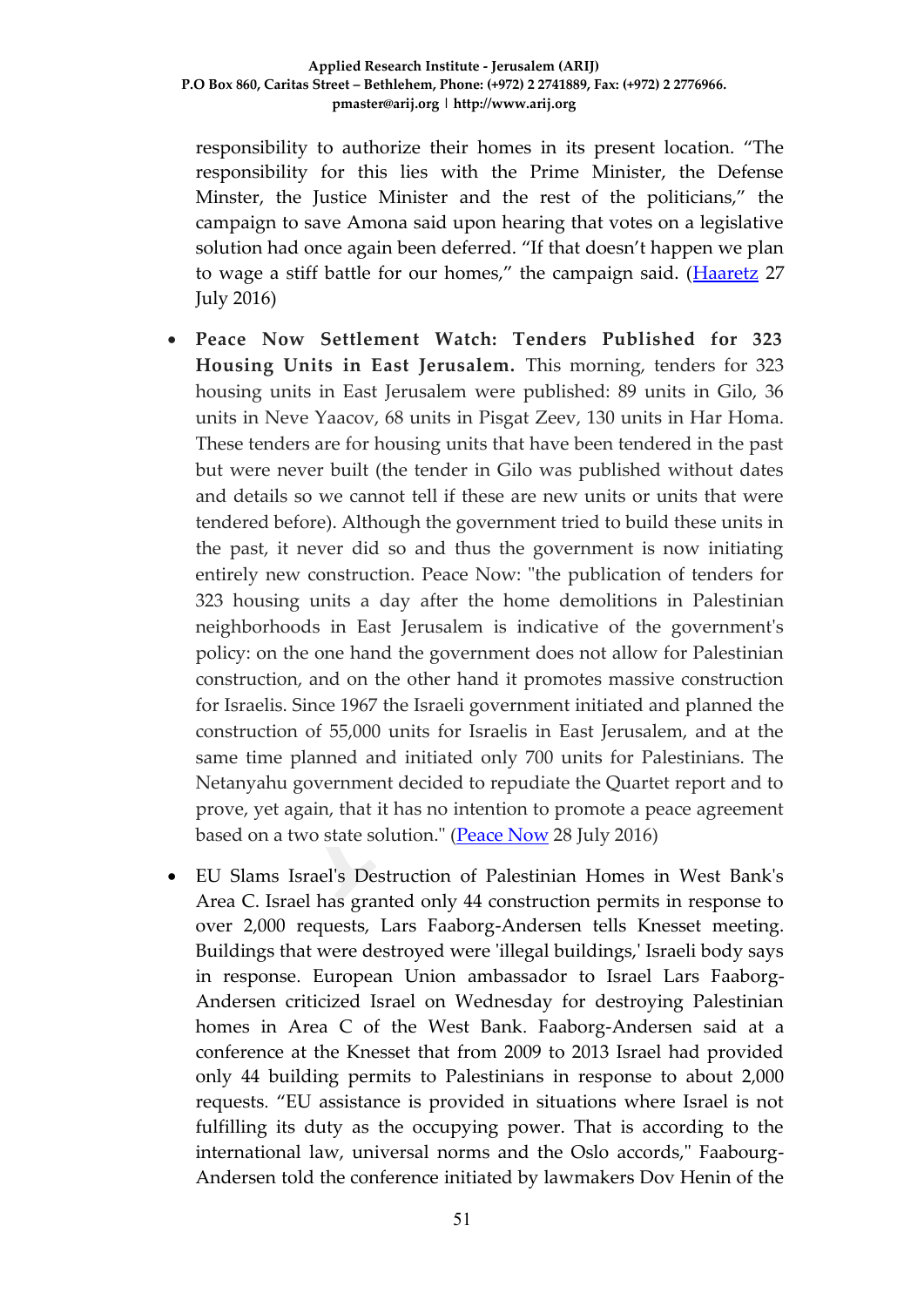responsibility to authorize their homes in its present location. “The responsibility for this lies with the Prime Minister, the Defense Minster, the Justice Minister and the rest of the politicians,” the campaign to save Amona said upon hearing that votes on a legislative solution had once again been deferred. “If that doesn’t happen we plan to wage a stiff battle for our homes,” the campaign said. (Haaretz 27 July 2016)

- **Peace Now Settlement Watch: Tenders Published for 323 Housing Units in East Jerusalem.** This morning, tenders for 323 housing units in East Jerusalem were published: 89 units in Gilo, 36 units in Neve Yaacov, 68 units in Pisgat Zeev, 130 units in Har Homa. These tenders are for housing units that have been tendered in the past but were never built (the tender in Gilo was published without dates and details so we cannot tell if these are new units or units that were tendered before). Although the government tried to build these units in the past, it never did so and thus the government is now initiating entirely new construction. Peace Now: "the publication of tenders for 323 housing units a day after the home demolitions in Palestinian neighborhoods in East Jerusalem is indicative of the government's policy: on the one hand the government does not allow for Palestinian construction, and on the other hand it promotes massive construction for Israelis. Since 1967 the Israeli government initiated and planned the construction of 55,000 units for Israelis in East Jerusalem, and at the same time planned and initiated only 700 units for Palestinians. The Netanyahu government decided to repudiate the Quartet report and to prove, yet again, that it has no intention to promote a peace agreement based on a two state solution." (Peace Now 28 July 2016)

- EU Slams Israel's Destruction of Palestinian Homes in West Bank's Area C. Israel has granted only 44 construction permits in response to over 2,000 requests, Lars Faaborg-Andersen tells Knesset meeting. Buildings that were destroyed were 'illegal buildings,' Israeli body says in response. European Union ambassador to Israel Lars Faaborg-Andersen criticized Israel on Wednesday for destroying Palestinian homes in Area C of the West Bank. Faaborg-Andersen said at a conference at the Knesset that from 2009 to 2013 Israel had provided only 44 building permits to Palestinians in response to about 2,000 requests. “EU assistance is provided in situations where Israel is not fulfilling its duty as the occupying power. That is according to the international law, universal norms and the Oslo accords," Faabourg-Andersen told the conference initiated by lawmakers Dov Henin of the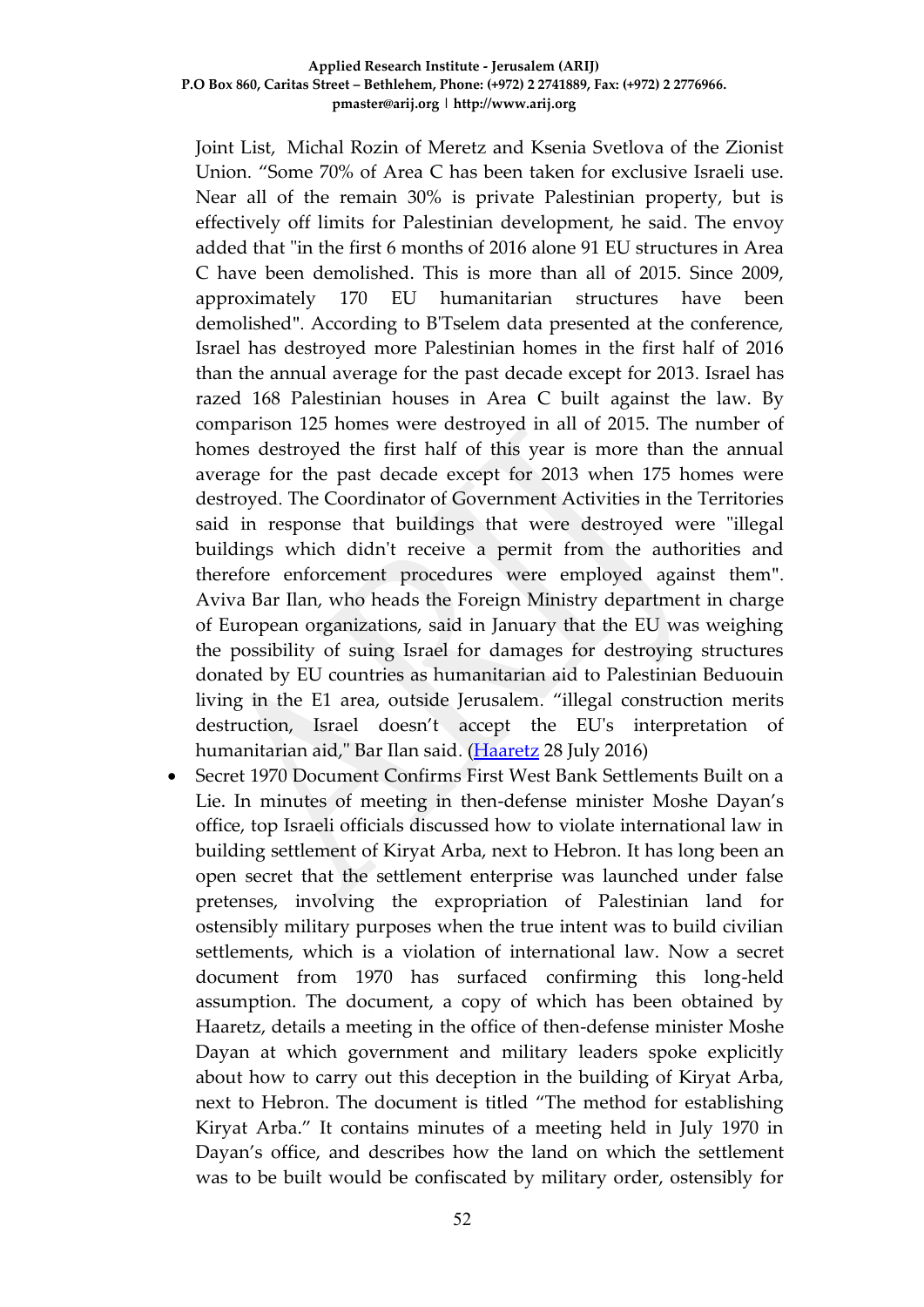Joint List, Michal Rozin of Meretz and Ksenia Svetlova of the Zionist Union. "Some 70% of Area C has been taken for exclusive Israeli use. Near all of the remain 30% is private Palestinian property, but is effectively off limits for Palestinian development, he said. The envoy added that "in the first 6 months of 2016 alone 91 EU structures in Area C have been demolished. This is more than all of 2015. Since 2009, approximately 170 EU humanitarian structures have been demolished". According to B'Tselem data presented at the conference, Israel has destroyed more Palestinian homes in the first half of 2016 than the annual average for the past decade except for 2013. Israel has razed 168 Palestinian houses in Area C built against the law. By comparison 125 homes were destroyed in all of 2015. The number of homes destroyed the first half of this year is more than the annual average for the past decade except for 2013 when 175 homes were destroyed. The Coordinator of Government Activities in the Territories said in response that buildings that were destroyed were "illegal buildings which didn't receive a permit from the authorities and therefore enforcement procedures were employed against them". Aviva Bar Ilan, who heads the Foreign Ministry department in charge of European organizations, said in January that the EU was weighing the possibility of suing Israel for damages for destroying structures donated by EU countries as humanitarian aid to Palestinian Beduouin living in the E1 area, outside Jerusalem. "illegal construction merits destruction, Israel doesn't accept the EU's interpretation of humanitarian aid," Bar Ilan said. (Haaretz 28 July 2016)

- Secret 1970 Document Confirms First West Bank Settlements Built on a Lie. In minutes of meeting in then-defense minister Moshe Dayan's office, top Israeli officials discussed how to violate international law in building settlement of Kiryat Arba, next to Hebron. It has long been an open secret that the settlement enterprise was launched under false pretenses, involving the expropriation of Palestinian land for ostensibly military purposes when the true intent was to build civilian settlements, which is a violation of international law. Now a secret document from 1970 has surfaced confirming this long-held assumption. The document, a copy of which has been obtained by Haaretz, details a meeting in the office of then-defense minister Moshe Dayan at which government and military leaders spoke explicitly about how to carry out this deception in the building of Kiryat Arba, next to Hebron. The document is titled "The method for establishing Kiryat Arba." It contains minutes of a meeting held in July 1970 in Dayan's office, and describes how the land on which the settlement was to be built would be confiscated by military order, ostensibly for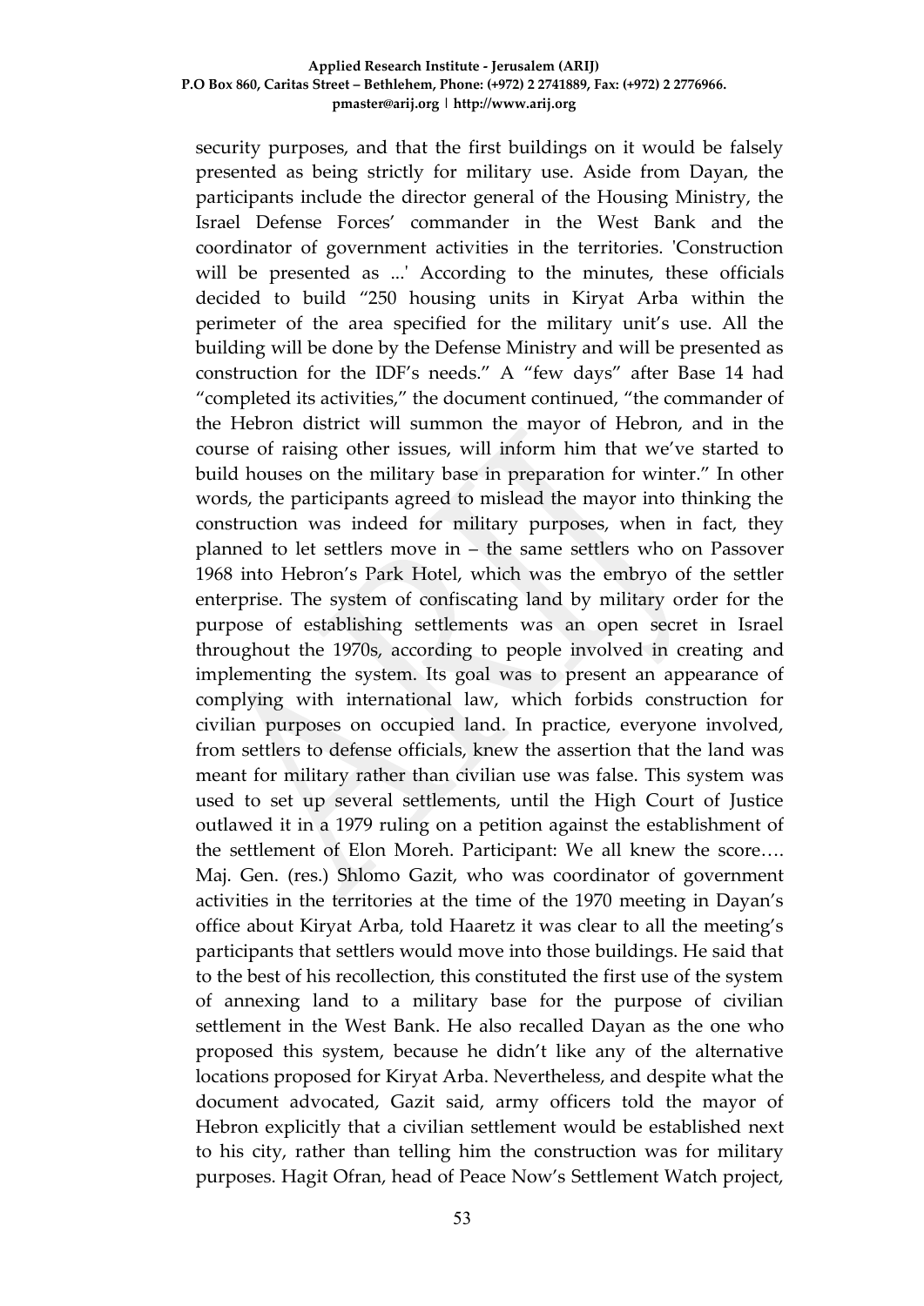security purposes, and that the first buildings on it would be falsely presented as being strictly for military use. Aside from Dayan, the participants include the director general of the Housing Ministry, the Israel Defense Forces' commander in the West Bank and the coordinator of government activities in the territories. 'Construction will be presented as ...' According to the minutes, these officials decided to build "250 housing units in Kiryat Arba within the perimeter of the area specified for the military unit's use. All the building will be done by the Defense Ministry and will be presented as construction for the IDF's needs." A "few days" after Base 14 had "completed its activities," the document continued, "the commander of the Hebron district will summon the mayor of Hebron, and in the course of raising other issues, will inform him that we've started to build houses on the military base in preparation for winter." In other words, the participants agreed to mislead the mayor into thinking the construction was indeed for military purposes, when in fact, they planned to let settlers move in – the same settlers who on Passover 1968 into Hebron's Park Hotel, which was the embryo of the settler enterprise. The system of confiscating land by military order for the purpose of establishing settlements was an open secret in Israel throughout the 1970s, according to people involved in creating and implementing the system. Its goal was to present an appearance of complying with international law, which forbids construction for civilian purposes on occupied land. In practice, everyone involved, from settlers to defense officials, knew the assertion that the land was meant for military rather than civilian use was false. This system was used to set up several settlements, until the High Court of Justice outlawed it in a 1979 ruling on a petition against the establishment of the settlement of Elon Moreh. Participant: We all knew the score…. Maj. Gen. (res.) Shlomo Gazit, who was coordinator of government activities in the territories at the time of the 1970 meeting in Dayan's office about Kiryat Arba, told Haaretz it was clear to all the meeting's participants that settlers would move into those buildings. He said that to the best of his recollection, this constituted the first use of the system of annexing land to a military base for the purpose of civilian settlement in the West Bank. He also recalled Dayan as the one who proposed this system, because he didn't like any of the alternative locations proposed for Kiryat Arba. Nevertheless, and despite what the document advocated, Gazit said, army officers told the mayor of Hebron explicitly that a civilian settlement would be established next to his city, rather than telling him the construction was for military purposes. Hagit Ofran, head of Peace Now's Settlement Watch project,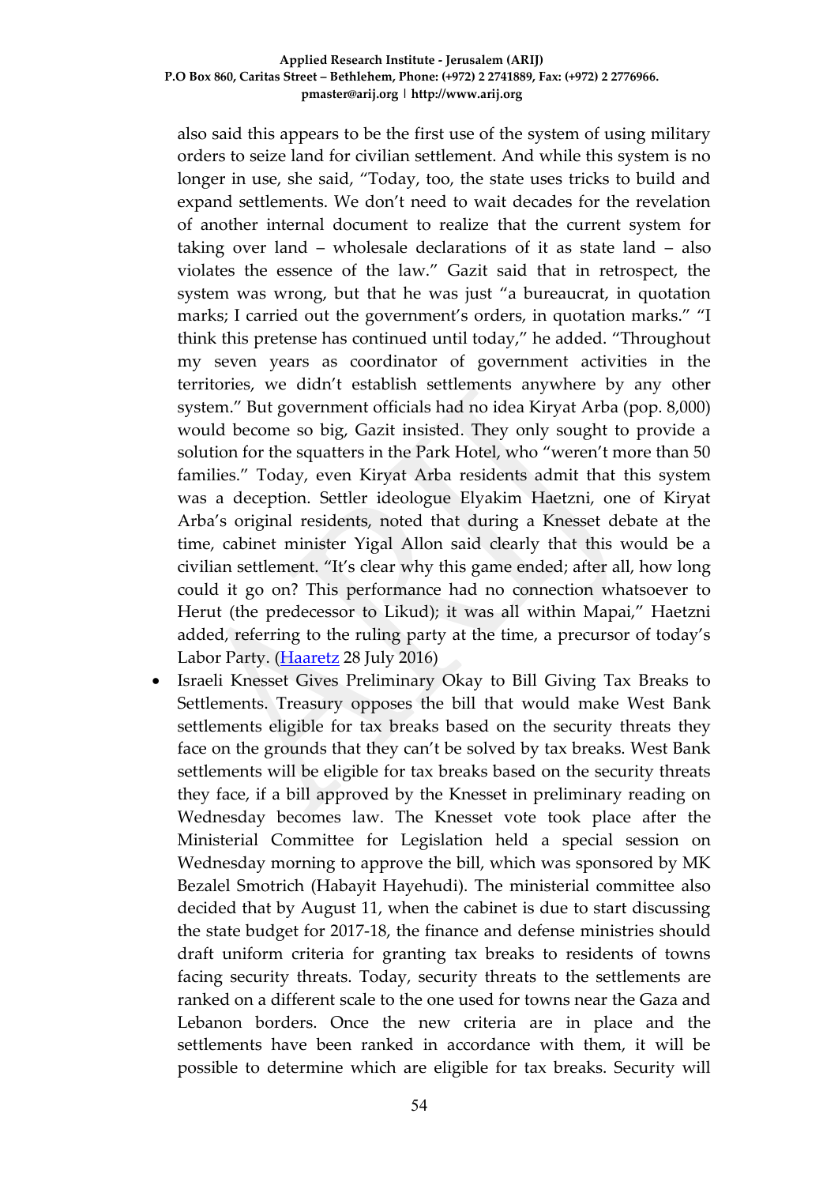also said this appears to be the first use of the system of using military orders to seize land for civilian settlement. And while this system is no longer in use, she said, "Today, too, the state uses tricks to build and expand settlements. We don't need to wait decades for the revelation of another internal document to realize that the current system for taking over land – wholesale declarations of it as state land – also violates the essence of the law." Gazit said that in retrospect, the system was wrong, but that he was just "a bureaucrat, in quotation marks; I carried out the government's orders, in quotation marks." "I think this pretense has continued until today," he added. "Throughout my seven years as coordinator of government activities in the territories, we didn't establish settlements anywhere by any other system." But government officials had no idea Kiryat Arba (pop. 8,000) would become so big, Gazit insisted. They only sought to provide a solution for the squatters in the Park Hotel, who "weren't more than 50 families." Today, even Kiryat Arba residents admit that this system was a deception. Settler ideologue Elyakim Haetzni, one of Kiryat Arba's original residents, noted that during a Knesset debate at the time, cabinet minister Yigal Allon said clearly that this would be a civilian settlement. "It's clear why this game ended; after all, how long could it go on? This performance had no connection whatsoever to Herut (the predecessor to Likud); it was all within Mapai," Haetzni added, referring to the ruling party at the time, a precursor of today's Labor Party. (Haaretz 28 July 2016)

- Israeli Knesset Gives Preliminary Okay to Bill Giving Tax Breaks to Settlements. Treasury opposes the bill that would make West Bank settlements eligible for tax breaks based on the security threats they face on the grounds that they can't be solved by tax breaks. West Bank settlements will be eligible for tax breaks based on the security threats they face, if a bill approved by the Knesset in preliminary reading on Wednesday becomes law. The Knesset vote took place after the Ministerial Committee for Legislation held a special session on Wednesday morning to approve the bill, which was sponsored by MK Bezalel Smotrich (Habayit Hayehudi). The ministerial committee also decided that by August 11, when the cabinet is due to start discussing the state budget for 2017-18, the finance and defense ministries should draft uniform criteria for granting tax breaks to residents of towns facing security threats. Today, security threats to the settlements are ranked on a different scale to the one used for towns near the Gaza and Lebanon borders. Once the new criteria are in place and the settlements have been ranked in accordance with them, it will be possible to determine which are eligible for tax breaks. Security will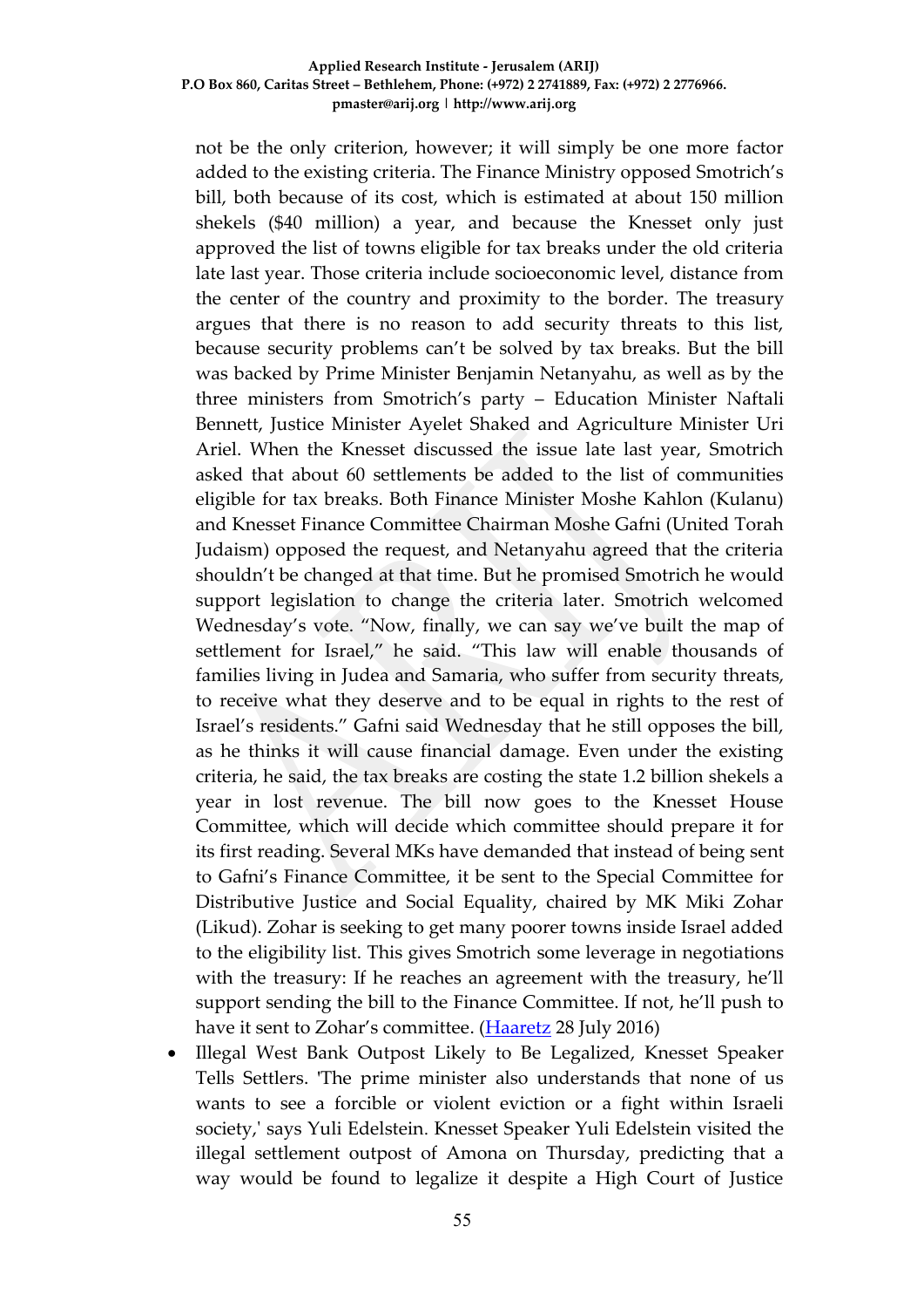not be the only criterion, however; it will simply be one more factor added to the existing criteria. The Finance Ministry opposed Smotrich's bill, both because of its cost, which is estimated at about 150 million shekels ($40 million) a year, and because the Knesset only just approved the list of towns eligible for tax breaks under the old criteria late last year. Those criteria include socioeconomic level, distance from the center of the country and proximity to the border. The treasury argues that there is no reason to add security threats to this list, because security problems can't be solved by tax breaks. But the bill was backed by Prime Minister Benjamin Netanyahu, as well as by the three ministers from Smotrich's party – Education Minister Naftali Bennett, Justice Minister Ayelet Shaked and Agriculture Minister Uri Ariel. When the Knesset discussed the issue late last year, Smotrich asked that about 60 settlements be added to the list of communities eligible for tax breaks. Both Finance Minister Moshe Kahlon (Kulanu) and Knesset Finance Committee Chairman Moshe Gafni (United Torah Judaism) opposed the request, and Netanyahu agreed that the criteria shouldn't be changed at that time. But he promised Smotrich he would support legislation to change the criteria later. Smotrich welcomed Wednesday's vote. "Now, finally, we can say we've built the map of settlement for Israel," he said. "This law will enable thousands of families living in Judea and Samaria, who suffer from security threats, to receive what they deserve and to be equal in rights to the rest of Israel's residents." Gafni said Wednesday that he still opposes the bill, as he thinks it will cause financial damage. Even under the existing criteria, he said, the tax breaks are costing the state 1.2 billion shekels a year in lost revenue. The bill now goes to the Knesset House Committee, which will decide which committee should prepare it for its first reading. Several MKs have demanded that instead of being sent to Gafni's Finance Committee, it be sent to the Special Committee for Distributive Justice and Social Equality, chaired by MK Miki Zohar (Likud). Zohar is seeking to get many poorer towns inside Israel added to the eligibility list. This gives Smotrich some leverage in negotiations with the treasury: If he reaches an agreement with the treasury, he'll support sending the bill to the Finance Committee. If not, he'll push to have it sent to Zohar's committee. (Haaretz 28 July 2016)

- Illegal West Bank Outpost Likely to Be Legalized, Knesset Speaker Tells Settlers. 'The prime minister also understands that none of us wants to see a forcible or violent eviction or a fight within Israeli society,' says Yuli Edelstein. Knesset Speaker Yuli Edelstein visited the illegal settlement outpost of Amona on Thursday, predicting that a way would be found to legalize it despite a High Court of Justice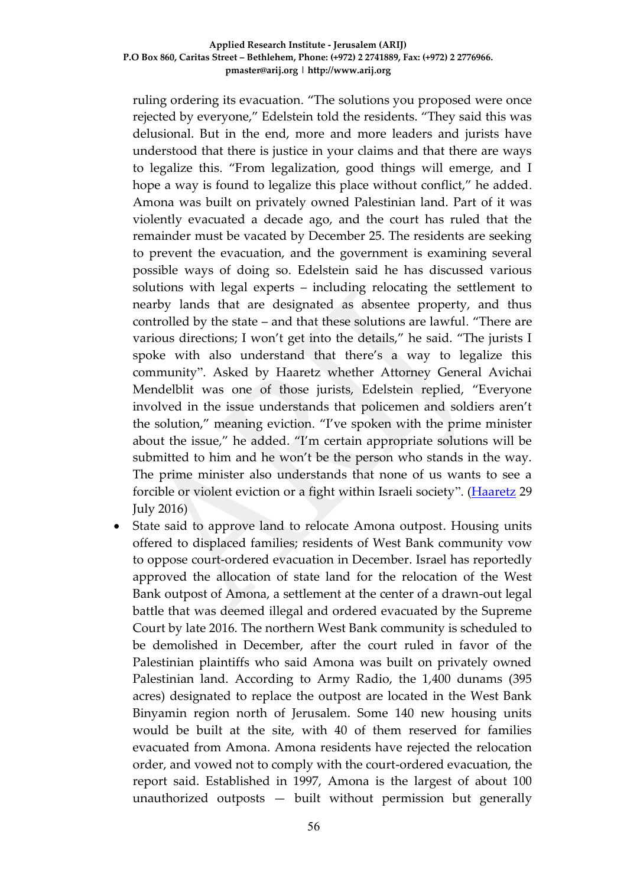ruling ordering its evacuation. "The solutions you proposed were once rejected by everyone," Edelstein told the residents. "They said this was delusional. But in the end, more and more leaders and jurists have understood that there is justice in your claims and that there are ways to legalize this. "From legalization, good things will emerge, and I hope a way is found to legalize this place without conflict," he added. Amona was built on privately owned Palestinian land. Part of it was violently evacuated a decade ago, and the court has ruled that the remainder must be vacated by December 25. The residents are seeking to prevent the evacuation, and the government is examining several possible ways of doing so. Edelstein said he has discussed various solutions with legal experts – including relocating the settlement to nearby lands that are designated as absentee property, and thus controlled by the state – and that these solutions are lawful. "There are various directions; I won't get into the details," he said. "The jurists I spoke with also understand that there's a way to legalize this community". Asked by Haaretz whether Attorney General Avichai Mendelblit was one of those jurists, Edelstein replied, "Everyone involved in the issue understands that policemen and soldiers aren't the solution," meaning eviction. "I've spoken with the prime minister about the issue," he added. "I'm certain appropriate solutions will be submitted to him and he won't be the person who stands in the way. The prime minister also understands that none of us wants to see a forcible or violent eviction or a fight within Israeli society". (Haaretz 29 July 2016)

- State said to approve land to relocate Amona outpost. Housing units offered to displaced families; residents of West Bank community vow to oppose court-ordered evacuation in December. Israel has reportedly approved the allocation of state land for the relocation of the West Bank outpost of Amona, a settlement at the center of a drawn-out legal battle that was deemed illegal and ordered evacuated by the Supreme Court by late 2016. The northern West Bank community is scheduled to be demolished in December, after the court ruled in favor of the Palestinian plaintiffs who said Amona was built on privately owned Palestinian land. According to Army Radio, the 1,400 dunams (395 acres) designated to replace the outpost are located in the West Bank Binyamin region north of Jerusalem. Some 140 new housing units would be built at the site, with 40 of them reserved for families evacuated from Amona. Amona residents have rejected the relocation order, and vowed not to comply with the court-ordered evacuation, the report said. Established in 1997, Amona is the largest of about 100 unauthorized outposts — built without permission but generally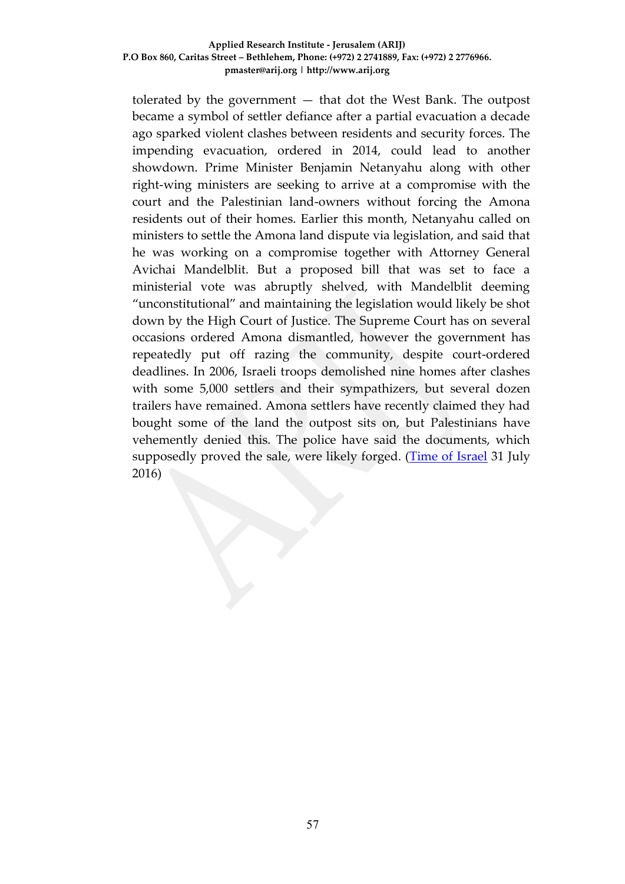tolerated by the government — that dot the West Bank. The outpost became a symbol of settler defiance after a partial evacuation a decade ago sparked violent clashes between residents and security forces. The impending evacuation, ordered in 2014, could lead to another showdown. Prime Minister Benjamin Netanyahu along with other right-wing ministers are seeking to arrive at a compromise with the court and the Palestinian land-owners without forcing the Amona residents out of their homes. Earlier this month, Netanyahu called on ministers to settle the Amona land dispute via legislation, and said that he was working on a compromise together with Attorney General Avichai Mandelblit. But a proposed bill that was set to face a ministerial vote was abruptly shelved, with Mandelblit deeming "unconstitutional" and maintaining the legislation would likely be shot down by the High Court of Justice. The Supreme Court has on several occasions ordered Amona dismantled, however the government has repeatedly put off razing the community, despite court-ordered deadlines. In 2006, Israeli troops demolished nine homes after clashes with some 5,000 settlers and their sympathizers, but several dozen trailers have remained. Amona settlers have recently claimed they had bought some of the land the outpost sits on, but Palestinians have vehemently denied this. The police have said the documents, which supposedly proved the sale, were likely forged. (Time of Israel 31 July 2016)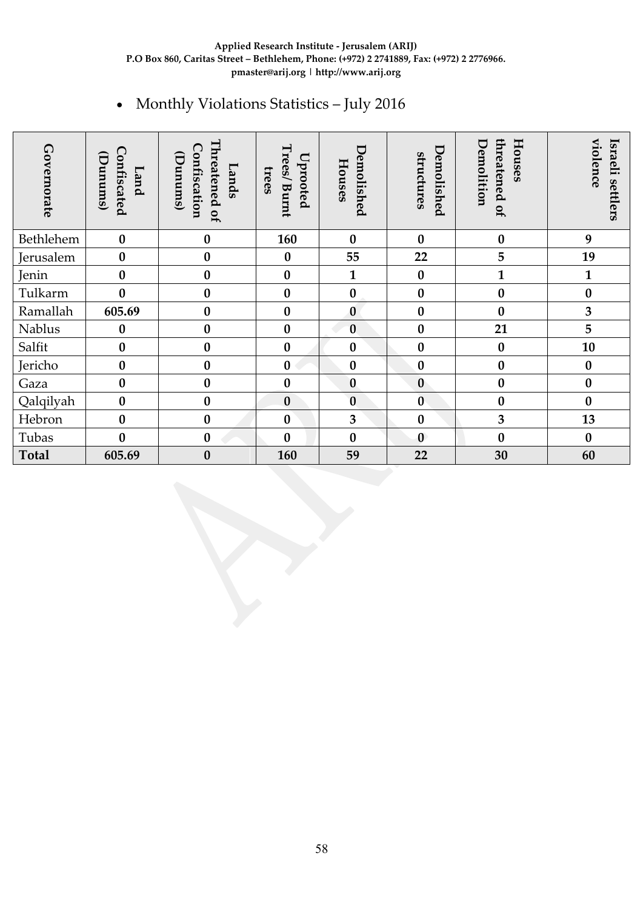Applied Research Institute - Jerusalem (ARIJ)
P.O Box 860, Caritas Street – Bethlehem, Phone: (+972) 2 2741889, Fax: (+972) 2 2776966.
pmaster@arij.org | http://www.arij.org

- Monthly Violations Statistics – July 2016

| Governorate | Land Confiscated (Dunums) | Lands Threatened of Confiscation (Dunums) | Uprooted Trees/ Burnt trees | Demolished Houses | Demolished structures | Houses threatened of Demolition | Israeli settlers violence |
|---|---|---|---|---|---|---|---|
| Bethlehem | **0** | **0** | **160** | **0** | **0** | **0** | **9** |
| Jerusalem | **0** | **0** | **0** | **55** | **22** | **5** | **19** |
| Jenin | **0** | **0** | **0** | **1** | **0** | **1** | **1** |
| Tulkarm | **0** | **0** | **0** | **0** | **0** | **0** | **0** |
| Ramallah | **605.69** | **0** | **0** | **0** | **0** | **0** | **3** |
| Nablus | **0** | **0** | **0** | **0** | **0** | **21** | **5** |
| Salfit | **0** | **0** | **0** | **0** | **0** | **0** | **10** |
| Jericho | **0** | **0** | **0** | **0** | **0** | **0** | **0** |
| Gaza | **0** | **0** | **0** | **0** | **0** | **0** | **0** |
| Qalqilyah | **0** | **0** | **0** | **0** | **0** | **0** | **0** |
| Hebron | **0** | **0** | **0** | **3** | **0** | **3** | **13** |
| Tubas | **0** | **0** | **0** | **0** | **0** | **0** | **0** |
| **Total** | **605.69** | **0** | **160** | **59** | **22** | **30** | **60** |